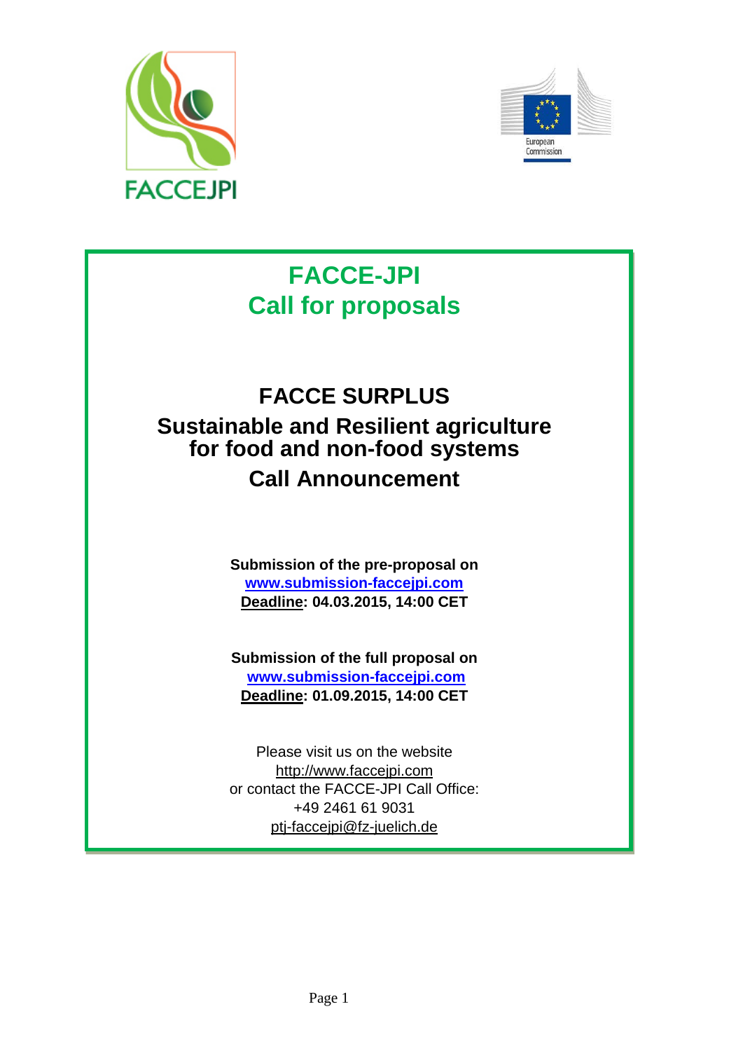FACCEJPI

European Commission

# FACCE-JPI
# Call for proposals

## FACCE SURPLUS
## Sustainable and Resilient agriculture for food and non-food systems
## Call Announcement

**Submission of the pre-proposal on**
**[www.submission-faccejpi.com](http://www.submission-faccejpi.com)**
**Deadline: 04.03.2015, 14:00 CET**

**Submission of the full proposal on**
**[www.submission-faccejpi.com](http://www.submission-faccejpi.com)**
**Deadline: 01.09.2015, 14:00 CET**

Please visit us on the website
http://www.faccejpi.com
or contact the FACCE-JPI Call Office:
+49 2461 61 9031
ptj-faccejpi@fz-juelich.de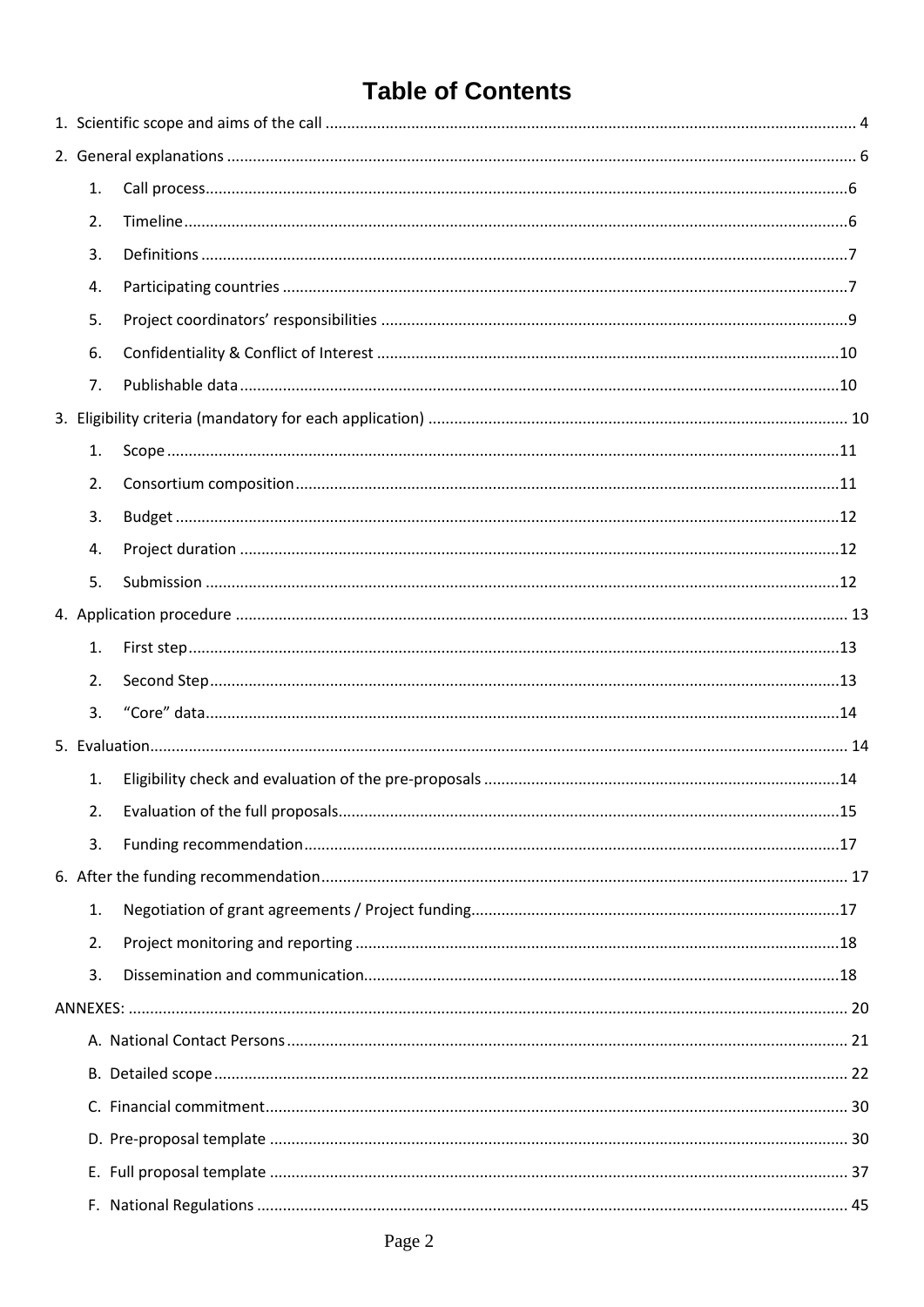# Table of Contents

1. Scientific scope and aims of the call .... 4
2. General explanations .... 6
   1. Call process .... 6
   2. Timeline .... 6
   3. Definitions .... 7
   4. Participating countries .... 7
   5. Project coordinators' responsibilities .... 9
   6. Confidentiality & Conflict of Interest .... 10
   7. Publishable data .... 10
3. Eligibility criteria (mandatory for each application) .... 10
   1. Scope .... 11
   2. Consortium composition .... 11
   3. Budget .... 12
   4. Project duration .... 12
   5. Submission .... 12
4. Application procedure .... 13
   1. First step .... 13
   2. Second Step .... 13
   3. "Core" data .... 14
5. Evaluation .... 14
   1. Eligibility check and evaluation of the pre-proposals .... 14
   2. Evaluation of the full proposals .... 15
   3. Funding recommendation .... 17
6. After the funding recommendation .... 17
   1. Negotiation of grant agreements / Project funding .... 17
   2. Project monitoring and reporting .... 18
   3. Dissemination and communication .... 18

ANNEXES: .... 20

- A. National Contact Persons .... 21
- B. Detailed scope .... 22
- C. Financial commitment .... 30
- D. Pre-proposal template .... 30
- E. Full proposal template .... 37
- F. National Regulations .... 45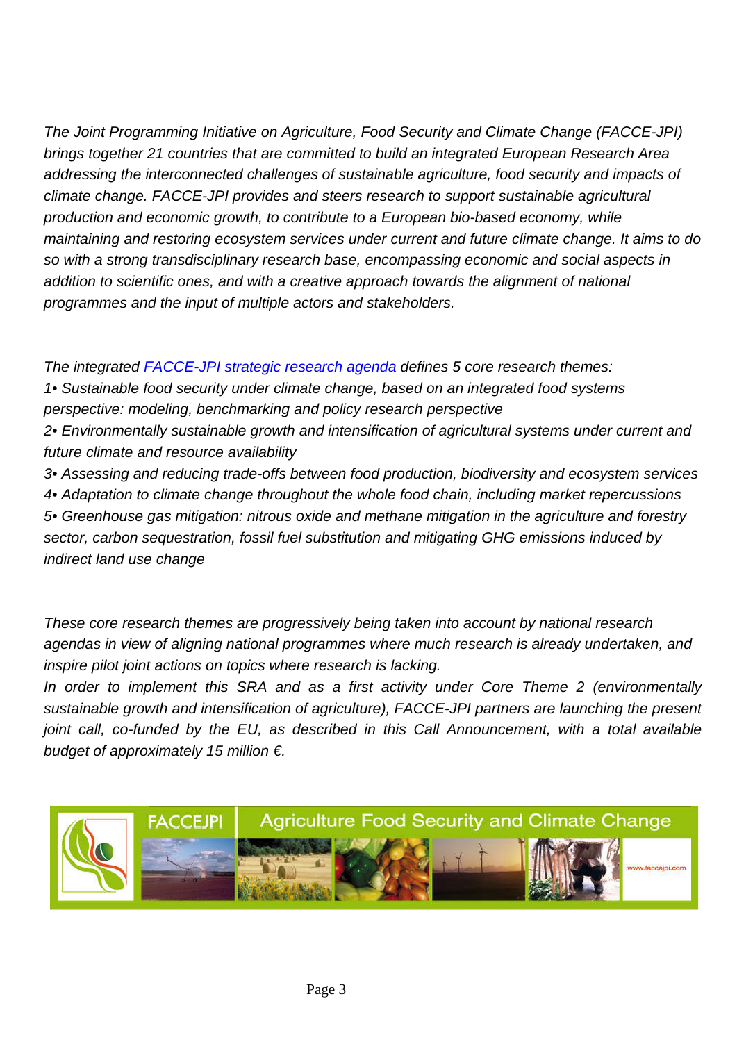*The Joint Programming Initiative on Agriculture, Food Security and Climate Change (FACCE-JPI) brings together 21 countries that are committed to build an integrated European Research Area addressing the interconnected challenges of sustainable agriculture, food security and impacts of climate change. FACCE-JPI provides and steers research to support sustainable agricultural production and economic growth, to contribute to a European bio-based economy, while maintaining and restoring ecosystem services under current and future climate change. It aims to do so with a strong transdisciplinary research base, encompassing economic and social aspects in addition to scientific ones, and with a creative approach towards the alignment of national programmes and the input of multiple actors and stakeholders.*

*The integrated [FACCE-JPI strategic research agenda](FACCE-JPI strategic research agenda) defines 5 core research themes:*
*1• Sustainable food security under climate change, based on an integrated food systems perspective: modeling, benchmarking and policy research perspective*
*2• Environmentally sustainable growth and intensification of agricultural systems under current and future climate and resource availability*
*3• Assessing and reducing trade-offs between food production, biodiversity and ecosystem services*
*4• Adaptation to climate change throughout the whole food chain, including market repercussions*
*5• Greenhouse gas mitigation: nitrous oxide and methane mitigation in the agriculture and forestry sector, carbon sequestration, fossil fuel substitution and mitigating GHG emissions induced by indirect land use change*

*These core research themes are progressively being taken into account by national research agendas in view of aligning national programmes where much research is already undertaken, and inspire pilot joint actions on topics where research is lacking.*
*In order to implement this SRA and as a first activity under Core Theme 2 (environmentally sustainable growth and intensification of agriculture), FACCE-JPI partners are launching the present joint call, co-funded by the EU, as described in this Call Announcement, with a total available budget of approximately 15 million €.*

FACCEJPI Agriculture Food Security and Climate Change www.faccejpi.com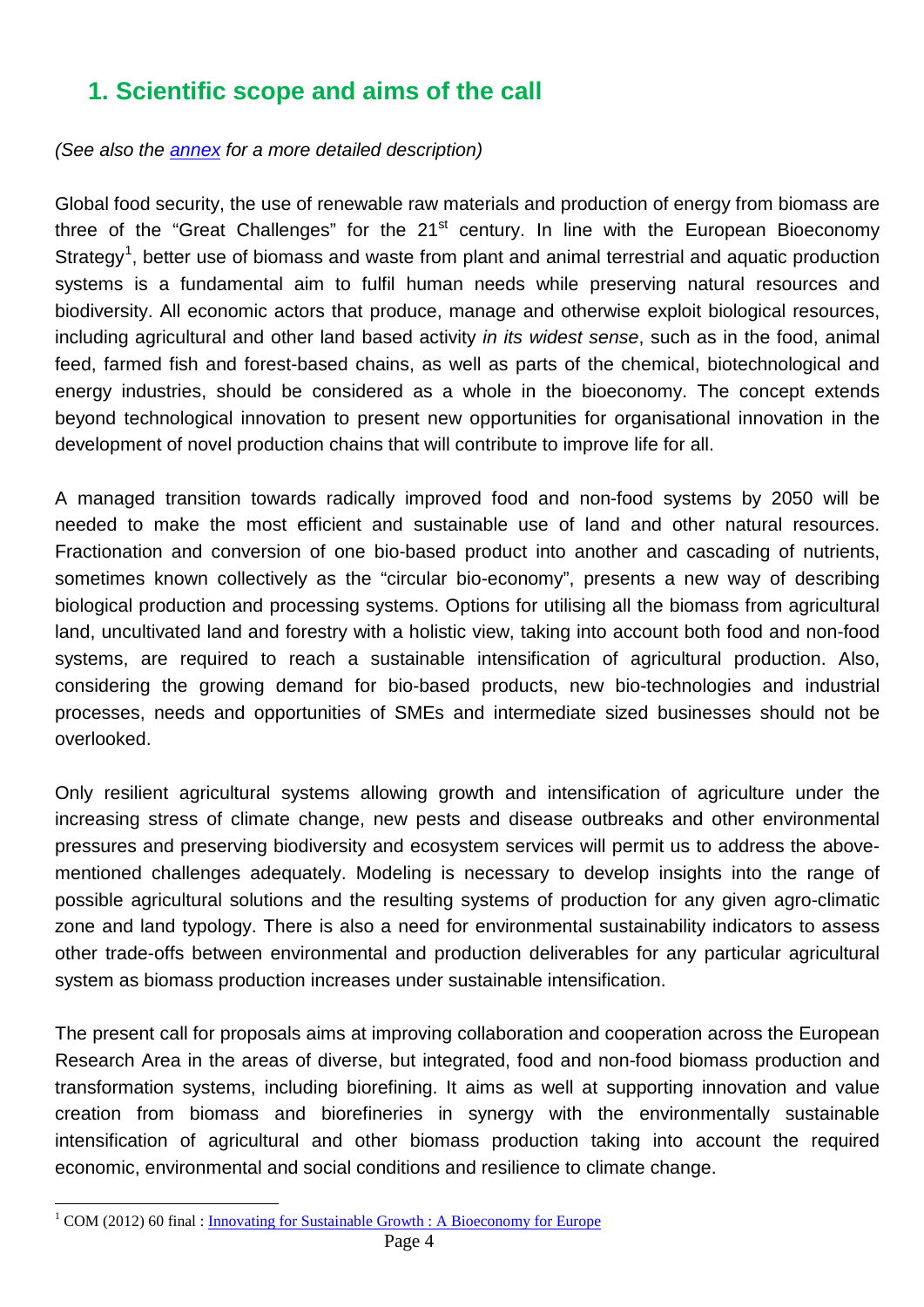## 1. Scientific scope and aims of the call

*(See also the annex for a more detailed description)*

Global food security, the use of renewable raw materials and production of energy from biomass are three of the "Great Challenges" for the 21st century. In line with the European Bioeconomy Strategy[1], better use of biomass and waste from plant and animal terrestrial and aquatic production systems is a fundamental aim to fulfil human needs while preserving natural resources and biodiversity. All economic actors that produce, manage and otherwise exploit biological resources, including agricultural and other land based activity *in its widest sense*, such as in the food, animal feed, farmed fish and forest-based chains, as well as parts of the chemical, biotechnological and energy industries, should be considered as a whole in the bioeconomy. The concept extends beyond technological innovation to present new opportunities for organisational innovation in the development of novel production chains that will contribute to improve life for all.

A managed transition towards radically improved food and non-food systems by 2050 will be needed to make the most efficient and sustainable use of land and other natural resources. Fractionation and conversion of one bio-based product into another and cascading of nutrients, sometimes known collectively as the "circular bio-economy", presents a new way of describing biological production and processing systems. Options for utilising all the biomass from agricultural land, uncultivated land and forestry with a holistic view, taking into account both food and non-food systems, are required to reach a sustainable intensification of agricultural production. Also, considering the growing demand for bio-based products, new bio-technologies and industrial processes, needs and opportunities of SMEs and intermediate sized businesses should not be overlooked.

Only resilient agricultural systems allowing growth and intensification of agriculture under the increasing stress of climate change, new pests and disease outbreaks and other environmental pressures and preserving biodiversity and ecosystem services will permit us to address the above-mentioned challenges adequately. Modeling is necessary to develop insights into the range of possible agricultural solutions and the resulting systems of production for any given agro-climatic zone and land typology. There is also a need for environmental sustainability indicators to assess other trade-offs between environmental and production deliverables for any particular agricultural system as biomass production increases under sustainable intensification.

The present call for proposals aims at improving collaboration and cooperation across the European Research Area in the areas of diverse, but integrated, food and non-food biomass production and transformation systems, including biorefining. It aims as well at supporting innovation and value creation from biomass and biorefineries in synergy with the environmentally sustainable intensification of agricultural and other biomass production taking into account the required economic, environmental and social conditions and resilience to climate change.

[1] COM (2012) 60 final : Innovating for Sustainable Growth : A Bioeconomy for Europe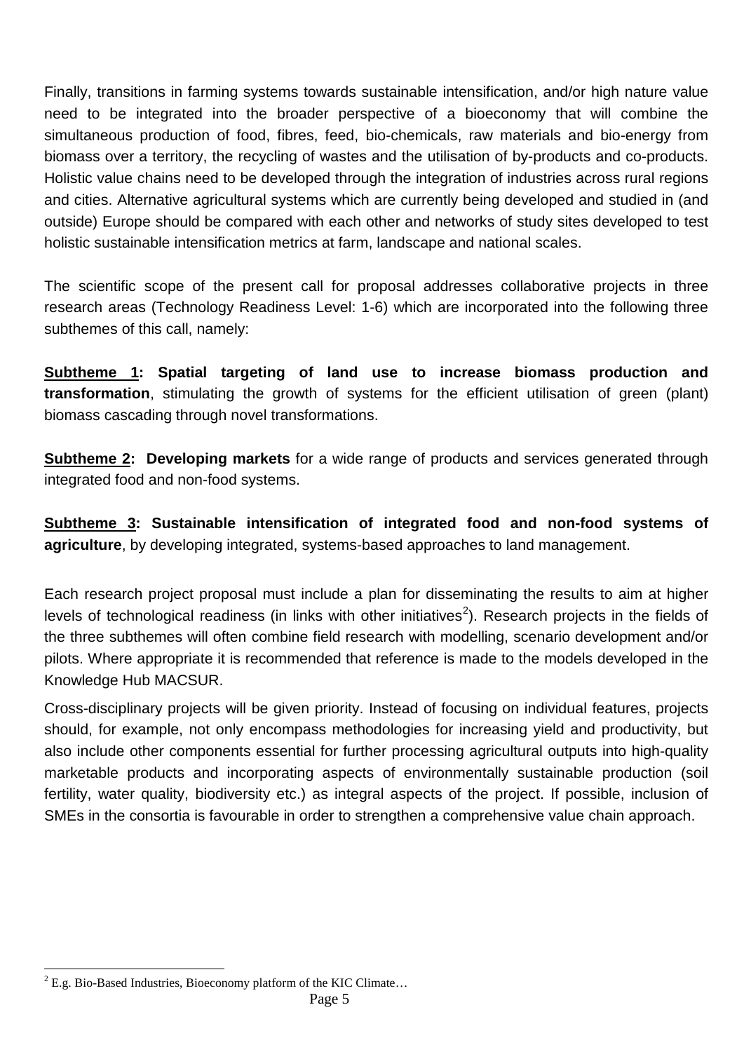Finally, transitions in farming systems towards sustainable intensification, and/or high nature value need to be integrated into the broader perspective of a bioeconomy that will combine the simultaneous production of food, fibres, feed, bio-chemicals, raw materials and bio-energy from biomass over a territory, the recycling of wastes and the utilisation of by-products and co-products. Holistic value chains need to be developed through the integration of industries across rural regions and cities. Alternative agricultural systems which are currently being developed and studied in (and outside) Europe should be compared with each other and networks of study sites developed to test holistic sustainable intensification metrics at farm, landscape and national scales.

The scientific scope of the present call for proposal addresses collaborative projects in three research areas (Technology Readiness Level: 1-6) which are incorporated into the following three subthemes of this call, namely:

**Subtheme 1: Spatial targeting of land use to increase biomass production and transformation**, stimulating the growth of systems for the efficient utilisation of green (plant) biomass cascading through novel transformations.

**Subtheme 2: Developing markets** for a wide range of products and services generated through integrated food and non-food systems.

**Subtheme 3: Sustainable intensification of integrated food and non-food systems of agriculture**, by developing integrated, systems-based approaches to land management.

Each research project proposal must include a plan for disseminating the results to aim at higher levels of technological readiness (in links with other initiatives[2]). Research projects in the fields of the three subthemes will often combine field research with modelling, scenario development and/or pilots. Where appropriate it is recommended that reference is made to the models developed in the Knowledge Hub MACSUR.

Cross-disciplinary projects will be given priority. Instead of focusing on individual features, projects should, for example, not only encompass methodologies for increasing yield and productivity, but also include other components essential for further processing agricultural outputs into high-quality marketable products and incorporating aspects of environmentally sustainable production (soil fertility, water quality, biodiversity etc.) as integral aspects of the project. If possible, inclusion of SMEs in the consortia is favourable in order to strengthen a comprehensive value chain approach.

---

[2] E.g. Bio-Based Industries, Bioeconomy platform of the KIC Climate…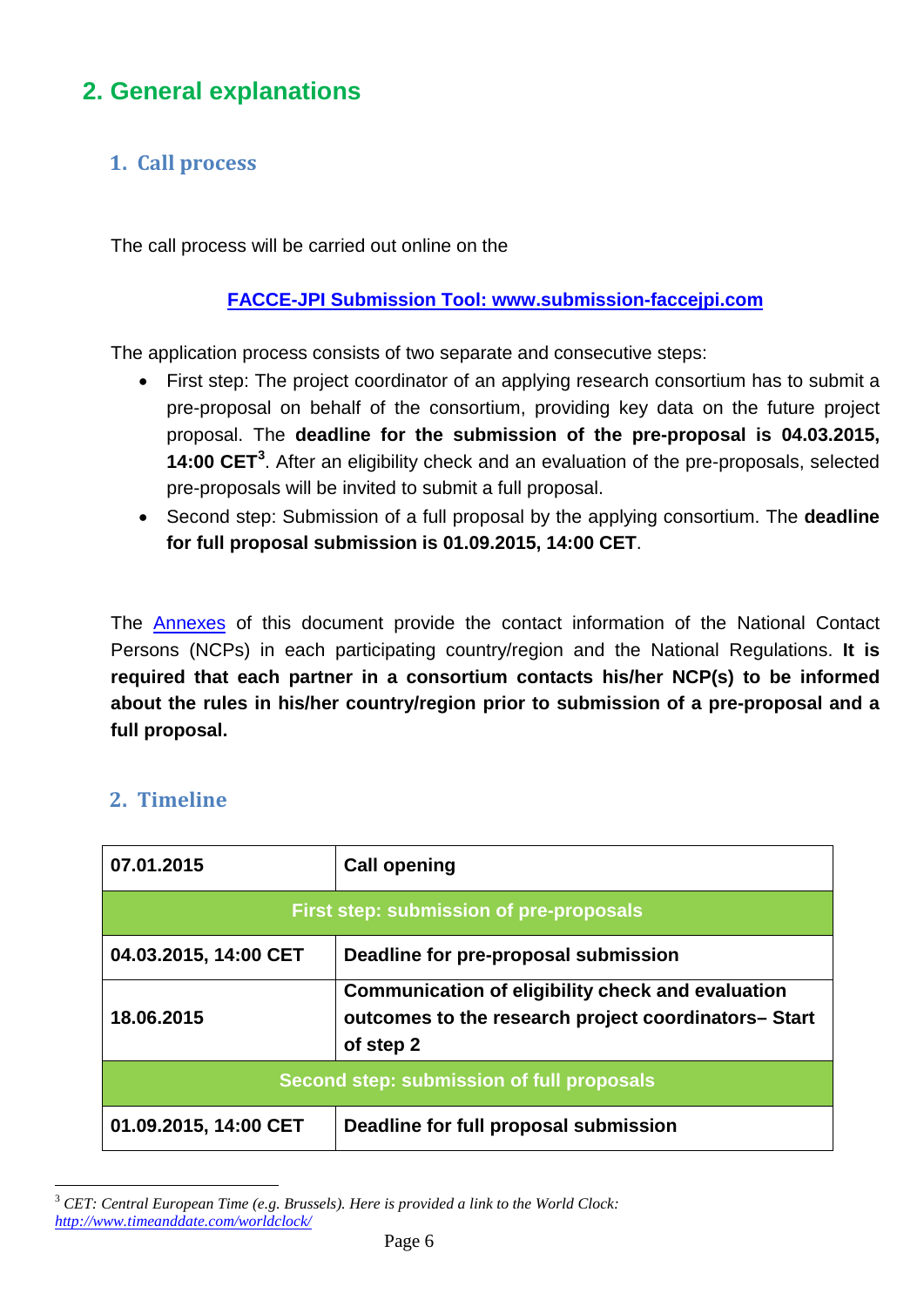# 2. General explanations

## 1. Call process

The call process will be carried out online on the

**FACCE-JPI Submission Tool: www.submission-faccejpi.com**

The application process consists of two separate and consecutive steps:

- First step: The project coordinator of an applying research consortium has to submit a pre-proposal on behalf of the consortium, providing key data on the future project proposal. The **deadline for the submission of the pre-proposal is 04.03.2015, 14:00 CET**[3]. After an eligibility check and an evaluation of the pre-proposals, selected pre-proposals will be invited to submit a full proposal.
- Second step: Submission of a full proposal by the applying consortium. The **deadline for full proposal submission is 01.09.2015, 14:00 CET**.

The Annexes of this document provide the contact information of the National Contact Persons (NCPs) in each participating country/region and the National Regulations. **It is required that each partner in a consortium contacts his/her NCP(s) to be informed about the rules in his/her country/region prior to submission of a pre-proposal and a full proposal.**

## 2. Timeline

| 07.01.2015 | Call opening |
|---|---|
| **First step: submission of pre-proposals** | |
| 04.03.2015, 14:00 CET | Deadline for pre-proposal submission |
| 18.06.2015 | Communication of eligibility check and evaluation outcomes to the research project coordinators– Start of step 2 |
| **Second step: submission of full proposals** | |
| 01.09.2015, 14:00 CET | Deadline for full proposal submission |

[3] *CET: Central European Time (e.g. Brussels). Here is provided a link to the World Clock: http://www.timeanddate.com/worldclock/*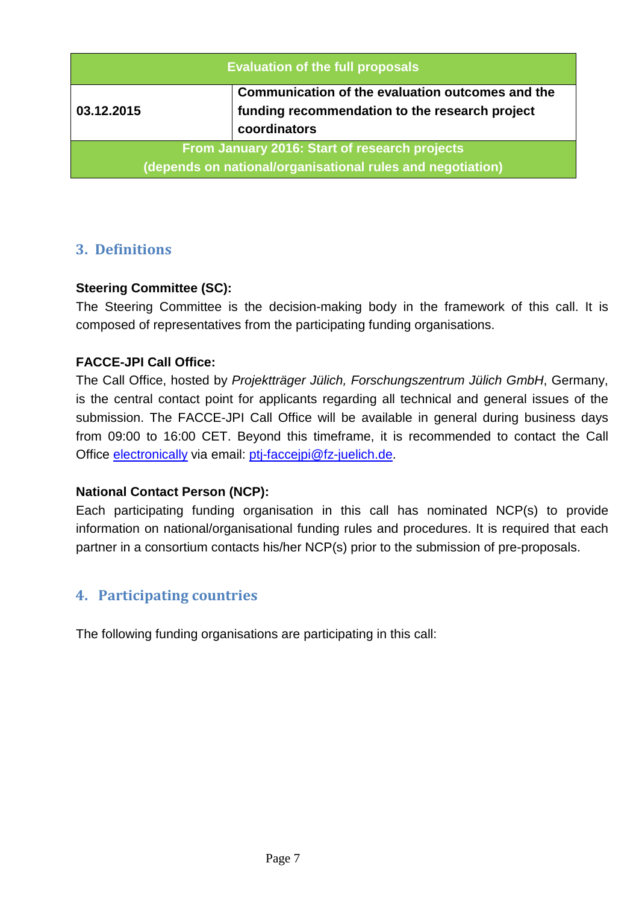| Evaluation of the full proposals | |
|---|---|
| **03.12.2015** | **Communication of the evaluation outcomes and the funding recommendation to the research project coordinators** |
| **From January 2016: Start of research projects (depends on national/organisational rules and negotiation)** | |

## 3. Definitions

**Steering Committee (SC):**
The Steering Committee is the decision-making body in the framework of this call. It is composed of representatives from the participating funding organisations.

**FACCE-JPI Call Office:**
The Call Office, hosted by *Projektträger Jülich, Forschungszentrum Jülich GmbH*, Germany, is the central contact point for applicants regarding all technical and general issues of the submission. The FACCE-JPI Call Office will be available in general during business days from 09:00 to 16:00 CET. Beyond this timeframe, it is recommended to contact the Call Office electronically via email: ptj-faccejpi@fz-juelich.de.

**National Contact Person (NCP):**
Each participating funding organisation in this call has nominated NCP(s) to provide information on national/organisational funding rules and procedures. It is required that each partner in a consortium contacts his/her NCP(s) prior to the submission of pre-proposals.

## 4. Participating countries

The following funding organisations are participating in this call: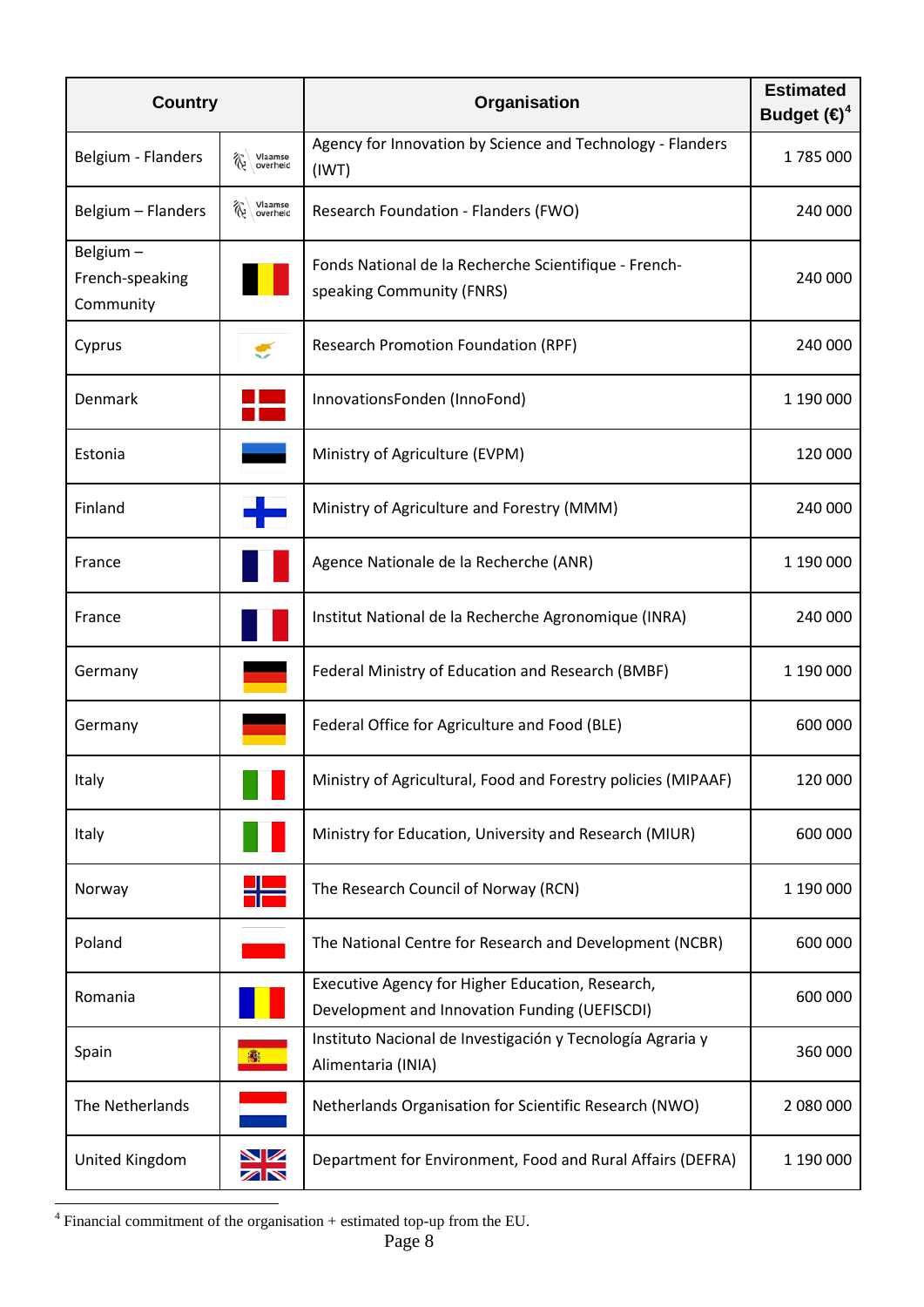| Country | | Organisation | Estimated Budget (€)[4] |
|---|---|---|---|
| Belgium - Flanders | Vlaamse overheid | Agency for Innovation by Science and Technology - Flanders (IWT) | 1 785 000 |
| Belgium – Flanders | Vlaamse overheid | Research Foundation - Flanders (FWO) | 240 000 |
| Belgium – French-speaking Community | | Fonds National de la Recherche Scientifique - French-speaking Community (FNRS) | 240 000 |
| Cyprus | | Research Promotion Foundation (RPF) | 240 000 |
| Denmark | | InnovationsFonden (InnoFond) | 1 190 000 |
| Estonia | | Ministry of Agriculture (EVPM) | 120 000 |
| Finland | | Ministry of Agriculture and Forestry (MMM) | 240 000 |
| France | | Agence Nationale de la Recherche (ANR) | 1 190 000 |
| France | | Institut National de la Recherche Agronomique (INRA) | 240 000 |
| Germany | | Federal Ministry of Education and Research (BMBF) | 1 190 000 |
| Germany | | Federal Office for Agriculture and Food (BLE) | 600 000 |
| Italy | | Ministry of Agricultural, Food and Forestry policies (MIPAAF) | 120 000 |
| Italy | | Ministry for Education, University and Research (MIUR) | 600 000 |
| Norway | | The Research Council of Norway (RCN) | 1 190 000 |
| Poland | | The National Centre for Research and Development (NCBR) | 600 000 |
| Romania | | Executive Agency for Higher Education, Research, Development and Innovation Funding (UEFISCDI) | 600 000 |
| Spain | | Instituto Nacional de Investigación y Tecnología Agraria y Alimentaria (INIA) | 360 000 |
| The Netherlands | | Netherlands Organisation for Scientific Research (NWO) | 2 080 000 |
| United Kingdom | | Department for Environment, Food and Rural Affairs (DEFRA) | 1 190 000 |

[4] Financial commitment of the organisation + estimated top-up from the EU.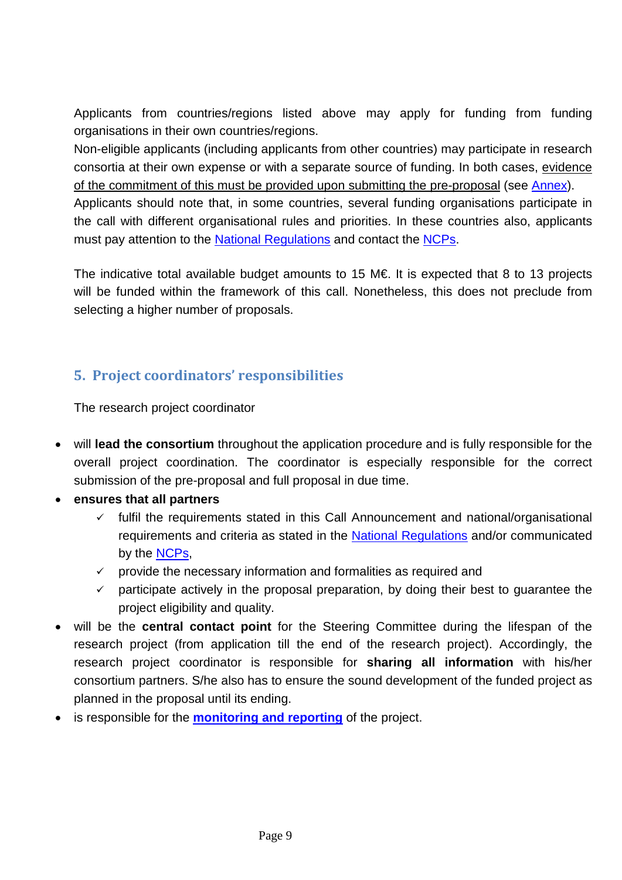Applicants from countries/regions listed above may apply for funding from funding organisations in their own countries/regions.
Non-eligible applicants (including applicants from other countries) may participate in research consortia at their own expense or with a separate source of funding. In both cases, evidence of the commitment of this must be provided upon submitting the pre-proposal (see Annex).
Applicants should note that, in some countries, several funding organisations participate in the call with different organisational rules and priorities. In these countries also, applicants must pay attention to the National Regulations and contact the NCPs.

The indicative total available budget amounts to 15 M€. It is expected that 8 to 13 projects will be funded within the framework of this call. Nonetheless, this does not preclude from selecting a higher number of proposals.

## 5. Project coordinators' responsibilities

The research project coordinator

- will **lead the consortium** throughout the application procedure and is fully responsible for the overall project coordination. The coordinator is especially responsible for the correct submission of the pre-proposal and full proposal in due time.
- **ensures that all partners**
  - ✓ fulfil the requirements stated in this Call Announcement and national/organisational requirements and criteria as stated in the National Regulations and/or communicated by the NCPs,
  - ✓ provide the necessary information and formalities as required and
  - ✓ participate actively in the proposal preparation, by doing their best to guarantee the project eligibility and quality.
- will be the **central contact point** for the Steering Committee during the lifespan of the research project (from application till the end of the research project). Accordingly, the research project coordinator is responsible for **sharing all information** with his/her consortium partners. S/he also has to ensure the sound development of the funded project as planned in the proposal until its ending.
- is responsible for the **monitoring and reporting** of the project.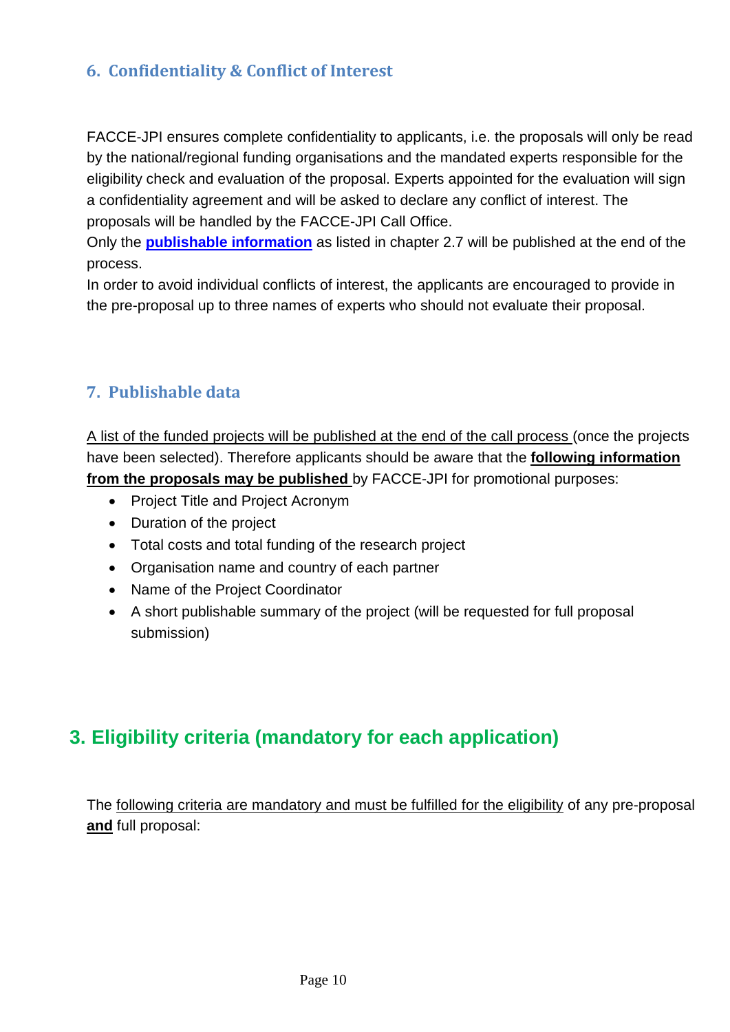### 6. Confidentiality & Conflict of Interest

FACCE-JPI ensures complete confidentiality to applicants, i.e. the proposals will only be read by the national/regional funding organisations and the mandated experts responsible for the eligibility check and evaluation of the proposal. Experts appointed for the evaluation will sign a confidentiality agreement and will be asked to declare any conflict of interest. The proposals will be handled by the FACCE-JPI Call Office.

Only the **publishable information** as listed in chapter 2.7 will be published at the end of the process.

In order to avoid individual conflicts of interest, the applicants are encouraged to provide in the pre-proposal up to three names of experts who should not evaluate their proposal.

### 7. Publishable data

A list of the funded projects will be published at the end of the call process (once the projects have been selected). Therefore applicants should be aware that the **following information from the proposals may be published** by FACCE-JPI for promotional purposes:

- Project Title and Project Acronym
- Duration of the project
- Total costs and total funding of the research project
- Organisation name and country of each partner
- Name of the Project Coordinator
- A short publishable summary of the project (will be requested for full proposal submission)

## 3. Eligibility criteria (mandatory for each application)

The following criteria are mandatory and must be fulfilled for the eligibility of any pre-proposal **and** full proposal: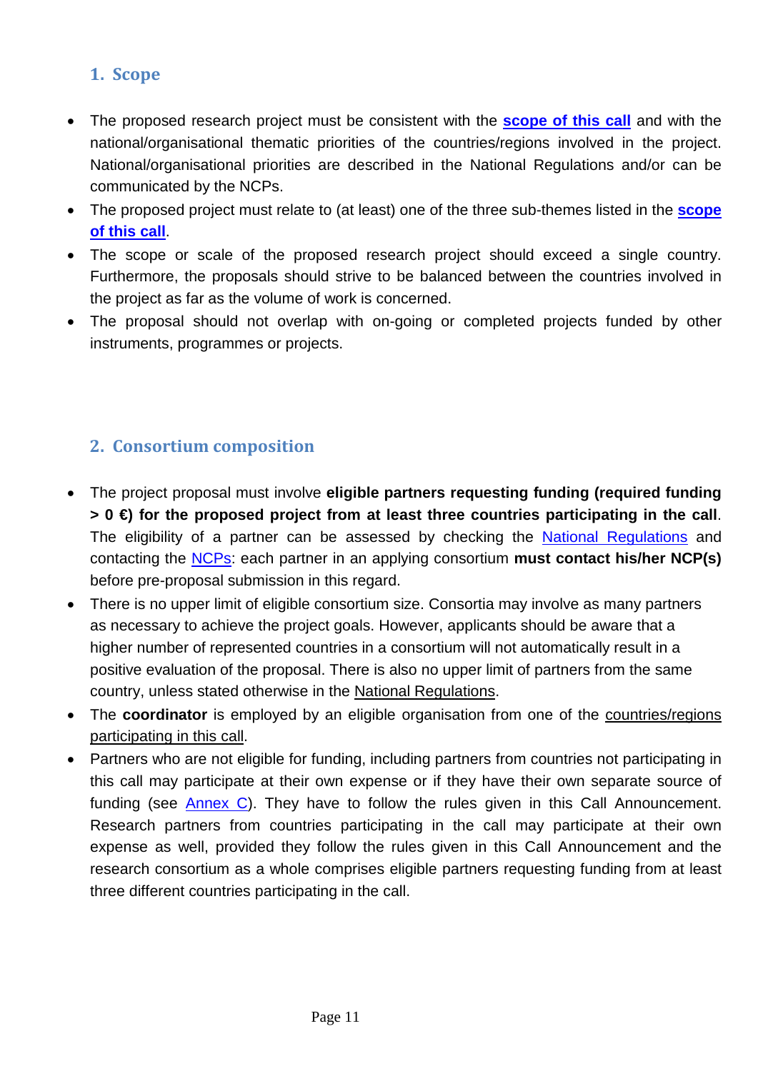## 1. Scope

- The proposed research project must be consistent with the **scope of this call** and with the national/organisational thematic priorities of the countries/regions involved in the project. National/organisational priorities are described in the National Regulations and/or can be communicated by the NCPs.
- The proposed project must relate to (at least) one of the three sub-themes listed in the **scope of this call**.
- The scope or scale of the proposed research project should exceed a single country. Furthermore, the proposals should strive to be balanced between the countries involved in the project as far as the volume of work is concerned.
- The proposal should not overlap with on-going or completed projects funded by other instruments, programmes or projects.

## 2. Consortium composition

- The project proposal must involve **eligible partners requesting funding (required funding > 0 €) for the proposed project from at least three countries participating in the call**. The eligibility of a partner can be assessed by checking the National Regulations and contacting the NCPs: each partner in an applying consortium **must contact his/her NCP(s)** before pre-proposal submission in this regard.
- There is no upper limit of eligible consortium size. Consortia may involve as many partners as necessary to achieve the project goals. However, applicants should be aware that a higher number of represented countries in a consortium will not automatically result in a positive evaluation of the proposal. There is also no upper limit of partners from the same country, unless stated otherwise in the National Regulations.
- The **coordinator** is employed by an eligible organisation from one of the countries/regions participating in this call.
- Partners who are not eligible for funding, including partners from countries not participating in this call may participate at their own expense or if they have their own separate source of funding (see Annex C). They have to follow the rules given in this Call Announcement. Research partners from countries participating in the call may participate at their own expense as well, provided they follow the rules given in this Call Announcement and the research consortium as a whole comprises eligible partners requesting funding from at least three different countries participating in the call.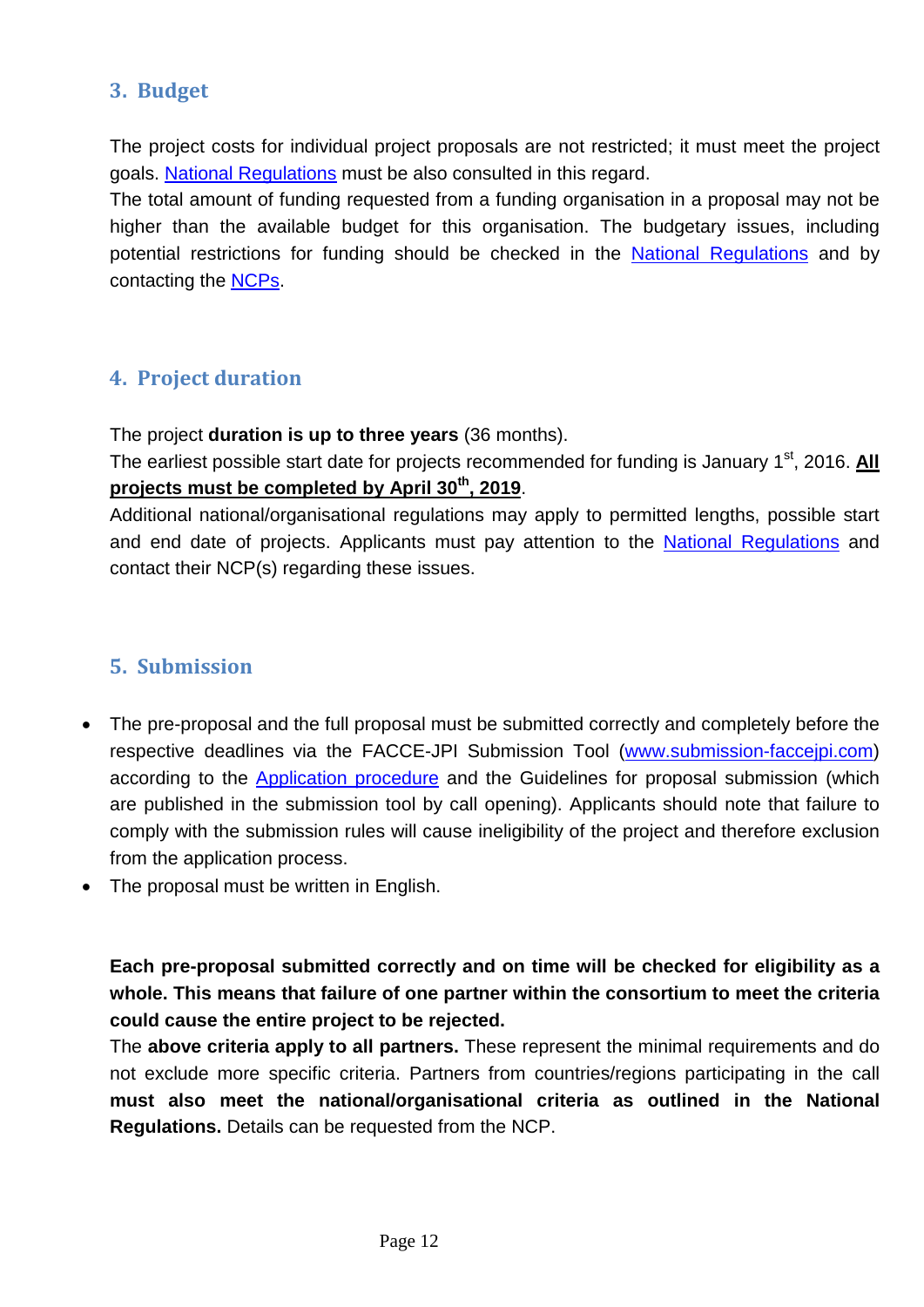## 3. Budget

The project costs for individual project proposals are not restricted; it must meet the project goals. National Regulations must be also consulted in this regard.
The total amount of funding requested from a funding organisation in a proposal may not be higher than the available budget for this organisation. The budgetary issues, including potential restrictions for funding should be checked in the National Regulations and by contacting the NCPs.

## 4. Project duration

The project **duration is up to three years** (36 months).
The earliest possible start date for projects recommended for funding is January 1st, 2016. **All projects must be completed by April 30th, 2019**.
Additional national/organisational regulations may apply to permitted lengths, possible start and end date of projects. Applicants must pay attention to the National Regulations and contact their NCP(s) regarding these issues.

## 5. Submission

- The pre-proposal and the full proposal must be submitted correctly and completely before the respective deadlines via the FACCE-JPI Submission Tool (www.submission-faccejpi.com) according to the Application procedure and the Guidelines for proposal submission (which are published in the submission tool by call opening). Applicants should note that failure to comply with the submission rules will cause ineligibility of the project and therefore exclusion from the application process.
- The proposal must be written in English.

**Each pre-proposal submitted correctly and on time will be checked for eligibility as a whole. This means that failure of one partner within the consortium to meet the criteria could cause the entire project to be rejected.**
The **above criteria apply to all partners.** These represent the minimal requirements and do not exclude more specific criteria. Partners from countries/regions participating in the call **must also meet the national/organisational criteria as outlined in the National Regulations.** Details can be requested from the NCP.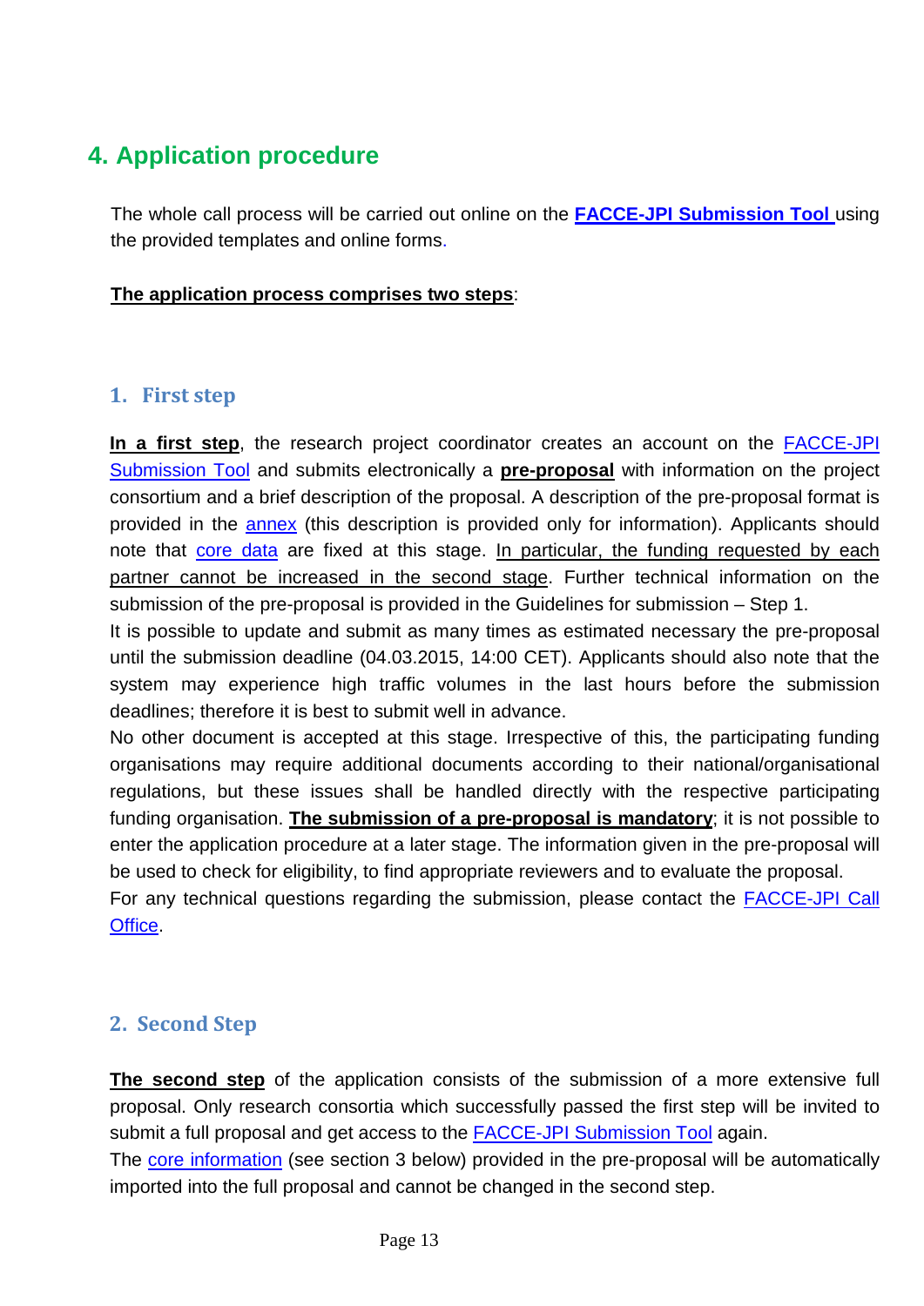## 4. Application procedure

The whole call process will be carried out online on the **FACCE-JPI Submission Tool** using the provided templates and online forms.

**The application process comprises two steps**:

### 1. First step

**In a first step**, the research project coordinator creates an account on the FACCE-JPI Submission Tool and submits electronically a **pre-proposal** with information on the project consortium and a brief description of the proposal. A description of the pre-proposal format is provided in the annex (this description is provided only for information). Applicants should note that core data are fixed at this stage. In particular, the funding requested by each partner cannot be increased in the second stage. Further technical information on the submission of the pre-proposal is provided in the Guidelines for submission – Step 1.

It is possible to update and submit as many times as estimated necessary the pre-proposal until the submission deadline (04.03.2015, 14:00 CET). Applicants should also note that the system may experience high traffic volumes in the last hours before the submission deadlines; therefore it is best to submit well in advance.

No other document is accepted at this stage. Irrespective of this, the participating funding organisations may require additional documents according to their national/organisational regulations, but these issues shall be handled directly with the respective participating funding organisation. **The submission of a pre-proposal is mandatory**; it is not possible to enter the application procedure at a later stage. The information given in the pre-proposal will be used to check for eligibility, to find appropriate reviewers and to evaluate the proposal.

For any technical questions regarding the submission, please contact the FACCE-JPI Call Office.

### 2. Second Step

**The second step** of the application consists of the submission of a more extensive full proposal. Only research consortia which successfully passed the first step will be invited to submit a full proposal and get access to the FACCE-JPI Submission Tool again.

The core information (see section 3 below) provided in the pre-proposal will be automatically imported into the full proposal and cannot be changed in the second step.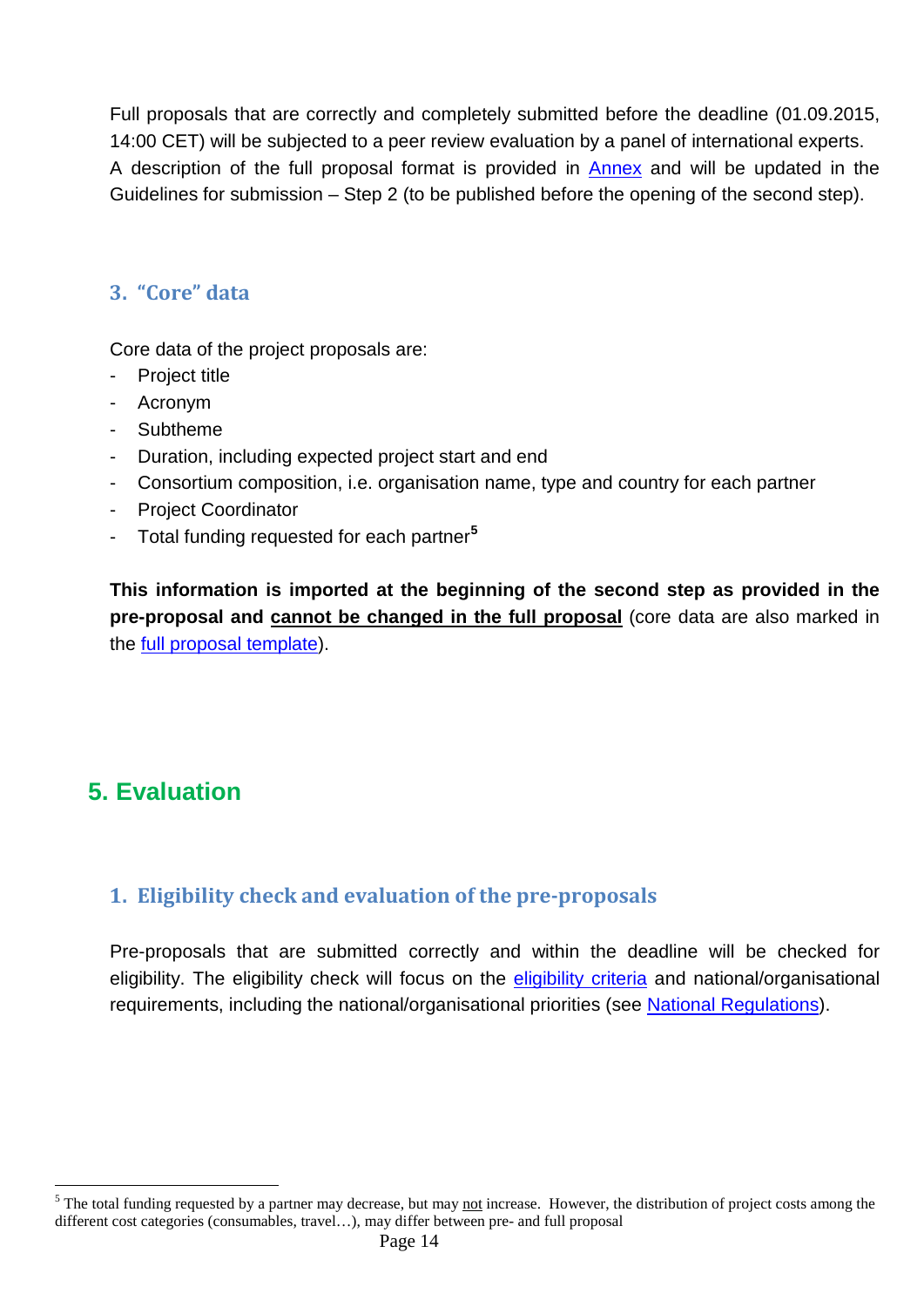Full proposals that are correctly and completely submitted before the deadline (01.09.2015, 14:00 CET) will be subjected to a peer review evaluation by a panel of international experts. A description of the full proposal format is provided in Annex and will be updated in the Guidelines for submission – Step 2 (to be published before the opening of the second step).

### 3. "Core" data

Core data of the project proposals are:

- Project title
- Acronym
- Subtheme
- Duration, including expected project start and end
- Consortium composition, i.e. organisation name, type and country for each partner
- Project Coordinator
- Total funding requested for each partner[5]

**This information is imported at the beginning of the second step as provided in the pre-proposal and <u>cannot be changed in the full proposal</u>** (core data are also marked in the full proposal template).

## 5. Evaluation

### 1. Eligibility check and evaluation of the pre-proposals

Pre-proposals that are submitted correctly and within the deadline will be checked for eligibility. The eligibility check will focus on the eligibility criteria and national/organisational requirements, including the national/organisational priorities (see National Regulations).

---

[5] The total funding requested by a partner may decrease, but may <u>not</u> increase. However, the distribution of project costs among the different cost categories (consumables, travel…), may differ between pre- and full proposal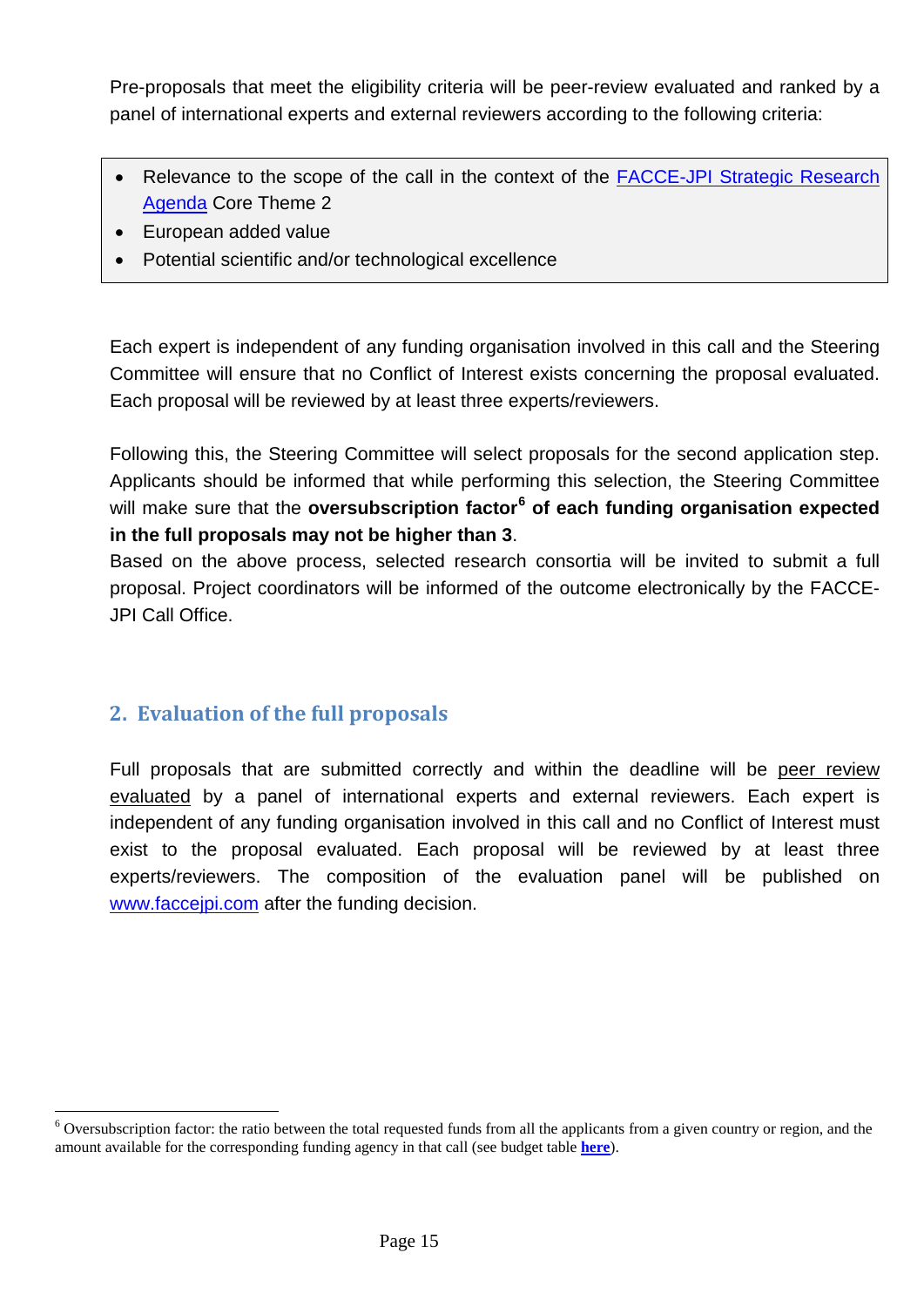Pre-proposals that meet the eligibility criteria will be peer-review evaluated and ranked by a panel of international experts and external reviewers according to the following criteria:

- Relevance to the scope of the call in the context of the FACCE-JPI Strategic Research Agenda Core Theme 2
- European added value
- Potential scientific and/or technological excellence

Each expert is independent of any funding organisation involved in this call and the Steering Committee will ensure that no Conflict of Interest exists concerning the proposal evaluated. Each proposal will be reviewed by at least three experts/reviewers.

Following this, the Steering Committee will select proposals for the second application step. Applicants should be informed that while performing this selection, the Steering Committee will make sure that the **oversubscription factor[6] of each funding organisation expected in the full proposals may not be higher than 3**.

Based on the above process, selected research consortia will be invited to submit a full proposal. Project coordinators will be informed of the outcome electronically by the FACCE-JPI Call Office.

## 2. Evaluation of the full proposals

Full proposals that are submitted correctly and within the deadline will be peer review evaluated by a panel of international experts and external reviewers. Each expert is independent of any funding organisation involved in this call and no Conflict of Interest must exist to the proposal evaluated. Each proposal will be reviewed by at least three experts/reviewers. The composition of the evaluation panel will be published on www.faccejpi.com after the funding decision.

---

[6] Oversubscription factor: the ratio between the total requested funds from all the applicants from a given country or region, and the amount available for the corresponding funding agency in that call (see budget table **here**).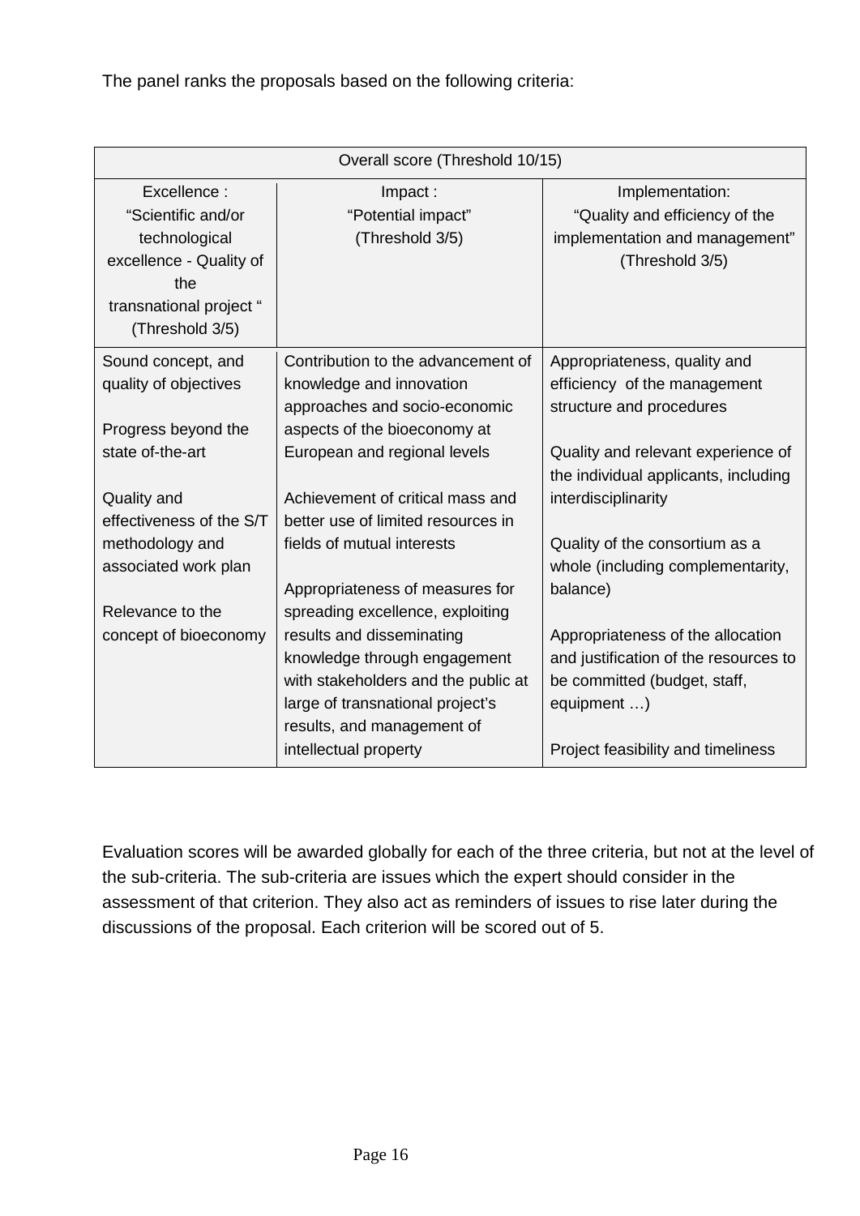The panel ranks the proposals based on the following criteria:

| Overall score (Threshold 10/15) | | |
|---|---|---|
| Excellence : “Scientific and/or technological excellence - Quality of the transnational project “ (Threshold 3/5) | Impact : “Potential impact” (Threshold 3/5) | Implementation: “Quality and efficiency of the implementation and management” (Threshold 3/5) |
| Sound concept, and quality of objectives<br><br>Progress beyond the state of-the-art<br><br>Quality and effectiveness of the S/T methodology and associated work plan<br><br>Relevance to the concept of bioeconomy | Contribution to the advancement of knowledge and innovation approaches and socio-economic aspects of the bioeconomy at European and regional levels<br><br>Achievement of critical mass and better use of limited resources in fields of mutual interests<br><br>Appropriateness of measures for spreading excellence, exploiting results and disseminating knowledge through engagement with stakeholders and the public at large of transnational project’s results, and management of intellectual property | Appropriateness, quality and efficiency of the management structure and procedures<br><br>Quality and relevant experience of the individual applicants, including interdisciplinarity<br><br>Quality of the consortium as a whole (including complementarity, balance)<br><br>Appropriateness of the allocation and justification of the resources to be committed (budget, staff, equipment …)<br><br>Project feasibility and timeliness |

Evaluation scores will be awarded globally for each of the three criteria, but not at the level of the sub-criteria. The sub-criteria are issues which the expert should consider in the assessment of that criterion. They also act as reminders of issues to rise later during the discussions of the proposal. Each criterion will be scored out of 5.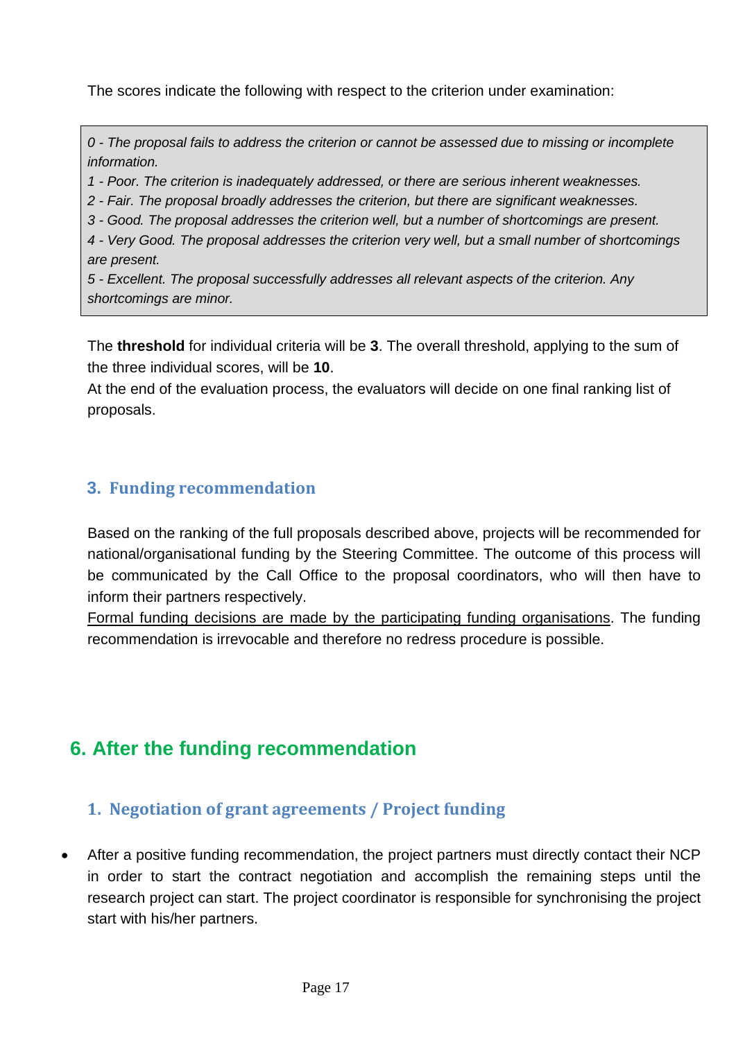The scores indicate the following with respect to the criterion under examination:

> *0 - The proposal fails to address the criterion or cannot be assessed due to missing or incomplete information.*
> *1 - Poor. The criterion is inadequately addressed, or there are serious inherent weaknesses.*
> *2 - Fair. The proposal broadly addresses the criterion, but there are significant weaknesses.*
> *3 - Good. The proposal addresses the criterion well, but a number of shortcomings are present.*
> *4 - Very Good. The proposal addresses the criterion very well, but a small number of shortcomings are present.*
> *5 - Excellent. The proposal successfully addresses all relevant aspects of the criterion. Any shortcomings are minor.*

The **threshold** for individual criteria will be **3**. The overall threshold, applying to the sum of the three individual scores, will be **10**.
At the end of the evaluation process, the evaluators will decide on one final ranking list of proposals.

### 3. Funding recommendation

Based on the ranking of the full proposals described above, projects will be recommended for national/organisational funding by the Steering Committee. The outcome of this process will be communicated by the Call Office to the proposal coordinators, who will then have to inform their partners respectively.
Formal funding decisions are made by the participating funding organisations. The funding recommendation is irrevocable and therefore no redress procedure is possible.

## 6. After the funding recommendation

### 1. Negotiation of grant agreements / Project funding

- After a positive funding recommendation, the project partners must directly contact their NCP in order to start the contract negotiation and accomplish the remaining steps until the research project can start. The project coordinator is responsible for synchronising the project start with his/her partners.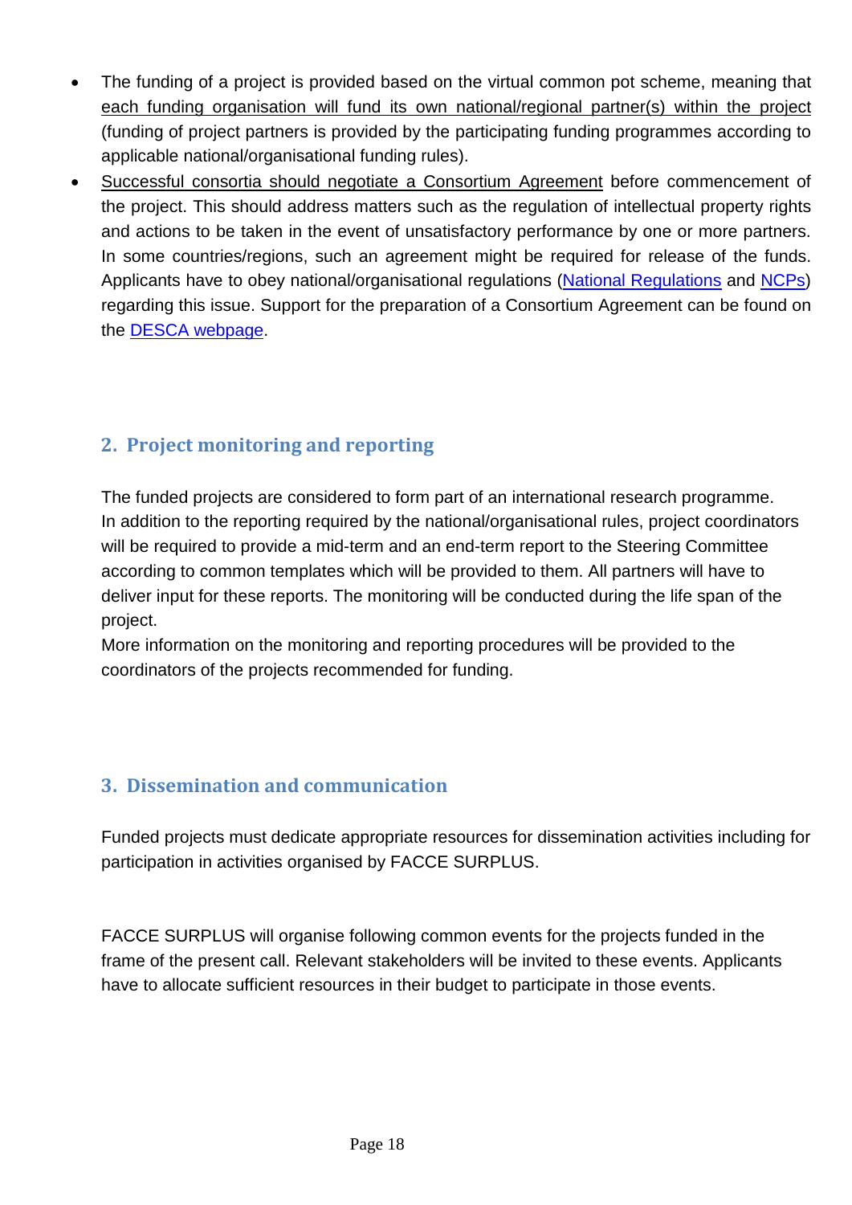- The funding of a project is provided based on the virtual common pot scheme, meaning that each funding organisation will fund its own national/regional partner(s) within the project (funding of project partners is provided by the participating funding programmes according to applicable national/organisational funding rules).
- Successful consortia should negotiate a Consortium Agreement before commencement of the project. This should address matters such as the regulation of intellectual property rights and actions to be taken in the event of unsatisfactory performance by one or more partners. In some countries/regions, such an agreement might be required for release of the funds. Applicants have to obey national/organisational regulations (National Regulations and NCPs) regarding this issue. Support for the preparation of a Consortium Agreement can be found on the DESCA webpage.

## 2. Project monitoring and reporting

The funded projects are considered to form part of an international research programme. In addition to the reporting required by the national/organisational rules, project coordinators will be required to provide a mid-term and an end-term report to the Steering Committee according to common templates which will be provided to them. All partners will have to deliver input for these reports. The monitoring will be conducted during the life span of the project.
More information on the monitoring and reporting procedures will be provided to the coordinators of the projects recommended for funding.

## 3. Dissemination and communication

Funded projects must dedicate appropriate resources for dissemination activities including for participation in activities organised by FACCE SURPLUS.

FACCE SURPLUS will organise following common events for the projects funded in the frame of the present call. Relevant stakeholders will be invited to these events. Applicants have to allocate sufficient resources in their budget to participate in those events.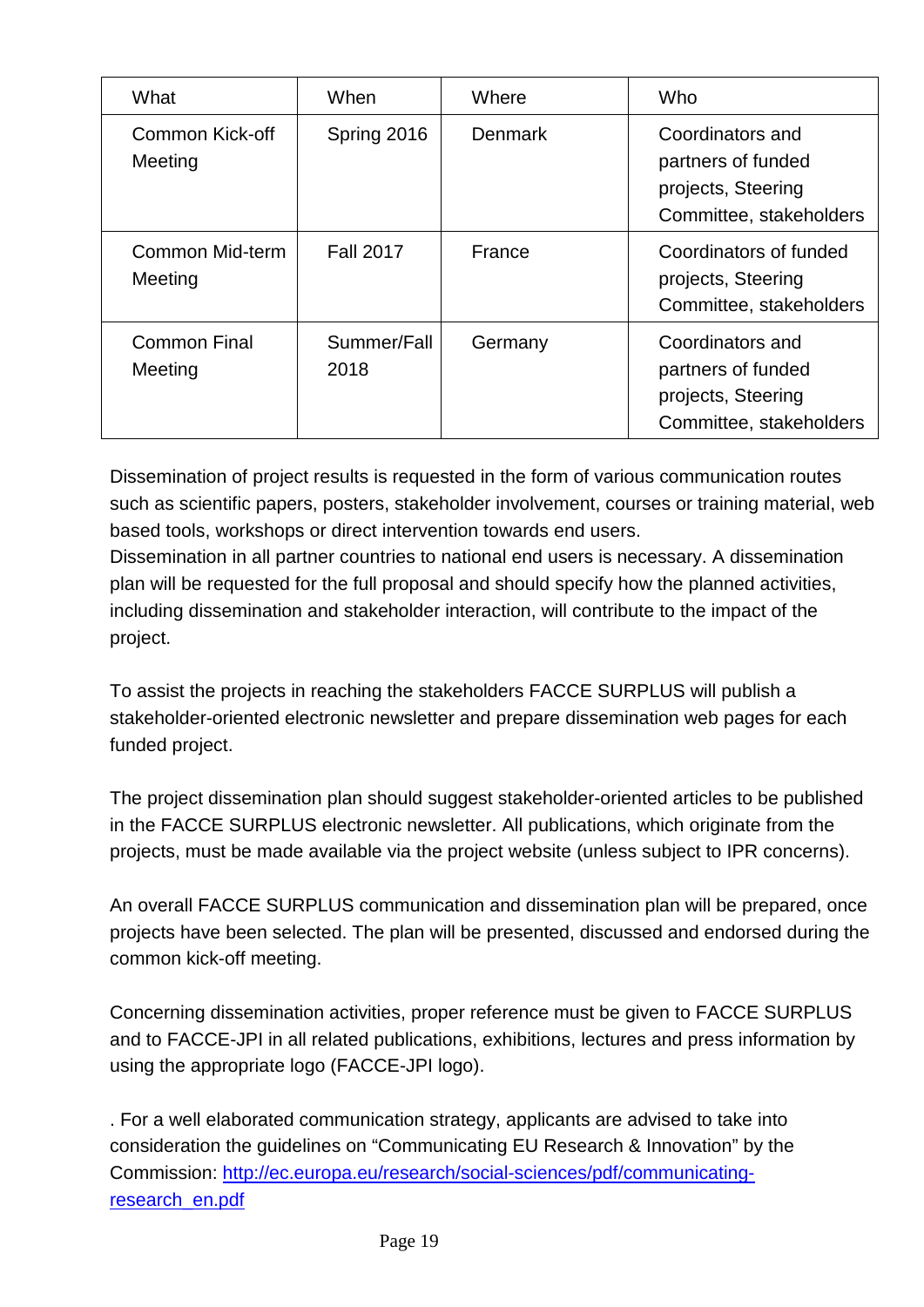| What | When | Where | Who |
| --- | --- | --- | --- |
| Common Kick-off Meeting | Spring 2016 | Denmark | Coordinators and partners of funded projects, Steering Committee, stakeholders |
| Common Mid-term Meeting | Fall 2017 | France | Coordinators of funded projects, Steering Committee, stakeholders |
| Common Final Meeting | Summer/Fall 2018 | Germany | Coordinators and partners of funded projects, Steering Committee, stakeholders |

Dissemination of project results is requested in the form of various communication routes such as scientific papers, posters, stakeholder involvement, courses or training material, web based tools, workshops or direct intervention towards end users.
Dissemination in all partner countries to national end users is necessary. A dissemination plan will be requested for the full proposal and should specify how the planned activities, including dissemination and stakeholder interaction, will contribute to the impact of the project.

To assist the projects in reaching the stakeholders FACCE SURPLUS will publish a stakeholder-oriented electronic newsletter and prepare dissemination web pages for each funded project.

The project dissemination plan should suggest stakeholder-oriented articles to be published in the FACCE SURPLUS electronic newsletter. All publications, which originate from the projects, must be made available via the project website (unless subject to IPR concerns).

An overall FACCE SURPLUS communication and dissemination plan will be prepared, once projects have been selected. The plan will be presented, discussed and endorsed during the common kick-off meeting.

Concerning dissemination activities, proper reference must be given to FACCE SURPLUS and to FACCE-JPI in all related publications, exhibitions, lectures and press information by using the appropriate logo (FACCE-JPI logo).

. For a well elaborated communication strategy, applicants are advised to take into consideration the guidelines on "Communicating EU Research & Innovation" by the Commission: [http://ec.europa.eu/research/social-sciences/pdf/communicating-research_en.pdf](http://ec.europa.eu/research/social-sciences/pdf/communicating-research_en.pdf)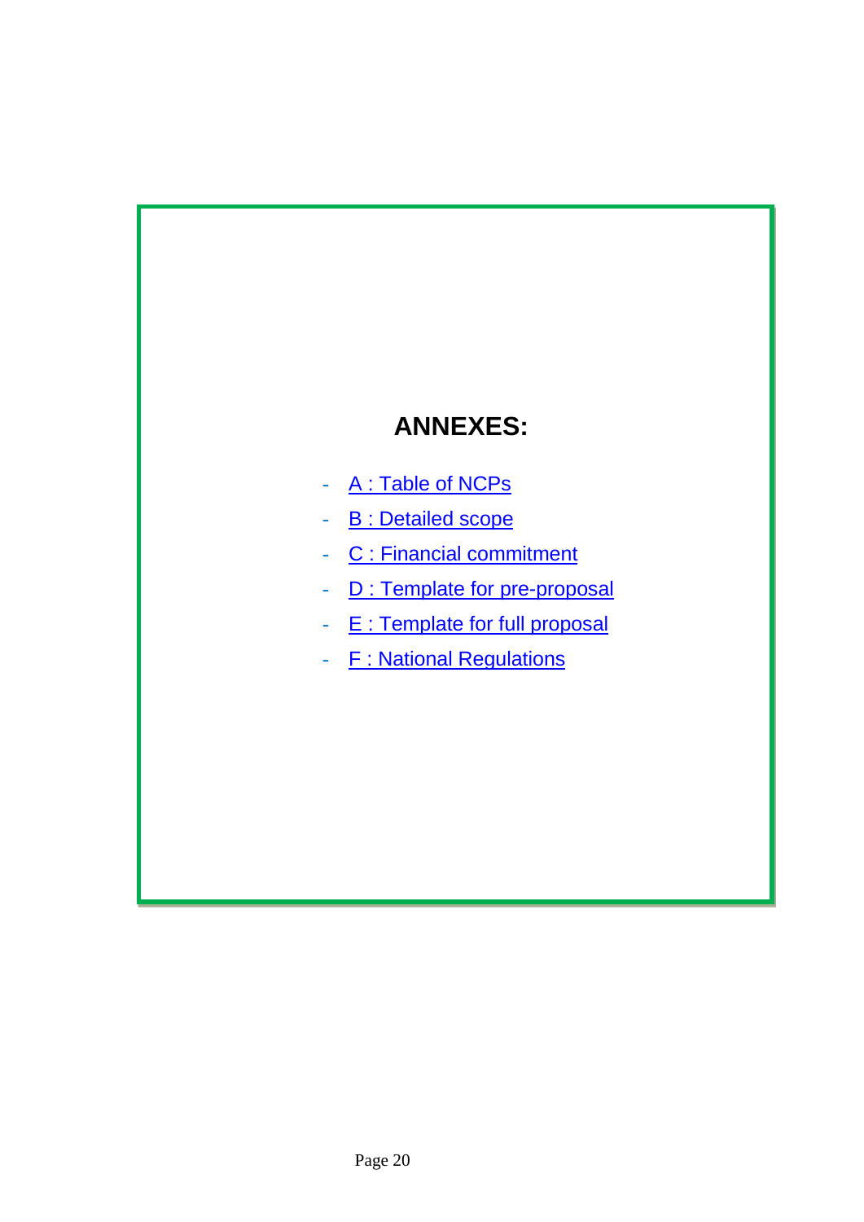# ANNEXES:

- A : Table of NCPs
- B : Detailed scope
- C : Financial commitment
- D : Template for pre-proposal
- E : Template for full proposal
- F : National Regulations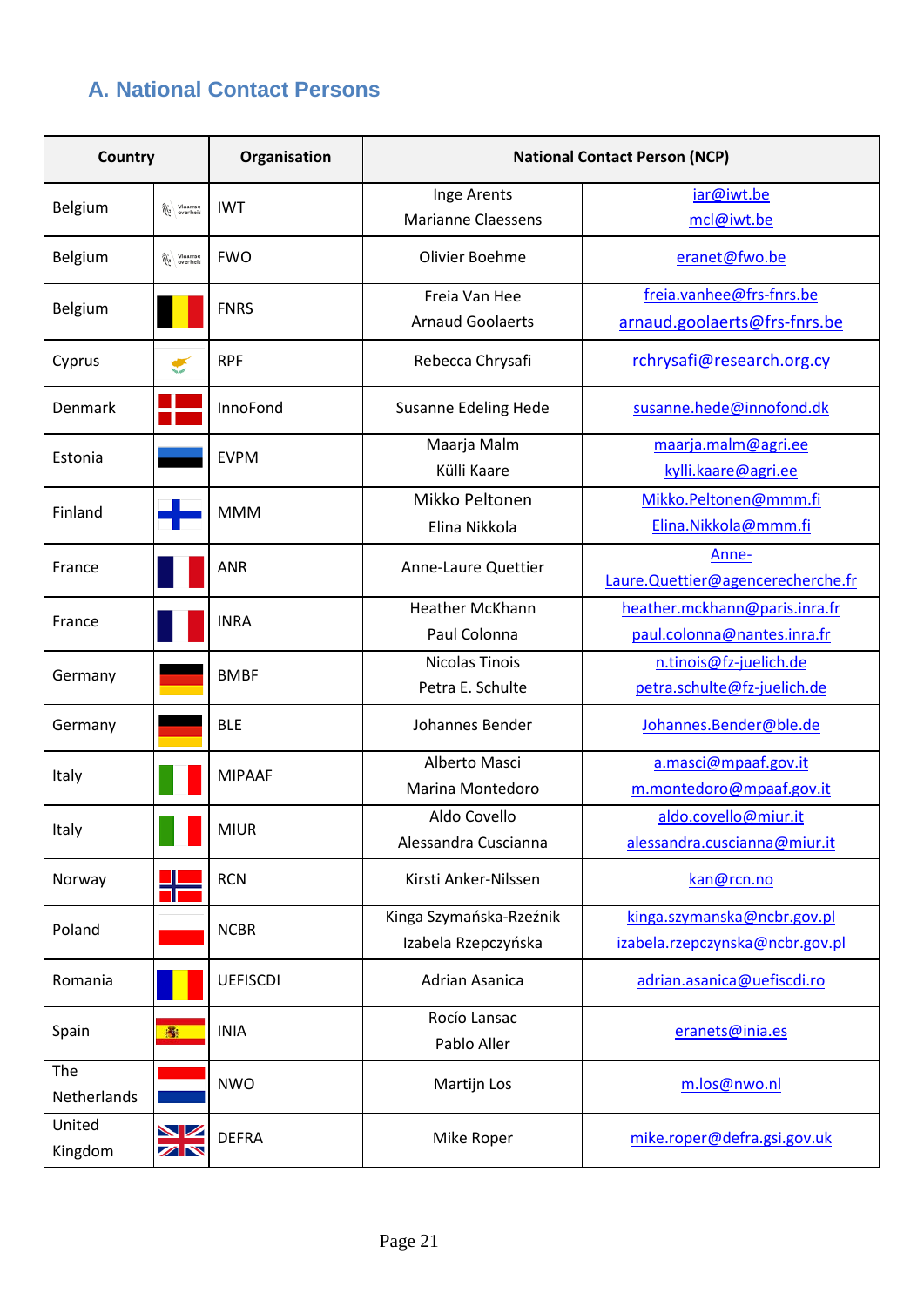## A. National Contact Persons

| Country | | Organisation | National Contact Person (NCP) | |
|---|---|---|---|---|
| Belgium | | IWT | Inge Arents<br>Marianne Claessens | iar@iwt.be<br>mcl@iwt.be |
| Belgium | | FWO | Olivier Boehme | eranet@fwo.be |
| Belgium | | FNRS | Freia Van Hee<br>Arnaud Goolaerts | freia.vanhee@frs-fnrs.be<br>arnaud.goolaerts@frs-fnrs.be |
| Cyprus | | RPF | Rebecca Chrysafi | rchrysafi@research.org.cy |
| Denmark | | InnoFond | Susanne Edeling Hede | susanne.hede@innofond.dk |
| Estonia | | EVPM | Maarja Malm<br>Külli Kaare | maarja.malm@agri.ee<br>kylli.kaare@agri.ee |
| Finland | | MMM | Mikko Peltonen<br>Elina Nikkola | Mikko.Peltonen@mmm.fi<br>Elina.Nikkola@mmm.fi |
| France | | ANR | Anne-Laure Quettier | Anne-Laure.Quettier@agencerecherche.fr |
| France | | INRA | Heather McKhann<br>Paul Colonna | heather.mckhann@paris.inra.fr<br>paul.colonna@nantes.inra.fr |
| Germany | | BMBF | Nicolas Tinois<br>Petra E. Schulte | n.tinois@fz-juelich.de<br>petra.schulte@fz-juelich.de |
| Germany | | BLE | Johannes Bender | Johannes.Bender@ble.de |
| Italy | | MIPAAF | Alberto Masci<br>Marina Montedoro | a.masci@mpaaf.gov.it<br>m.montedoro@mpaaf.gov.it |
| Italy | | MIUR | Aldo Covello<br>Alessandra Cuscianna | aldo.covello@miur.it<br>alessandra.cuscianna@miur.it |
| Norway | | RCN | Kirsti Anker-Nilssen | kan@rcn.no |
| Poland | | NCBR | Kinga Szymańska-Rzeźnik<br>Izabela Rzepczyńska | kinga.szymanska@ncbr.gov.pl<br>izabela.rzepczynska@ncbr.gov.pl |
| Romania | | UEFISCDI | Adrian Asanica | adrian.asanica@uefiscdi.ro |
| Spain | | INIA | Rocío Lansac<br>Pablo Aller | eranets@inia.es |
| The Netherlands | | NWO | Martijn Los | m.los@nwo.nl |
| United Kingdom | | DEFRA | Mike Roper | mike.roper@defra.gsi.gov.uk |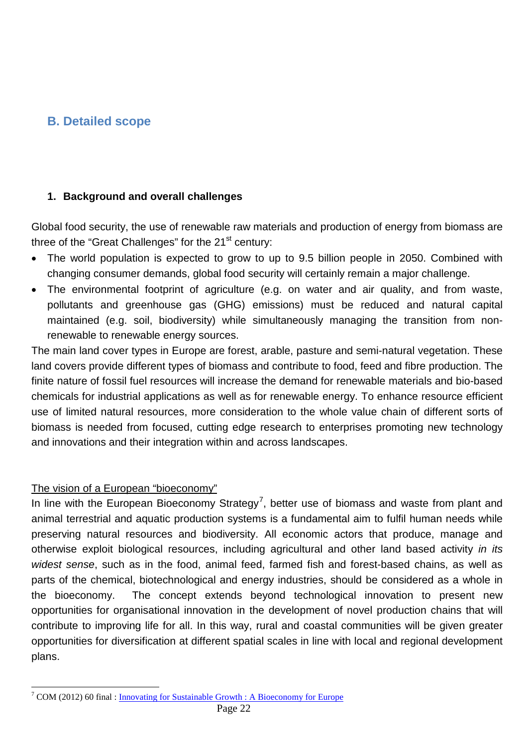## B. Detailed scope

### 1. Background and overall challenges

Global food security, the use of renewable raw materials and production of energy from biomass are three of the "Great Challenges" for the 21st century:

- The world population is expected to grow to up to 9.5 billion people in 2050. Combined with changing consumer demands, global food security will certainly remain a major challenge.
- The environmental footprint of agriculture (e.g. on water and air quality, and from waste, pollutants and greenhouse gas (GHG) emissions) must be reduced and natural capital maintained (e.g. soil, biodiversity) while simultaneously managing the transition from non-renewable to renewable energy sources.

The main land cover types in Europe are forest, arable, pasture and semi-natural vegetation. These land covers provide different types of biomass and contribute to food, feed and fibre production. The finite nature of fossil fuel resources will increase the demand for renewable materials and bio-based chemicals for industrial applications as well as for renewable energy. To enhance resource efficient use of limited natural resources, more consideration to the whole value chain of different sorts of biomass is needed from focused, cutting edge research to enterprises promoting new technology and innovations and their integration within and across landscapes.

<u>The vision of a European "bioeconomy"</u>

In line with the European Bioeconomy Strategy[7], better use of biomass and waste from plant and animal terrestrial and aquatic production systems is a fundamental aim to fulfil human needs while preserving natural resources and biodiversity. All economic actors that produce, manage and otherwise exploit biological resources, including agricultural and other land based activity *in its widest sense*, such as in the food, animal feed, farmed fish and forest-based chains, as well as parts of the chemical, biotechnological and energy industries, should be considered as a whole in the bioeconomy. The concept extends beyond technological innovation to present new opportunities for organisational innovation in the development of novel production chains that will contribute to improving life for all. In this way, rural and coastal communities will be given greater opportunities for diversification at different spatial scales in line with local and regional development plans.

---

[7] COM (2012) 60 final : Innovating for Sustainable Growth : A Bioeconomy for Europe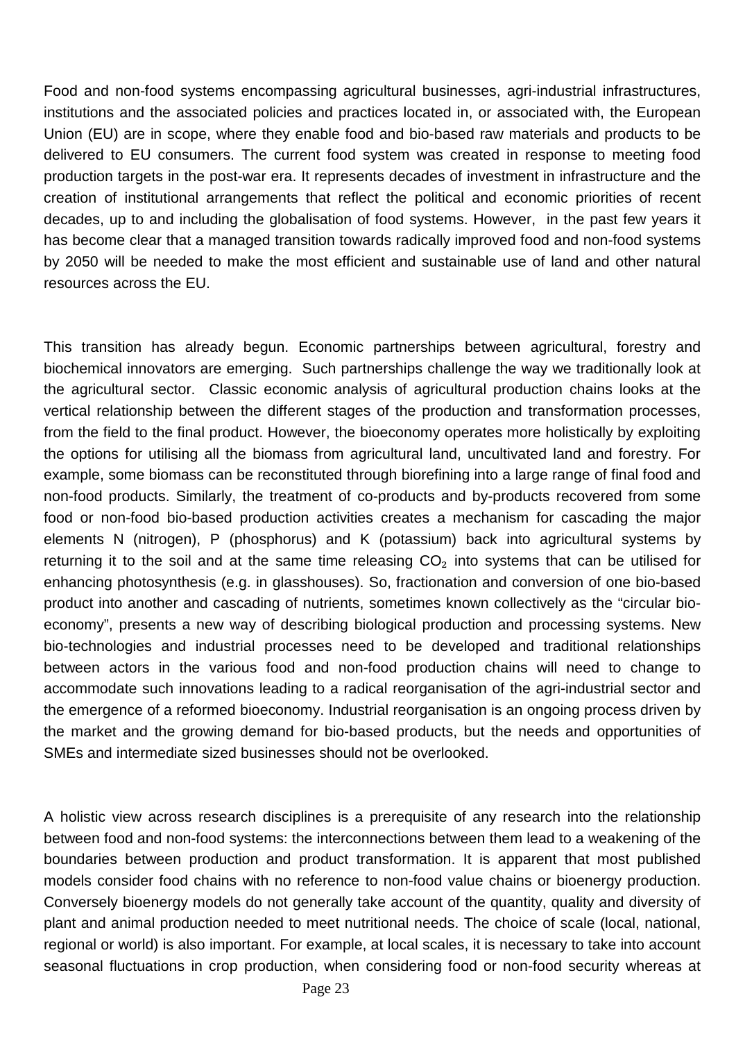Food and non-food systems encompassing agricultural businesses, agri-industrial infrastructures, institutions and the associated policies and practices located in, or associated with, the European Union (EU) are in scope, where they enable food and bio-based raw materials and products to be delivered to EU consumers. The current food system was created in response to meeting food production targets in the post-war era. It represents decades of investment in infrastructure and the creation of institutional arrangements that reflect the political and economic priorities of recent decades, up to and including the globalisation of food systems. However, in the past few years it has become clear that a managed transition towards radically improved food and non-food systems by 2050 will be needed to make the most efficient and sustainable use of land and other natural resources across the EU.

This transition has already begun. Economic partnerships between agricultural, forestry and biochemical innovators are emerging. Such partnerships challenge the way we traditionally look at the agricultural sector. Classic economic analysis of agricultural production chains looks at the vertical relationship between the different stages of the production and transformation processes, from the field to the final product. However, the bioeconomy operates more holistically by exploiting the options for utilising all the biomass from agricultural land, uncultivated land and forestry. For example, some biomass can be reconstituted through biorefining into a large range of final food and non-food products. Similarly, the treatment of co-products and by-products recovered from some food or non-food bio-based production activities creates a mechanism for cascading the major elements N (nitrogen), P (phosphorus) and K (potassium) back into agricultural systems by returning it to the soil and at the same time releasing $CO_2$ into systems that can be utilised for enhancing photosynthesis (e.g. in glasshouses). So, fractionation and conversion of one bio-based product into another and cascading of nutrients, sometimes known collectively as the "circular bio-economy", presents a new way of describing biological production and processing systems. New bio-technologies and industrial processes need to be developed and traditional relationships between actors in the various food and non-food production chains will need to change to accommodate such innovations leading to a radical reorganisation of the agri-industrial sector and the emergence of a reformed bioeconomy. Industrial reorganisation is an ongoing process driven by the market and the growing demand for bio-based products, but the needs and opportunities of SMEs and intermediate sized businesses should not be overlooked.

A holistic view across research disciplines is a prerequisite of any research into the relationship between food and non-food systems: the interconnections between them lead to a weakening of the boundaries between production and product transformation. It is apparent that most published models consider food chains with no reference to non-food value chains or bioenergy production. Conversely bioenergy models do not generally take account of the quantity, quality and diversity of plant and animal production needed to meet nutritional needs. The choice of scale (local, national, regional or world) is also important. For example, at local scales, it is necessary to take into account seasonal fluctuations in crop production, when considering food or non-food security whereas at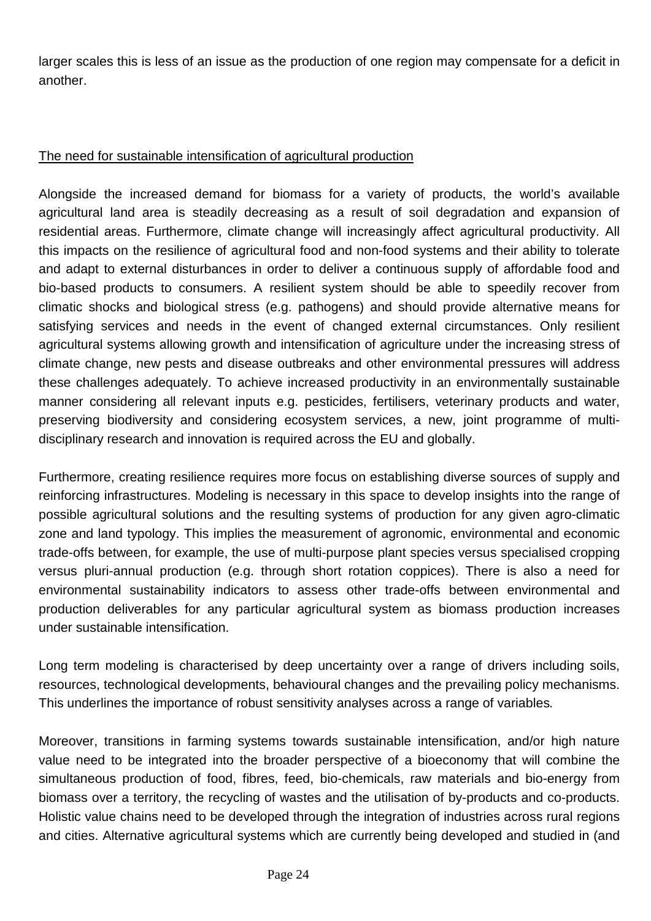larger scales this is less of an issue as the production of one region may compensate for a deficit in another.

<u>The need for sustainable intensification of agricultural production</u>

Alongside the increased demand for biomass for a variety of products, the world's available agricultural land area is steadily decreasing as a result of soil degradation and expansion of residential areas. Furthermore, climate change will increasingly affect agricultural productivity. All this impacts on the resilience of agricultural food and non-food systems and their ability to tolerate and adapt to external disturbances in order to deliver a continuous supply of affordable food and bio-based products to consumers. A resilient system should be able to speedily recover from climatic shocks and biological stress (e.g. pathogens) and should provide alternative means for satisfying services and needs in the event of changed external circumstances. Only resilient agricultural systems allowing growth and intensification of agriculture under the increasing stress of climate change, new pests and disease outbreaks and other environmental pressures will address these challenges adequately. To achieve increased productivity in an environmentally sustainable manner considering all relevant inputs e.g. pesticides, fertilisers, veterinary products and water, preserving biodiversity and considering ecosystem services, a new, joint programme of multi-disciplinary research and innovation is required across the EU and globally.

Furthermore, creating resilience requires more focus on establishing diverse sources of supply and reinforcing infrastructures. Modeling is necessary in this space to develop insights into the range of possible agricultural solutions and the resulting systems of production for any given agro-climatic zone and land typology. This implies the measurement of agronomic, environmental and economic trade-offs between, for example, the use of multi-purpose plant species versus specialised cropping versus pluri-annual production (e.g. through short rotation coppices). There is also a need for environmental sustainability indicators to assess other trade-offs between environmental and production deliverables for any particular agricultural system as biomass production increases under sustainable intensification.

Long term modeling is characterised by deep uncertainty over a range of drivers including soils, resources, technological developments, behavioural changes and the prevailing policy mechanisms. This underlines the importance of robust sensitivity analyses across a range of variables.

Moreover, transitions in farming systems towards sustainable intensification, and/or high nature value need to be integrated into the broader perspective of a bioeconomy that will combine the simultaneous production of food, fibres, feed, bio-chemicals, raw materials and bio-energy from biomass over a territory, the recycling of wastes and the utilisation of by-products and co-products. Holistic value chains need to be developed through the integration of industries across rural regions and cities. Alternative agricultural systems which are currently being developed and studied in (and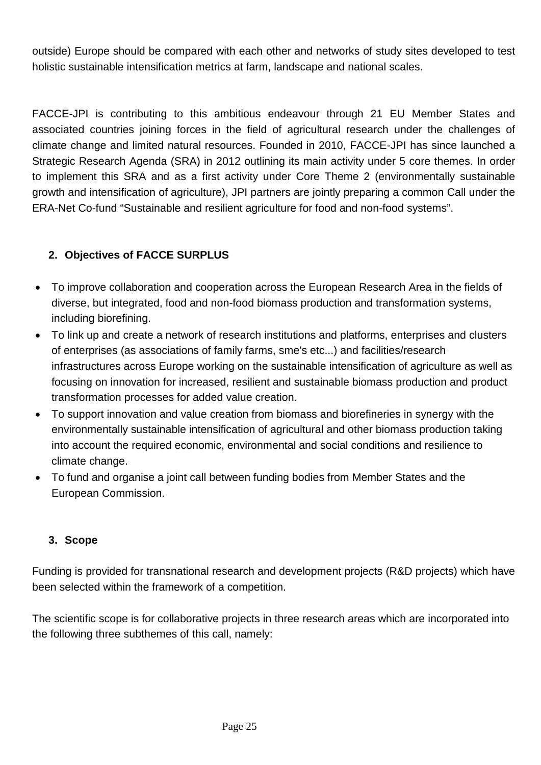outside) Europe should be compared with each other and networks of study sites developed to test holistic sustainable intensification metrics at farm, landscape and national scales.

FACCE-JPI is contributing to this ambitious endeavour through 21 EU Member States and associated countries joining forces in the field of agricultural research under the challenges of climate change and limited natural resources. Founded in 2010, FACCE-JPI has since launched a Strategic Research Agenda (SRA) in 2012 outlining its main activity under 5 core themes. In order to implement this SRA and as a first activity under Core Theme 2 (environmentally sustainable growth and intensification of agriculture), JPI partners are jointly preparing a common Call under the ERA-Net Co-fund "Sustainable and resilient agriculture for food and non-food systems".

## 2. Objectives of FACCE SURPLUS

- To improve collaboration and cooperation across the European Research Area in the fields of diverse, but integrated, food and non-food biomass production and transformation systems, including biorefining.
- To link up and create a network of research institutions and platforms, enterprises and clusters of enterprises (as associations of family farms, sme's etc...) and facilities/research infrastructures across Europe working on the sustainable intensification of agriculture as well as focusing on innovation for increased, resilient and sustainable biomass production and product transformation processes for added value creation.
- To support innovation and value creation from biomass and biorefineries in synergy with the environmentally sustainable intensification of agricultural and other biomass production taking into account the required economic, environmental and social conditions and resilience to climate change.
- To fund and organise a joint call between funding bodies from Member States and the European Commission.

## 3. Scope

Funding is provided for transnational research and development projects (R&D projects) which have been selected within the framework of a competition.

The scientific scope is for collaborative projects in three research areas which are incorporated into the following three subthemes of this call, namely: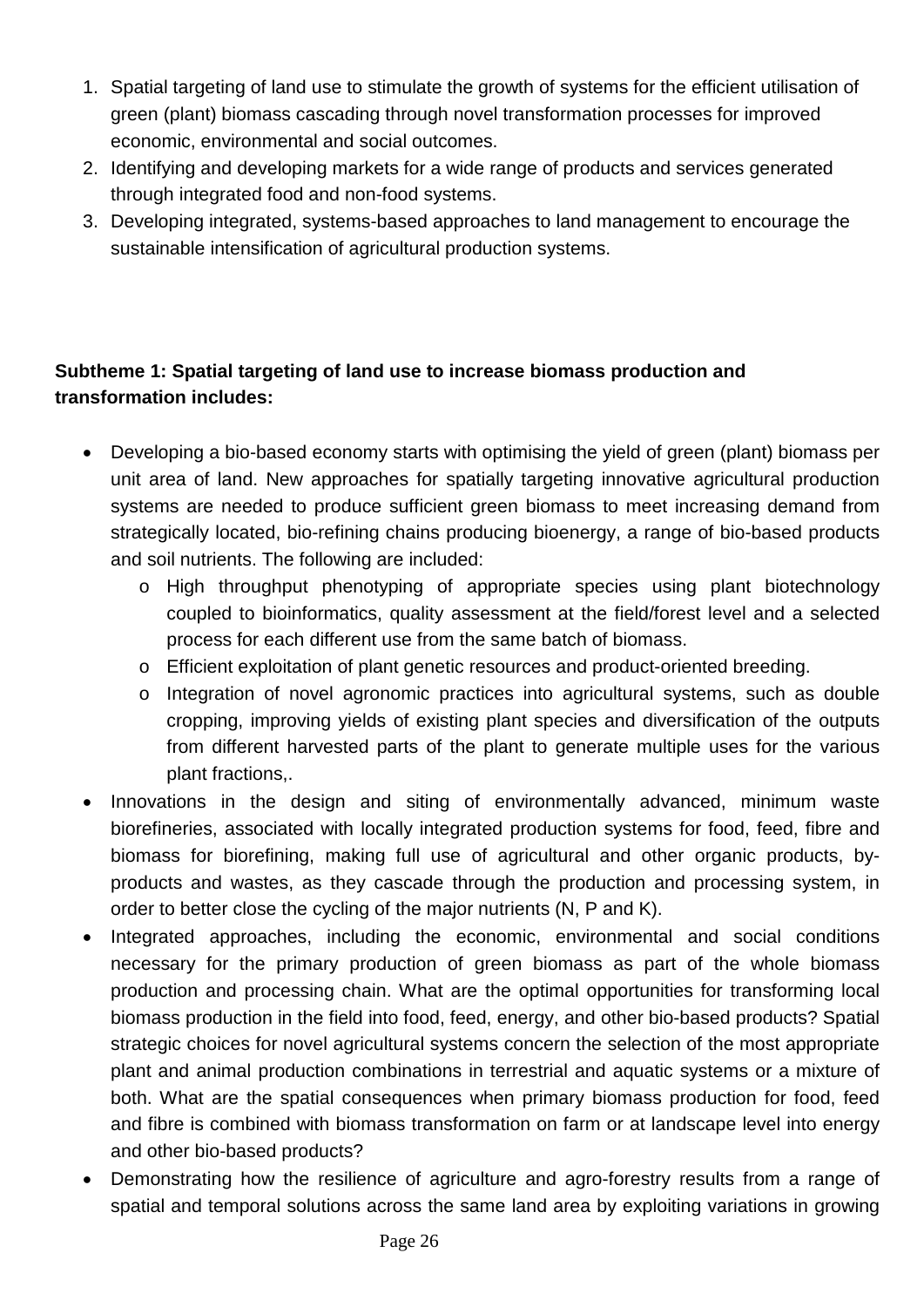1. Spatial targeting of land use to stimulate the growth of systems for the efficient utilisation of green (plant) biomass cascading through novel transformation processes for improved economic, environmental and social outcomes.
2. Identifying and developing markets for a wide range of products and services generated through integrated food and non-food systems.
3. Developing integrated, systems-based approaches to land management to encourage the sustainable intensification of agricultural production systems.

**Subtheme 1: Spatial targeting of land use to increase biomass production and transformation includes:**

- Developing a bio-based economy starts with optimising the yield of green (plant) biomass per unit area of land. New approaches for spatially targeting innovative agricultural production systems are needed to produce sufficient green biomass to meet increasing demand from strategically located, bio-refining chains producing bioenergy, a range of bio-based products and soil nutrients. The following are included:
    - High throughput phenotyping of appropriate species using plant biotechnology coupled to bioinformatics, quality assessment at the field/forest level and a selected process for each different use from the same batch of biomass.
    - Efficient exploitation of plant genetic resources and product-oriented breeding.
    - Integration of novel agronomic practices into agricultural systems, such as double cropping, improving yields of existing plant species and diversification of the outputs from different harvested parts of the plant to generate multiple uses for the various plant fractions,.
- Innovations in the design and siting of environmentally advanced, minimum waste biorefineries, associated with locally integrated production systems for food, feed, fibre and biomass for biorefining, making full use of agricultural and other organic products, by-products and wastes, as they cascade through the production and processing system, in order to better close the cycling of the major nutrients (N, P and K).
- Integrated approaches, including the economic, environmental and social conditions necessary for the primary production of green biomass as part of the whole biomass production and processing chain. What are the optimal opportunities for transforming local biomass production in the field into food, feed, energy, and other bio-based products? Spatial strategic choices for novel agricultural systems concern the selection of the most appropriate plant and animal production combinations in terrestrial and aquatic systems or a mixture of both. What are the spatial consequences when primary biomass production for food, feed and fibre is combined with biomass transformation on farm or at landscape level into energy and other bio-based products?
- Demonstrating how the resilience of agriculture and agro-forestry results from a range of spatial and temporal solutions across the same land area by exploiting variations in growing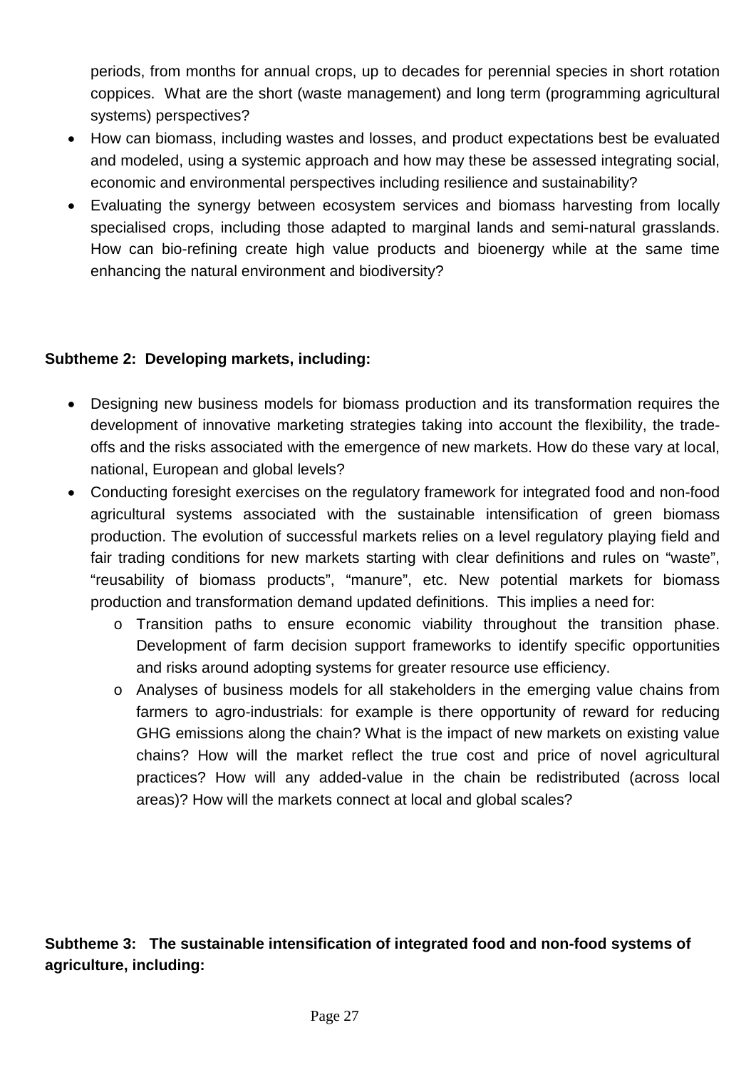periods, from months for annual crops, up to decades for perennial species in short rotation coppices. What are the short (waste management) and long term (programming agricultural systems) perspectives?

- How can biomass, including wastes and losses, and product expectations best be evaluated and modeled, using a systemic approach and how may these be assessed integrating social, economic and environmental perspectives including resilience and sustainability?
- Evaluating the synergy between ecosystem services and biomass harvesting from locally specialised crops, including those adapted to marginal lands and semi-natural grasslands. How can bio-refining create high value products and bioenergy while at the same time enhancing the natural environment and biodiversity?

**Subtheme 2: Developing markets, including:**

- Designing new business models for biomass production and its transformation requires the development of innovative marketing strategies taking into account the flexibility, the trade-offs and the risks associated with the emergence of new markets. How do these vary at local, national, European and global levels?
- Conducting foresight exercises on the regulatory framework for integrated food and non-food agricultural systems associated with the sustainable intensification of green biomass production. The evolution of successful markets relies on a level regulatory playing field and fair trading conditions for new markets starting with clear definitions and rules on "waste", "reusability of biomass products", "manure", etc. New potential markets for biomass production and transformation demand updated definitions. This implies a need for:
  - Transition paths to ensure economic viability throughout the transition phase. Development of farm decision support frameworks to identify specific opportunities and risks around adopting systems for greater resource use efficiency.
  - Analyses of business models for all stakeholders in the emerging value chains from farmers to agro-industrials: for example is there opportunity of reward for reducing GHG emissions along the chain? What is the impact of new markets on existing value chains? How will the market reflect the true cost and price of novel agricultural practices? How will any added-value in the chain be redistributed (across local areas)? How will the markets connect at local and global scales?

**Subtheme 3: The sustainable intensification of integrated food and non-food systems of agriculture, including:**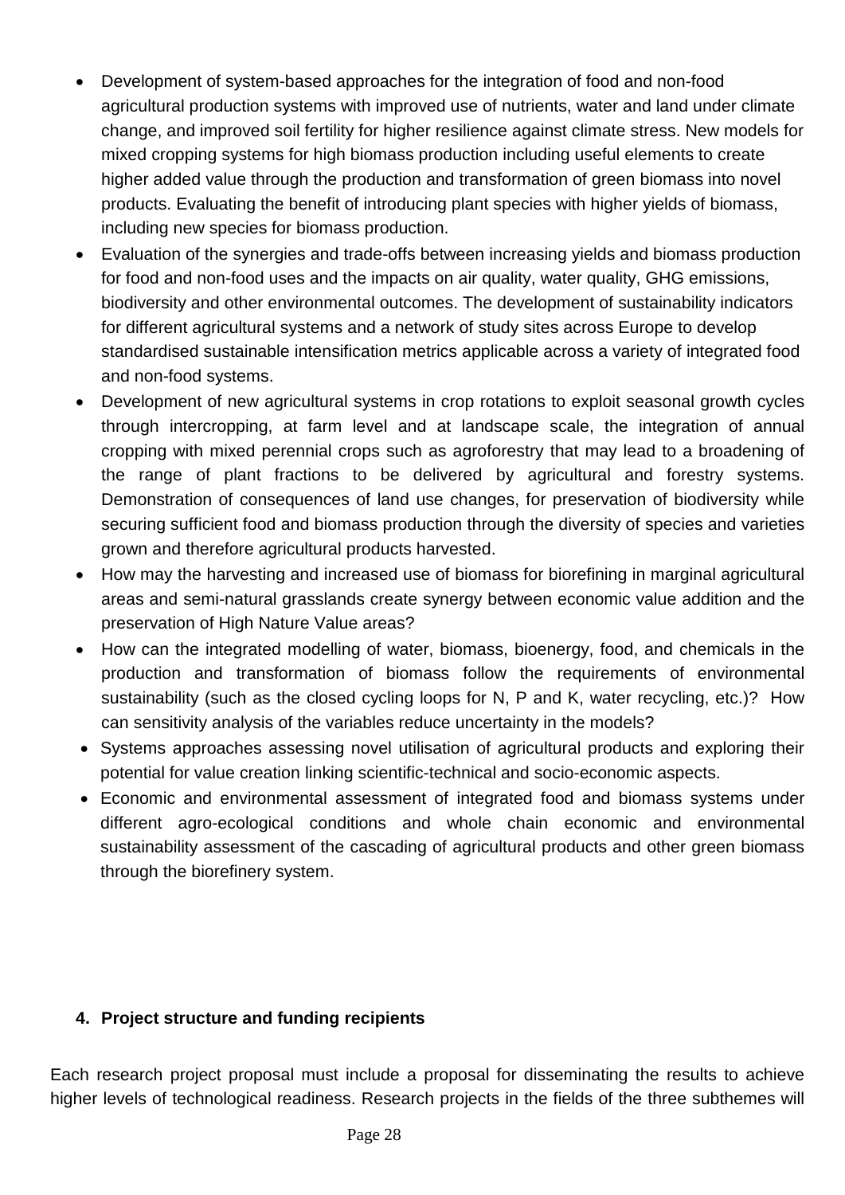- Development of system-based approaches for the integration of food and non-food agricultural production systems with improved use of nutrients, water and land under climate change, and improved soil fertility for higher resilience against climate stress. New models for mixed cropping systems for high biomass production including useful elements to create higher added value through the production and transformation of green biomass into novel products. Evaluating the benefit of introducing plant species with higher yields of biomass, including new species for biomass production.
- Evaluation of the synergies and trade-offs between increasing yields and biomass production for food and non-food uses and the impacts on air quality, water quality, GHG emissions, biodiversity and other environmental outcomes. The development of sustainability indicators for different agricultural systems and a network of study sites across Europe to develop standardised sustainable intensification metrics applicable across a variety of integrated food and non-food systems.
- Development of new agricultural systems in crop rotations to exploit seasonal growth cycles through intercropping, at farm level and at landscape scale, the integration of annual cropping with mixed perennial crops such as agroforestry that may lead to a broadening of the range of plant fractions to be delivered by agricultural and forestry systems. Demonstration of consequences of land use changes, for preservation of biodiversity while securing sufficient food and biomass production through the diversity of species and varieties grown and therefore agricultural products harvested.
- How may the harvesting and increased use of biomass for biorefining in marginal agricultural areas and semi-natural grasslands create synergy between economic value addition and the preservation of High Nature Value areas?
- How can the integrated modelling of water, biomass, bioenergy, food, and chemicals in the production and transformation of biomass follow the requirements of environmental sustainability (such as the closed cycling loops for N, P and K, water recycling, etc.)? How can sensitivity analysis of the variables reduce uncertainty in the models?
- Systems approaches assessing novel utilisation of agricultural products and exploring their potential for value creation linking scientific-technical and socio-economic aspects.
- Economic and environmental assessment of integrated food and biomass systems under different agro-ecological conditions and whole chain economic and environmental sustainability assessment of the cascading of agricultural products and other green biomass through the biorefinery system.

## 4. Project structure and funding recipients

Each research project proposal must include a proposal for disseminating the results to achieve higher levels of technological readiness. Research projects in the fields of the three subthemes will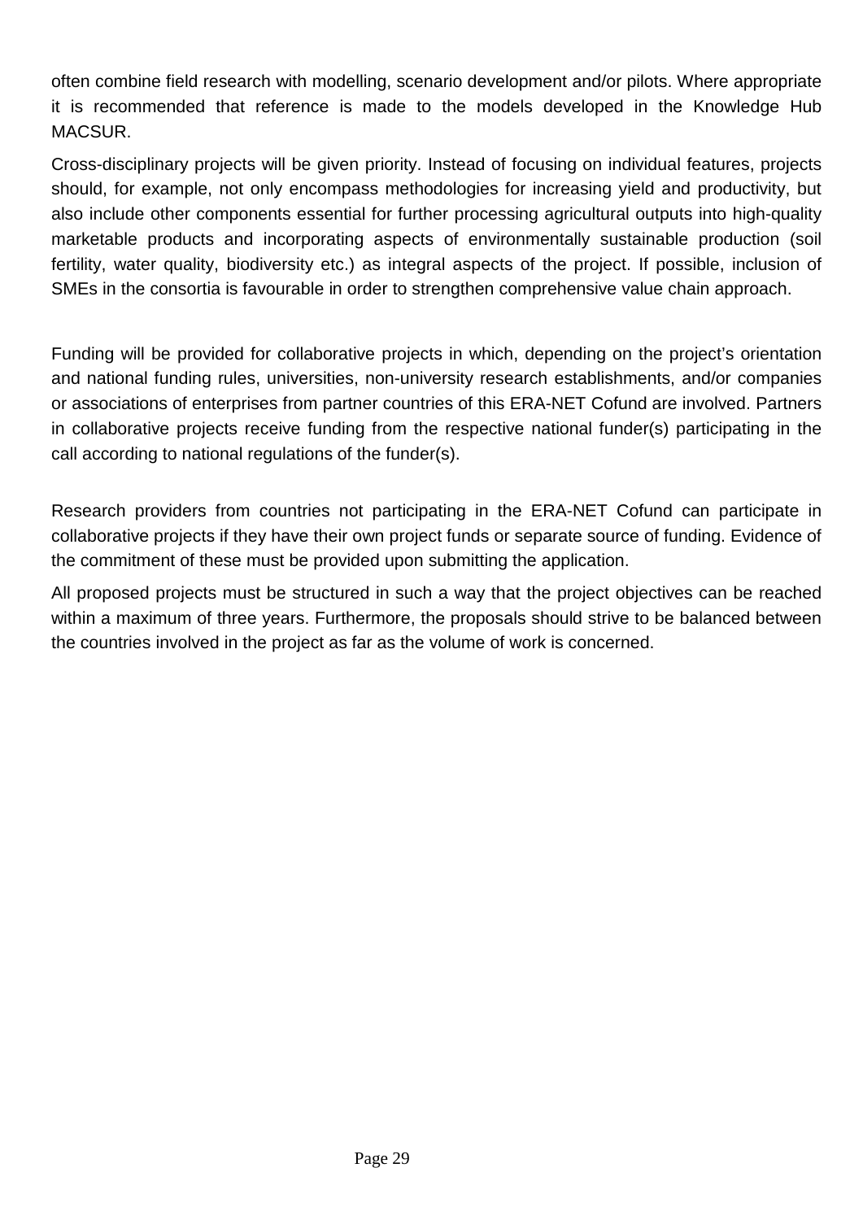often combine field research with modelling, scenario development and/or pilots. Where appropriate it is recommended that reference is made to the models developed in the Knowledge Hub MACSUR.

Cross-disciplinary projects will be given priority. Instead of focusing on individual features, projects should, for example, not only encompass methodologies for increasing yield and productivity, but also include other components essential for further processing agricultural outputs into high-quality marketable products and incorporating aspects of environmentally sustainable production (soil fertility, water quality, biodiversity etc.) as integral aspects of the project. If possible, inclusion of SMEs in the consortia is favourable in order to strengthen comprehensive value chain approach.

Funding will be provided for collaborative projects in which, depending on the project's orientation and national funding rules, universities, non-university research establishments, and/or companies or associations of enterprises from partner countries of this ERA-NET Cofund are involved. Partners in collaborative projects receive funding from the respective national funder(s) participating in the call according to national regulations of the funder(s).

Research providers from countries not participating in the ERA-NET Cofund can participate in collaborative projects if they have their own project funds or separate source of funding. Evidence of the commitment of these must be provided upon submitting the application.

All proposed projects must be structured in such a way that the project objectives can be reached within a maximum of three years. Furthermore, the proposals should strive to be balanced between the countries involved in the project as far as the volume of work is concerned.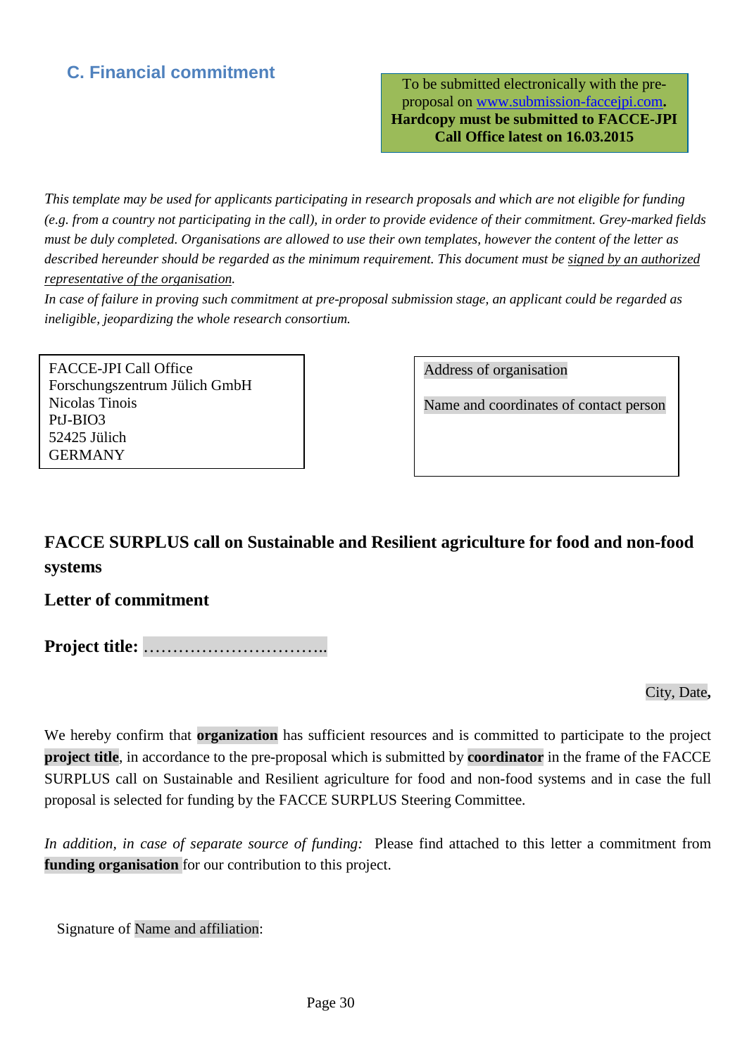## C. Financial commitment

To be submitted electronically with the pre-proposal on www.submission-faccejpi.com. **Hardcopy must be submitted to FACCE-JPI Call Office latest on 16.03.2015**

*This template may be used for applicants participating in research proposals and which are not eligible for funding (e.g. from a country not participating in the call), in order to provide evidence of their commitment. Grey-marked fields must be duly completed. Organisations are allowed to use their own templates, however the content of the letter as described hereunder should be regarded as the minimum requirement. This document must be signed by an authorized representative of the organisation.*

*In case of failure in proving such commitment at pre-proposal submission stage, an applicant could be regarded as ineligible, jeopardizing the whole research consortium.*

FACCE-JPI Call Office
Forschungszentrum Jülich GmbH
Nicolas Tinois
PtJ-BIO3
52425 Jülich
GERMANY

Address of organisation

Name and coordinates of contact person

### FACCE SURPLUS call on Sustainable and Resilient agriculture for food and non-food systems

### Letter of commitment

**Project title:** …………………………..

City, Date,

We hereby confirm that **organization** has sufficient resources and is committed to participate to the project **project title**, in accordance to the pre-proposal which is submitted by **coordinator** in the frame of the FACCE SURPLUS call on Sustainable and Resilient agriculture for food and non-food systems and in case the full proposal is selected for funding by the FACCE SURPLUS Steering Committee.

*In addition, in case of separate source of funding:* Please find attached to this letter a commitment from **funding organisation** for our contribution to this project.

Signature of Name and affiliation: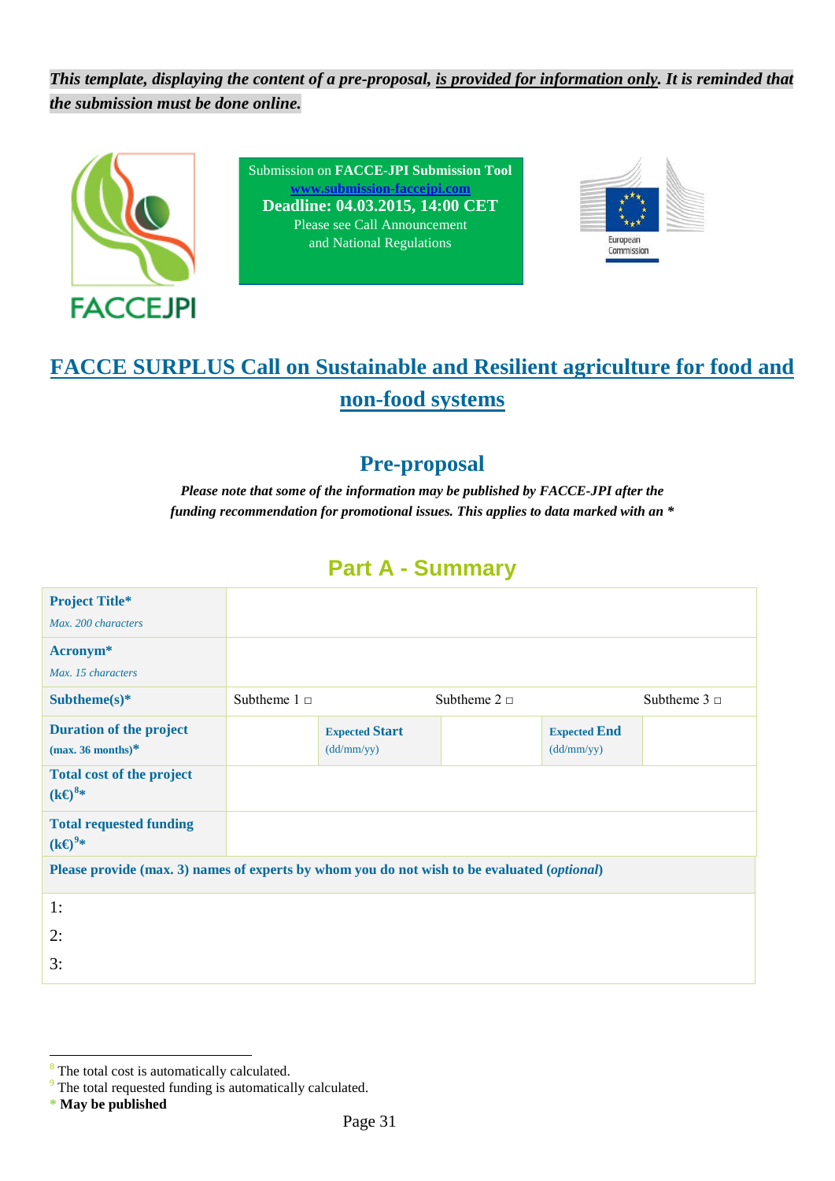***This template, displaying the content of a pre-proposal, is provided for information only. It is reminded that the submission must be done online.***

FACCEJPI

Submission on **FACCE-JPI Submission Tool**
**www.submission-faccejpi.com**
**Deadline: 04.03.2015, 14:00 CET**
Please see Call Announcement
and National Regulations

European Commission

# FACCE SURPLUS Call on Sustainable and Resilient agriculture for food and non-food systems

## Pre-proposal

***Please note that some of the information may be published by FACCE-JPI after the funding recommendation for promotional issues. This applies to data marked with an \****

## Part A - Summary

| | | | | | |
|---|---|---|---|---|---|
| **Project Title\***<br>*Max. 200 characters* | | | | | |
| **Acronym\***<br>*Max. 15 characters* | | | | | |
| **Subtheme(s)\*** | Subtheme 1 □ | | Subtheme 2 □ | | Subtheme 3 □ |
| **Duration of the project (max. 36 months)\*** | | **Expected Start** (dd/mm/yy) | | **Expected End** (dd/mm/yy) | |
| **Total cost of the project (k€)[8]\*** | | | | | |
| **Total requested funding (k€)[9]\*** | | | | | |

| |
|---|
| **Please provide (max. 3) names of experts by whom you do not wish to be evaluated (*optional*)** |
| 1:<br>2:<br>3: |

[8] The total cost is automatically calculated.
[9] The total requested funding is automatically calculated.
\* **May be published**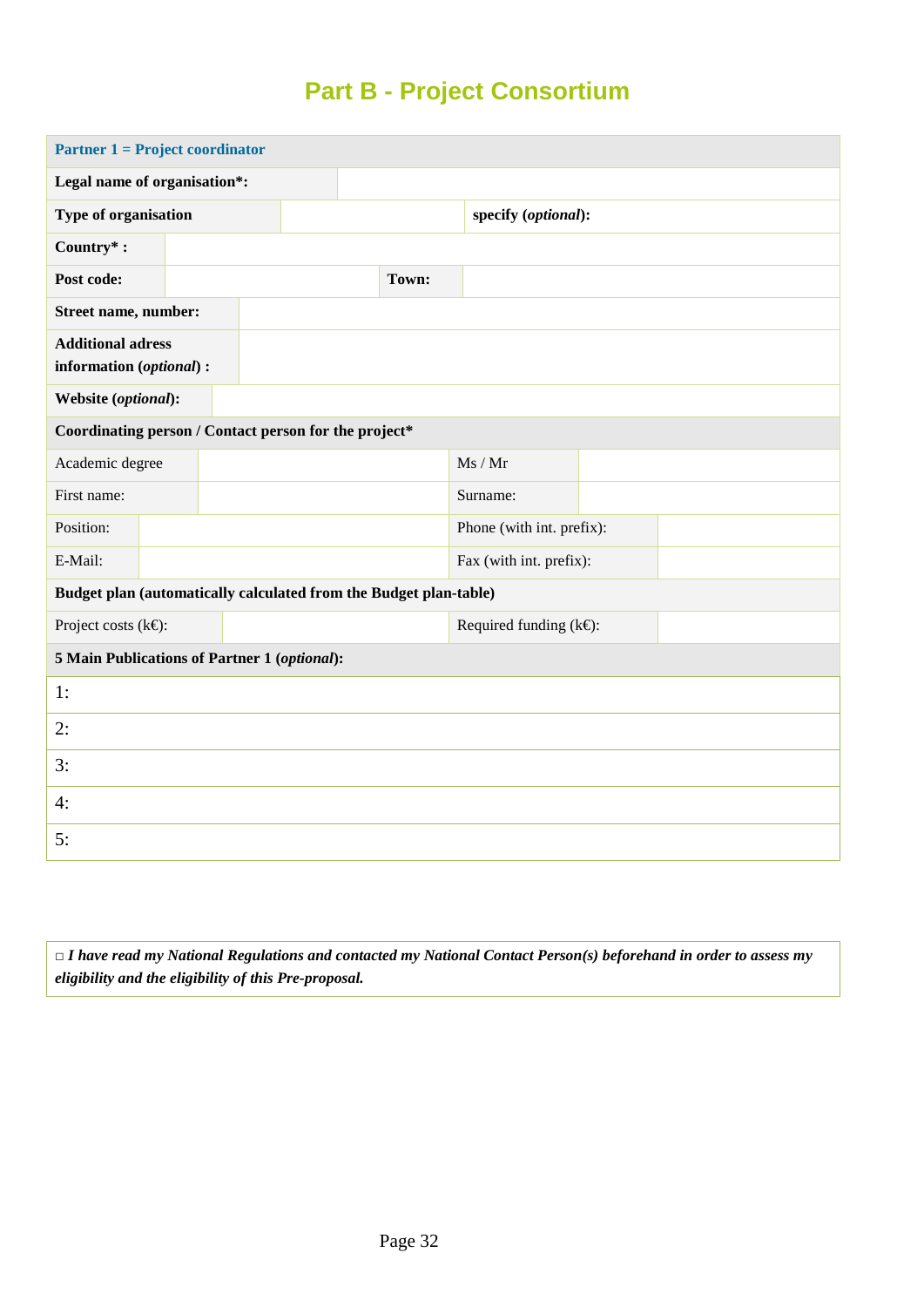# Part B - Project Consortium

| **Partner 1 = Project coordinator** | | | |
|---|---|---|---|
| **Legal name of organisation*:** | | | |
| **Type of organisation** | | **specify (*optional*):** | |
| **Country* :** | | | |
| **Post code:** | | **Town:** | |
| **Street name, number:** | | | |
| **Additional adress information (*optional*) :** | | | |
| **Website (*optional*):** | | | |
| **Coordinating person / Contact person for the project*** | | | |
| Academic degree | | Ms / Mr | |
| First name: | | Surname: | |
| Position: | | Phone (with int. prefix): | |
| E-Mail: | | Fax (with int. prefix): | |
| **Budget plan (automatically calculated from the Budget plan-table)** | | | |
| Project costs (k€): | | Required funding (k€): | |
| **5 Main Publications of Partner 1 (*optional*):** | | | |
| 1: | | | |
| 2: | | | |
| 3: | | | |
| 4: | | | |
| 5: | | | |

□ ***I have read my National Regulations and contacted my National Contact Person(s) beforehand in order to assess my eligibility and the eligibility of this Pre-proposal.***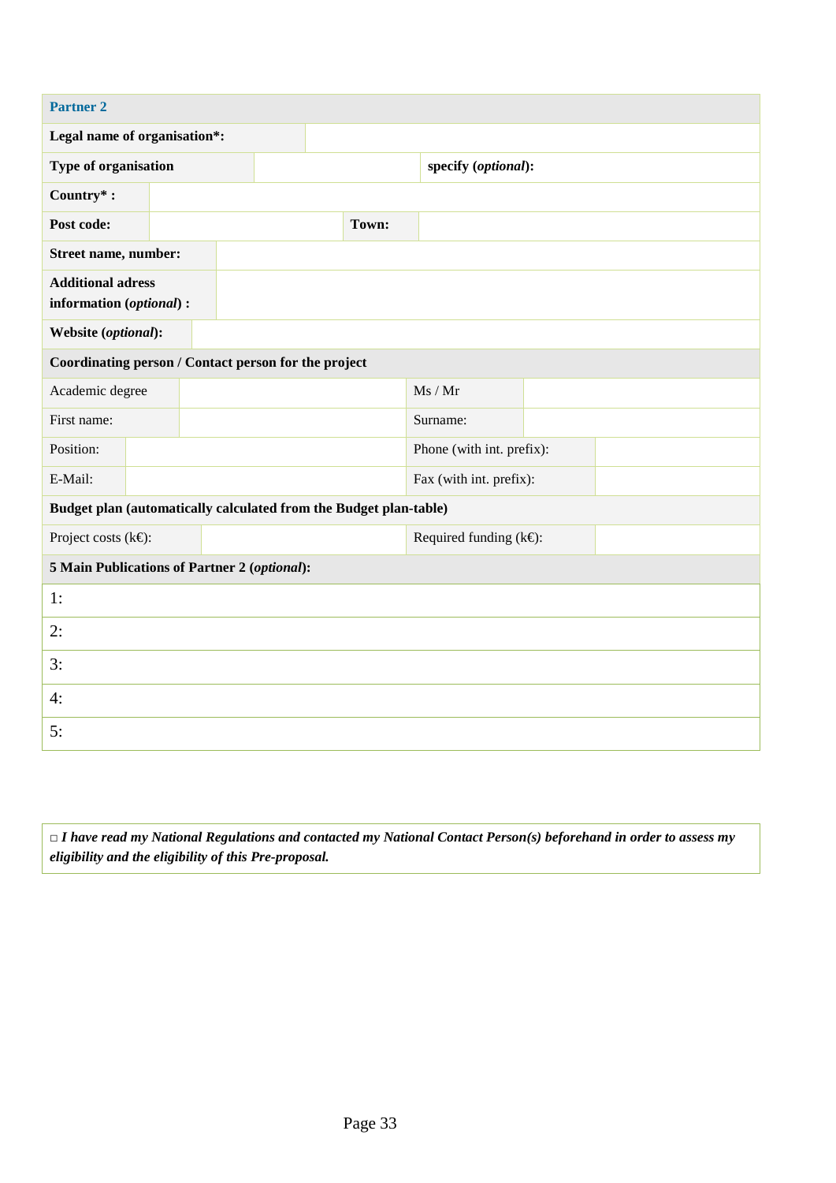| Partner 2 | | | |
|---|---|---|---|
| **Legal name of organisation*:** | | | |
| **Type of organisation** | | **specify (*optional*):** | |
| **Country* :** | | | |
| **Post code:** | | **Town:** | |
| **Street name, number:** | | | |
| **Additional adress information (*optional*) :** | | | |
| **Website (*optional*):** | | | |
| **Coordinating person / Contact person for the project** | | | |
| Academic degree | | Ms / Mr | |
| First name: | | Surname: | |
| Position: | | Phone (with int. prefix): | |
| E-Mail: | | Fax (with int. prefix): | |
| **Budget plan (automatically calculated from the Budget plan-table)** | | | |
| Project costs (k€): | | Required funding (k€): | |
| **5 Main Publications of Partner 2 (*optional*):** | | | |
| 1: | | | |
| 2: | | | |
| 3: | | | |
| 4: | | | |
| 5: | | | |

□ ***I have read my National Regulations and contacted my National Contact Person(s) beforehand in order to assess my eligibility and the eligibility of this Pre-proposal.***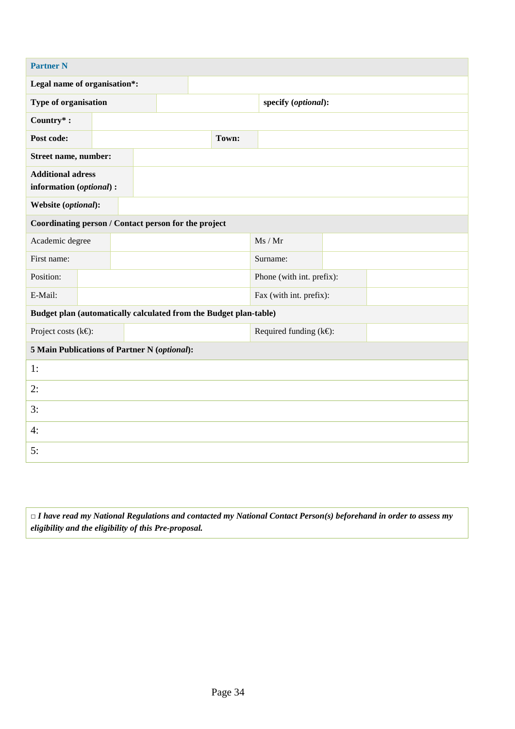| **Partner N** | | | |
|---|---|---|---|
| **Legal name of organisation*:** | | | |
| **Type of organisation** | | **specify (*optional*):** | |
| **Country* :** | | | |
| **Post code:** | | **Town:** | |
| **Street name, number:** | | | |
| **Additional adress information (*optional*) :** | | | |
| **Website (*optional*):** | | | |
| **Coordinating person / Contact person for the project** | | | |
| Academic degree | | Ms / Mr | |
| First name: | | Surname: | |
| Position: | | Phone (with int. prefix): | |
| E-Mail: | | Fax (with int. prefix): | |
| **Budget plan (automatically calculated from the Budget plan-table)** | | | |
| Project costs (k€): | | Required funding (k€): | |
| **5 Main Publications of Partner N (*optional*):** | | | |
| 1: | | | |
| 2: | | | |
| 3: | | | |
| 4: | | | |
| 5: | | | |

□ ***I have read my National Regulations and contacted my National Contact Person(s) beforehand in order to assess my eligibility and the eligibility of this Pre-proposal.***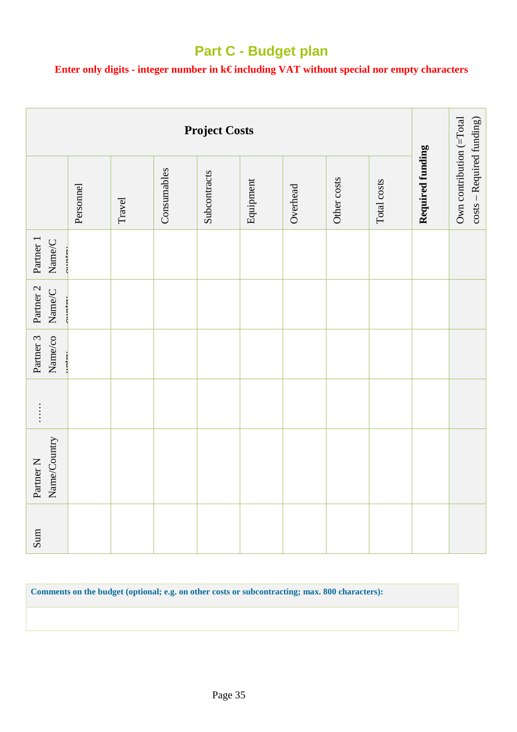## Part C - Budget plan

**Enter only digits - integer number in k€ including VAT without special nor empty characters**

| Project Costs | | | | | | | | | **Required funding** | Own contribution (=Total costs – Required funding) |
|---|---|---|---|---|---|---|---|---|---|---|
| | Personnel | Travel | Consumables | Subcontracts | Equipment | Overhead | Other costs | Total costs | | |
| Partner 1 Name/Country | | | | | | | | | | |
| Partner 2 Name/Country | | | | | | | | | | |
| Partner 3 Name/country | | | | | | | | | | |
| …… | | | | | | | | | | |
| Partner N Name/Country | | | | | | | | | | |
| Sum | | | | | | | | | | |

| **Comments on the budget (optional; e.g. on other costs or subcontracting; max. 800 characters):** |
|---|
| |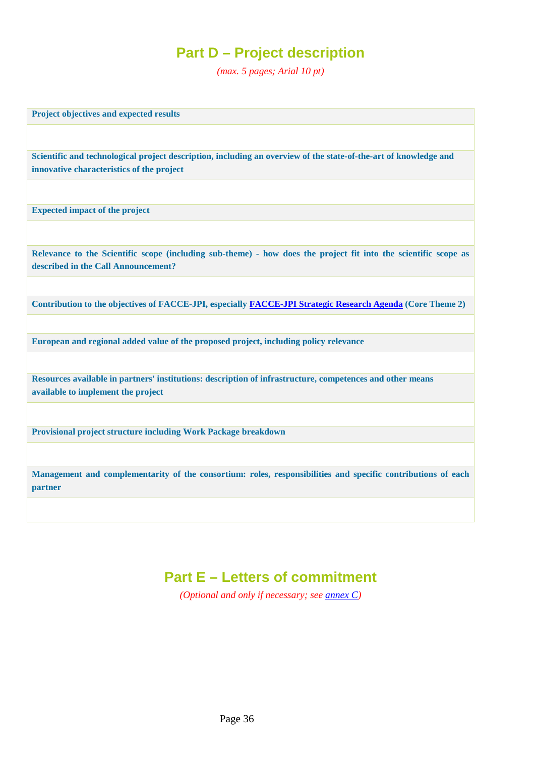## Part D – Project description

*(max. 5 pages; Arial 10 pt)*

| **Project objectives and expected results** |
|---|
| |
| **Scientific and technological project description, including an overview of the state-of-the-art of knowledge and innovative characteristics of the project** |
| |
| **Expected impact of the project** |
| |
| **Relevance to the Scientific scope (including sub-theme) - how does the project fit into the scientific scope as described in the Call Announcement?** |
| |
| **Contribution to the objectives of FACCE-JPI, especially FACCE-JPI Strategic Research Agenda (Core Theme 2)** |
| |
| **European and regional added value of the proposed project, including policy relevance** |
| |
| **Resources available in partners' institutions: description of infrastructure, competences and other means available to implement the project** |
| |
| **Provisional project structure including Work Package breakdown** |
| |
| **Management and complementarity of the consortium: roles, responsibilities and specific contributions of each partner** |
| |

## Part E – Letters of commitment

*(Optional and only if necessary; see annex C)*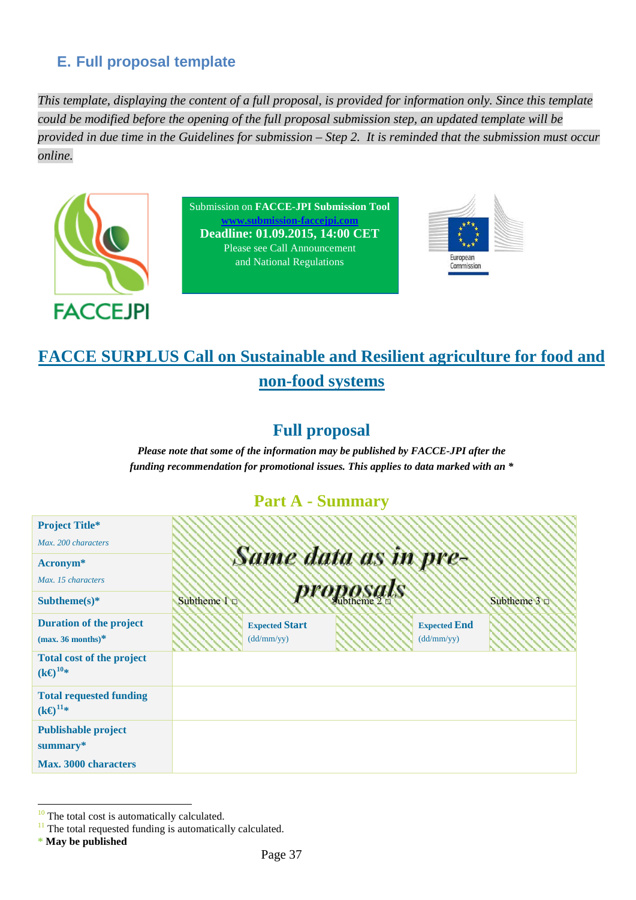## E. Full proposal template

*This template, displaying the content of a full proposal, is provided for information only. Since this template could be modified before the opening of the full proposal submission step, an updated template will be provided in due time in the Guidelines for submission – Step 2. It is reminded that the submission must occur online.*

FACCEJPI

Submission on **FACCE-JPI Submission Tool**
**www.submission-faccejpi.com**
**Deadline: 01.09.2015, 14:00 CET**
Please see Call Announcement
and National Regulations

European Commission

# FACCE SURPLUS Call on Sustainable and Resilient agriculture for food and non-food systems

## Full proposal

***Please note that some of the information may be published by FACCE-JPI after the funding recommendation for promotional issues. This applies to data marked with an ****

### Part A - Summary

| | | | | | |
|---|---|---|---|---|---|
| **Project Title***<br>*Max. 200 characters* | *Same data as in pre-proposals* | | | | |
| **Acronym***<br>*Max. 15 characters* | | | | | |
| **Subtheme(s)*** | Subtheme 1 □ | | Subtheme 2 □ | | Subtheme 3 □ |
| **Duration of the project (max. 36 months)*** | | **Expected Start** (dd/mm/yy) | | **Expected End** (dd/mm/yy) | |
| **Total cost of the project (k€)[10]*** | | | | | |
| **Total requested funding (k€)[11]*** | | | | | |
| **Publishable project summary***<br>**Max. 3000 characters** | | | | | |

[10] The total cost is automatically calculated.
[11] The total requested funding is automatically calculated.
\* **May be published**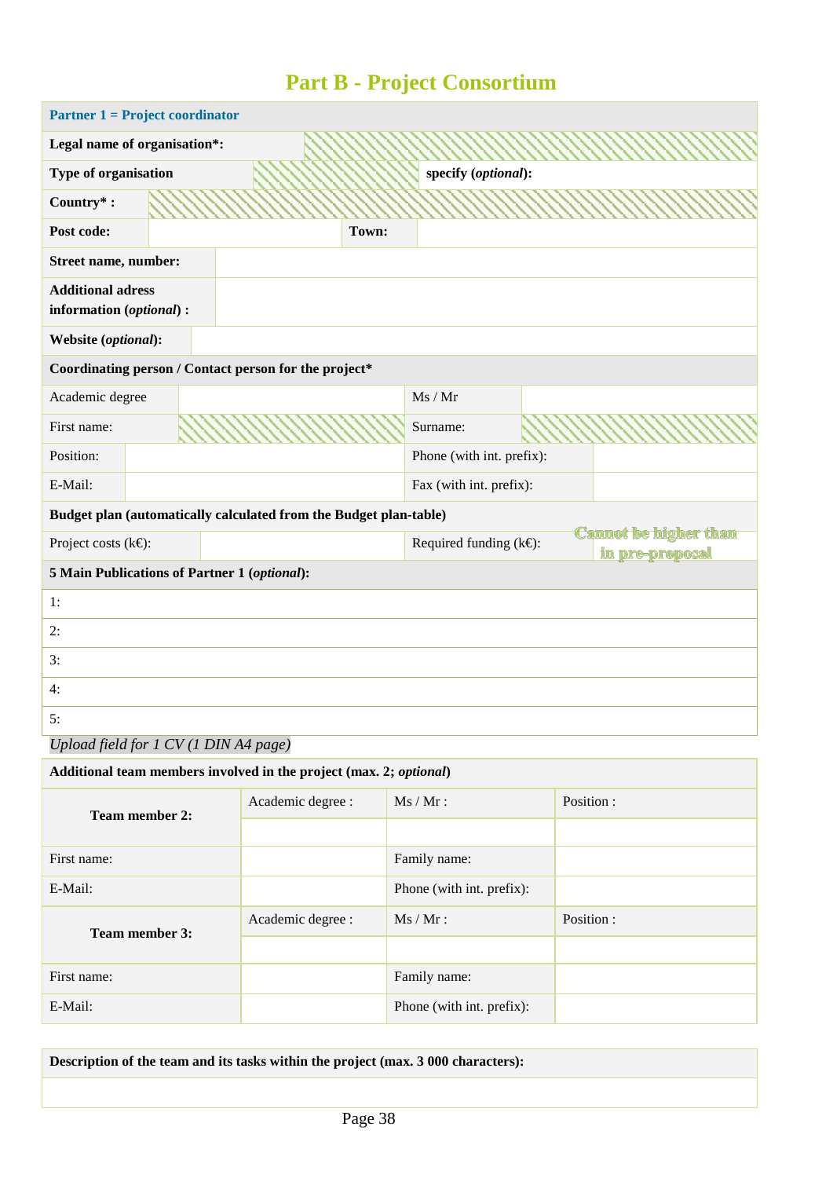# Part B - Project Consortium

| Partner 1 = Project coordinator | | | |
|---|---|---|---|
| **Legal name of organisation*:** | | | |
| **Type of organisation** | | **specify (*optional*):** | |
| **Country* :** | | | |
| **Post code:** | | **Town:** | |
| **Street name, number:** | | | |
| **Additional adress information (*optional*) :** | | | |
| **Website (*optional*):** | | | |
| **Coordinating person / Contact person for the project*** | | | |
| Academic degree | | Ms / Mr | |
| First name: | | Surname: | |
| Position: | | Phone (with int. prefix): | |
| E-Mail: | | Fax (with int. prefix): | |
| **Budget plan (automatically calculated from the Budget plan-table)** | | | |
| Project costs (k€): | | Required funding (k€): | Cannot be higher than in pre-proposal |
| **5 Main Publications of Partner 1 (*optional*):** | | | |
| 1: | | | |
| 2: | | | |
| 3: | | | |
| 4: | | | |
| 5: | | | |

*Upload field for 1 CV (1 DIN A4 page)*

| Additional team members involved in the project (max. 2; *optional*) | | | |
|---|---|---|---|
| **Team member 2:** | Academic degree : | Ms / Mr : | Position : |
| | | | |
| First name: | | Family name: | |
| E-Mail: | | Phone (with int. prefix): | |
| **Team member 3:** | Academic degree : | Ms / Mr : | Position : |
| | | | |
| First name: | | Family name: | |
| E-Mail: | | Phone (with int. prefix): | |

| Description of the team and its tasks within the project (max. 3 000 characters): |
|---|
| |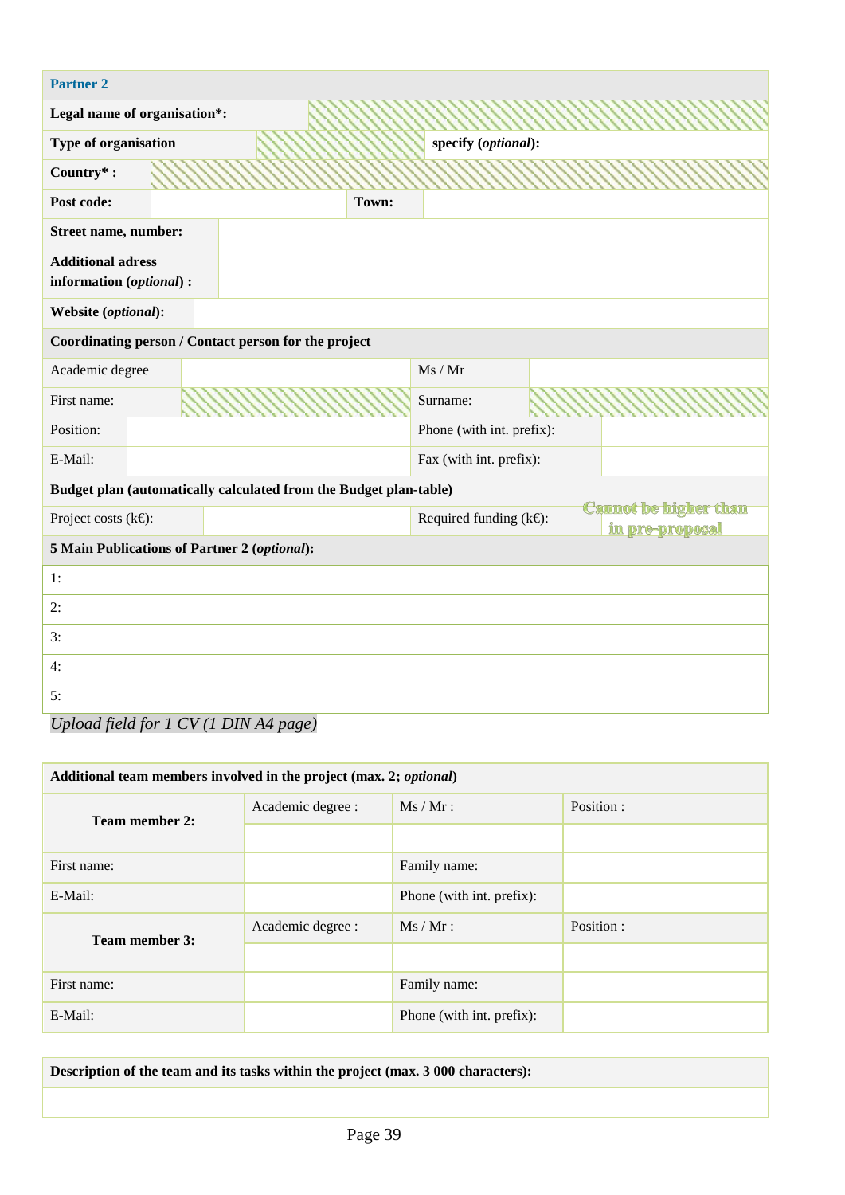| Partner 2 | | | |
|---|---|---|---|
| **Legal name of organisation*:** | | | |
| **Type of organisation** | | **specify (*optional*):** | |
| **Country* :** | | | |
| **Post code:** | | **Town:** | |
| **Street name, number:** | | | |
| **Additional adress information (*optional*) :** | | | |
| **Website (*optional*):** | | | |
| **Coordinating person / Contact person for the project** | | | |
| Academic degree | | Ms / Mr | |
| First name: | | Surname: | |
| Position: | | Phone (with int. prefix): | |
| E-Mail: | | Fax (with int. prefix): | |
| **Budget plan (automatically calculated from the Budget plan-table)** | | | |
| Project costs (k€): | | Required funding (k€): | Cannot be higher than in pre-proposal |
| **5 Main Publications of Partner 2 (*optional*):** | | | |
| 1: | | | |
| 2: | | | |
| 3: | | | |
| 4: | | | |
| 5: | | | |

*Upload field for 1 CV (1 DIN A4 page)*

| Additional team members involved in the project (max. 2; *optional*) | | | |
|---|---|---|---|
| **Team member 2:** | Academic degree : | Ms / Mr : | Position : |
| | | | |
| First name: | | Family name: | |
| E-Mail: | | Phone (with int. prefix): | |
| **Team member 3:** | Academic degree : | Ms / Mr : | Position : |
| | | | |
| First name: | | Family name: | |
| E-Mail: | | Phone (with int. prefix): | |

| Description of the team and its tasks within the project (max. 3 000 characters): |
|---|
| |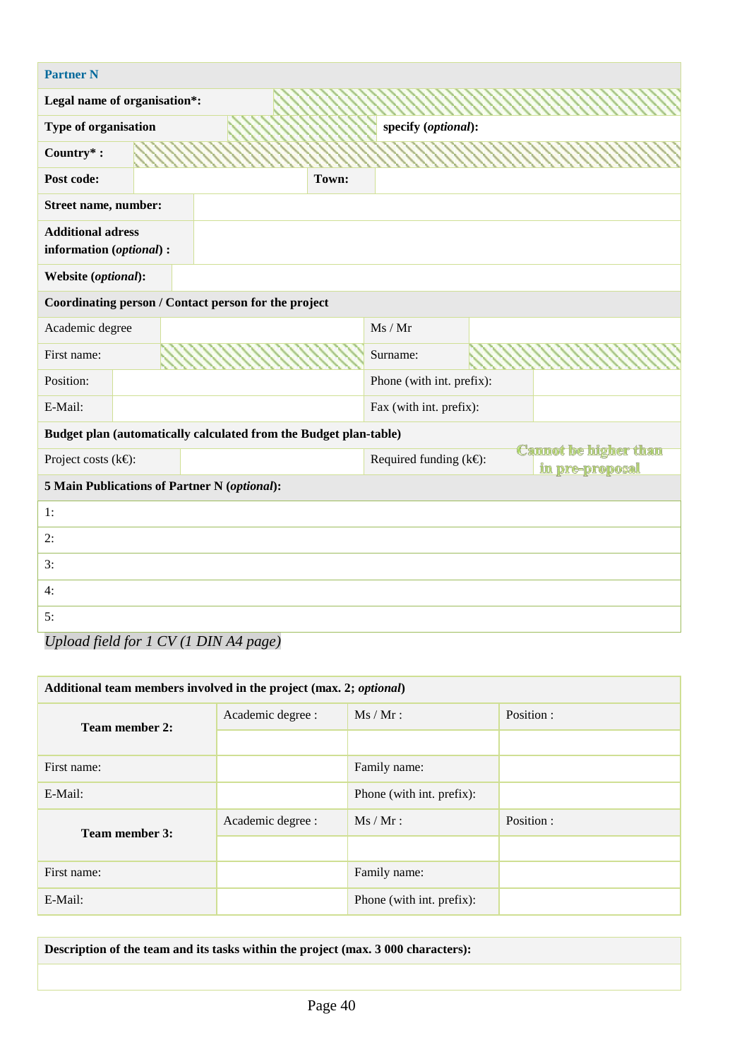| **Partner N** | | | |
|---|---|---|---|
| **Legal name of organisation*:** | | | |
| **Type of organisation** | | **specify (*optional*):** | |
| **Country* :** | | | |
| **Post code:** | | **Town:** | |
| **Street name, number:** | | | |
| **Additional adress information (*optional*) :** | | | |
| **Website (*optional*):** | | | |
| **Coordinating person / Contact person for the project** | | | |
| Academic degree | | Ms / Mr | |
| First name: | | Surname: | |
| Position: | | Phone (with int. prefix): | |
| E-Mail: | | Fax (with int. prefix): | |
| **Budget plan (automatically calculated from the Budget plan-table)** | | | |
| Project costs (k€): | | Required funding (k€): | Cannot be higher than in pre-proposal |
| **5 Main Publications of Partner N (*optional*):** | | | |
| 1: | | | |
| 2: | | | |
| 3: | | | |
| 4: | | | |
| 5: | | | |

*Upload field for 1 CV (1 DIN A4 page)*

| **Additional team members involved in the project (max. 2; *optional*)** | | | |
|---|---|---|---|
| **Team member 2:** | Academic degree : | Ms / Mr : | Position : |
| | | | |
| First name: | | Family name: | |
| E-Mail: | | Phone (with int. prefix): | |
| **Team member 3:** | Academic degree : | Ms / Mr : | Position : |
| | | | |
| First name: | | Family name: | |
| E-Mail: | | Phone (with int. prefix): | |

| **Description of the team and its tasks within the project (max. 3 000 characters):** |
|---|
| |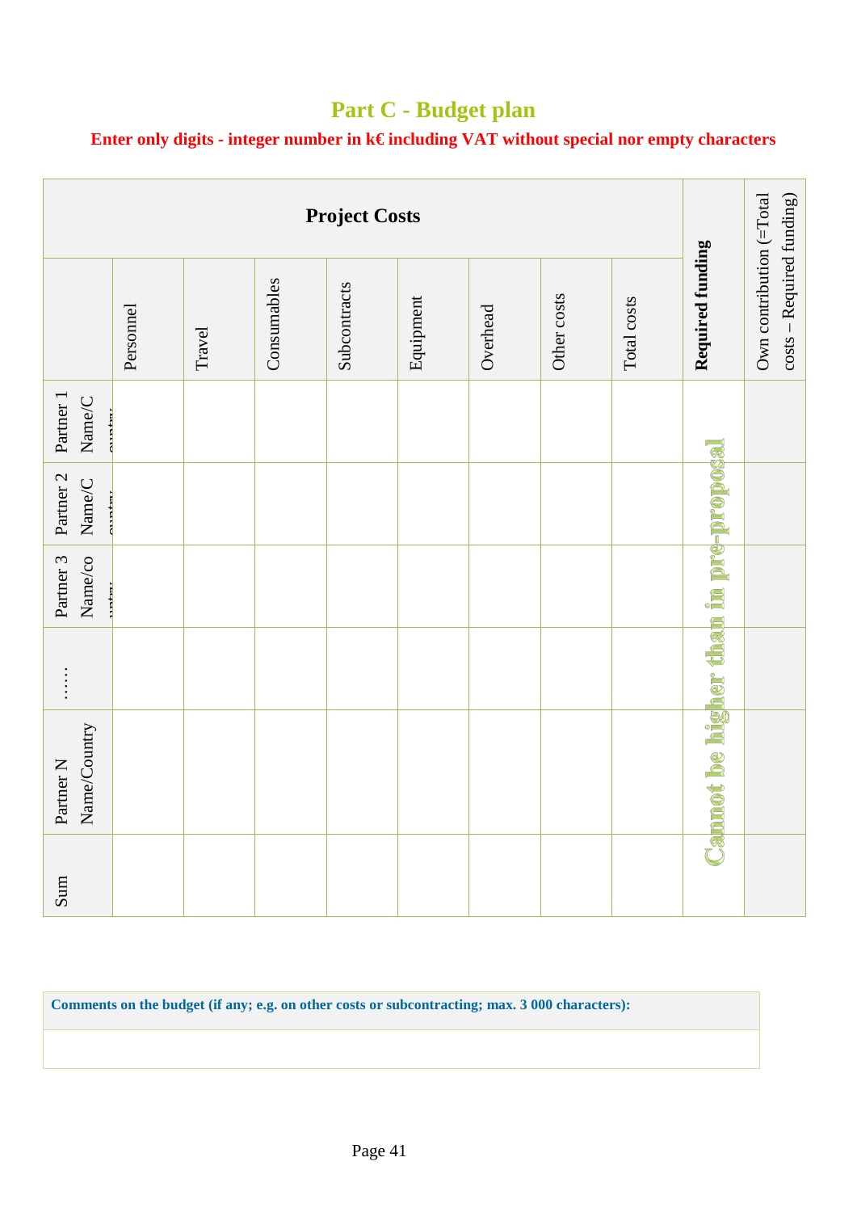## Part C - Budget plan

**Enter only digits - integer number in k€ including VAT without special nor empty characters**

| Project Costs | | | | | | | | | Required funding | Own contribution (=Total costs – Required funding) |
|---|---|---|---|---|---|---|---|---|---|---|
| | Personnel | Travel | Consumables | Subcontracts | Equipment | Overhead | Other costs | Total costs | | |
| Partner 1 Name/Country | | | | | | | | | Cannot be higher than in pre-proposal | |
| Partner 2 Name/Country | | | | | | | | | | |
| Partner 3 Name/country | | | | | | | | | | |
| …… | | | | | | | | | | |
| Partner N Name/Country | | | | | | | | | | |
| Sum | | | | | | | | | | |

| **Comments on the budget (if any; e.g. on other costs or subcontracting; max. 3 000 characters):** |
|---|
| |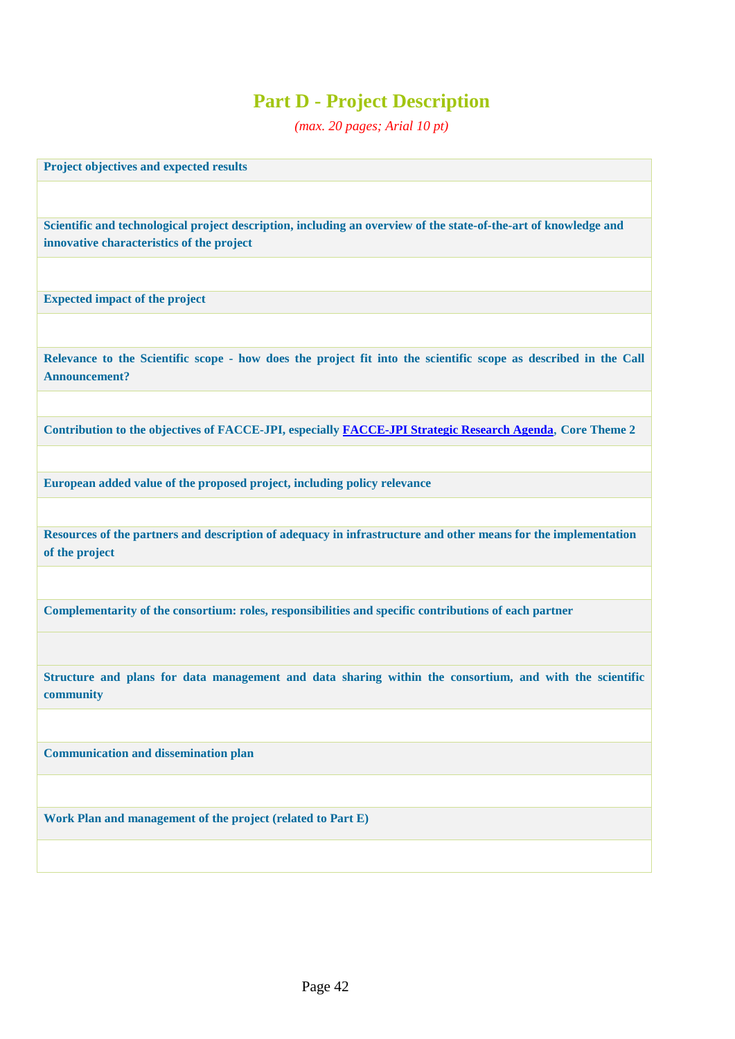# Part D - Project Description

*(max. 20 pages; Arial 10 pt)*

| **Project objectives and expected results** |
|---|
| |
| **Scientific and technological project description, including an overview of the state-of-the-art of knowledge and innovative characteristics of the project** |
| |
| **Expected impact of the project** |
| |
| **Relevance to the Scientific scope - how does the project fit into the scientific scope as described in the Call Announcement?** |
| |
| **Contribution to the objectives of FACCE-JPI, especially FACCE-JPI Strategic Research Agenda, Core Theme 2** |
| |
| **European added value of the proposed project, including policy relevance** |
| |
| **Resources of the partners and description of adequacy in infrastructure and other means for the implementation of the project** |
| |
| **Complementarity of the consortium: roles, responsibilities and specific contributions of each partner** |
| |
| **Structure and plans for data management and data sharing within the consortium, and with the scientific community** |
| |
| **Communication and dissemination plan** |
| |
| **Work Plan and management of the project (related to Part E)** |
| |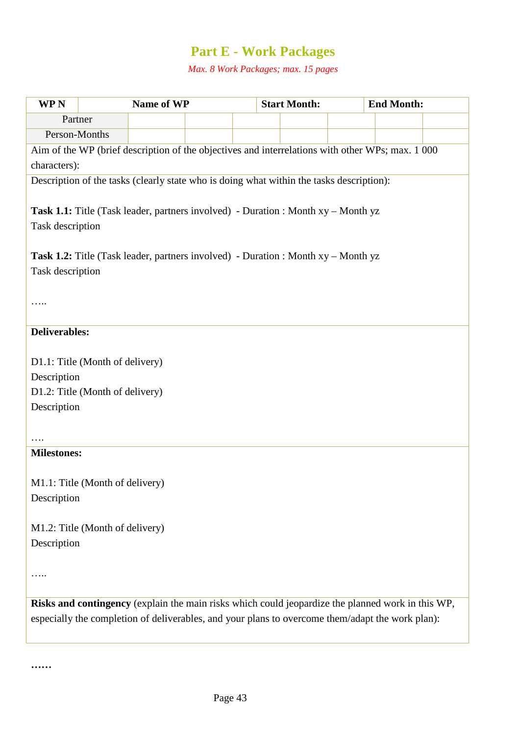# Part E - Work Packages

*Max. 8 Work Packages; max. 15 pages*

| **WP N** | **Name of WP** | | | **Start Month:** | | **End Month:** | |
|---|---|---|---|---|---|---|---|
| Partner | | | | | | | |
| Person-Months | | | | | | | |

Aim of the WP (brief description of the objectives and interrelations with other WPs; max. 1 000 characters):

Description of the tasks (clearly state who is doing what within the tasks description):

**Task 1.1:** Title (Task leader, partners involved) - Duration : Month xy – Month yz
Task description

**Task 1.2:** Title (Task leader, partners involved) - Duration : Month xy – Month yz
Task description

…..

**Deliverables:**

D1.1: Title (Month of delivery)
Description
D1.2: Title (Month of delivery)
Description

….

**Milestones:**

M1.1: Title (Month of delivery)
Description

M1.2: Title (Month of delivery)
Description

…..

**Risks and contingency** (explain the main risks which could jeopardize the planned work in this WP, especially the completion of deliverables, and your plans to overcome them/adapt the work plan):

**……**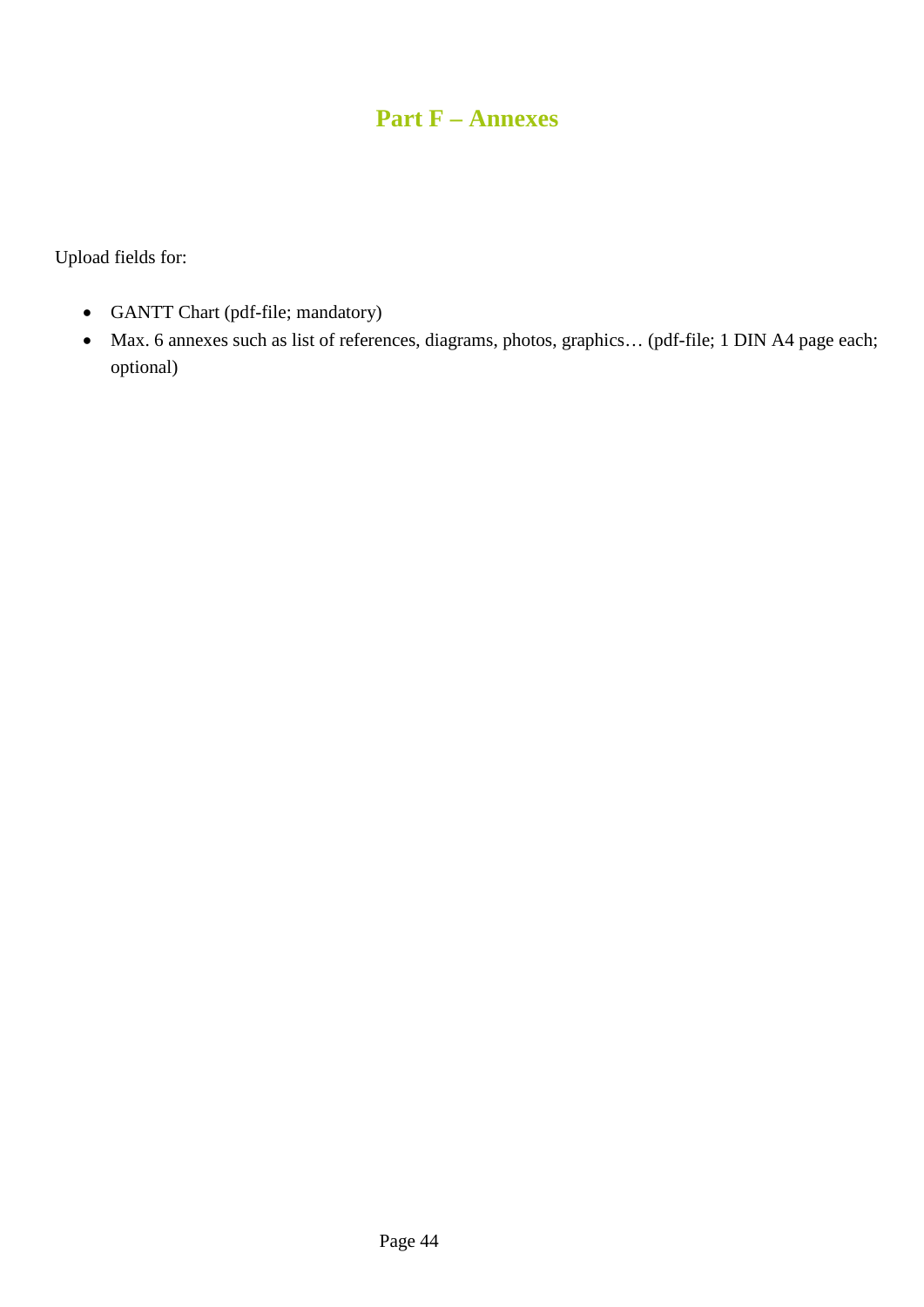# Part F – Annexes

Upload fields for:

- GANTT Chart (pdf-file; mandatory)
- Max. 6 annexes such as list of references, diagrams, photos, graphics… (pdf-file; 1 DIN A4 page each; optional)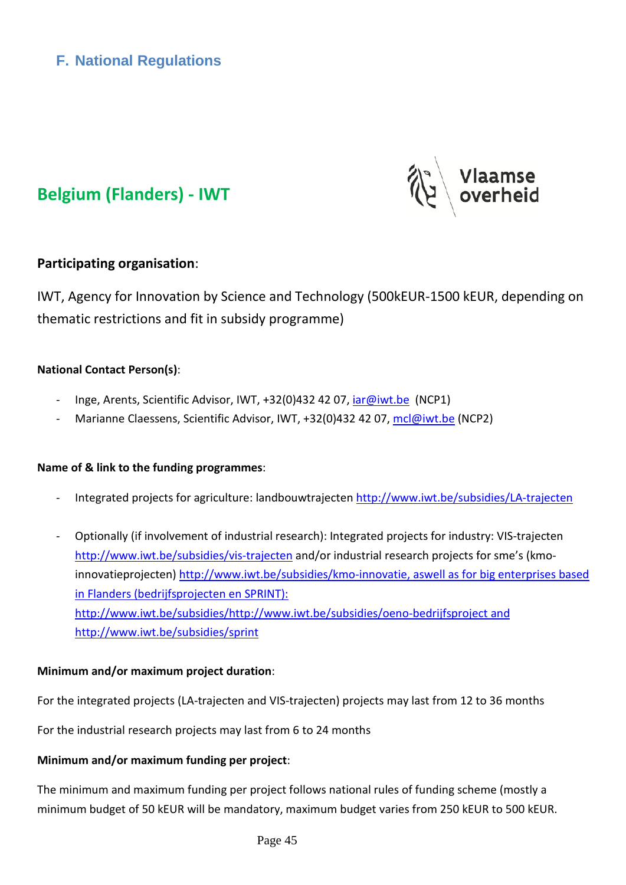## F. National Regulations

## Belgium (Flanders) - IWT

Vlaamse overheid

**Participating organisation**:

IWT, Agency for Innovation by Science and Technology (500kEUR-1500 kEUR, depending on thematic restrictions and fit in subsidy programme)

**National Contact Person(s)**:

- Inge, Arents, Scientific Advisor, IWT, +32(0)432 42 07, iar@iwt.be (NCP1)
- Marianne Claessens, Scientific Advisor, IWT, +32(0)432 42 07, mcl@iwt.be (NCP2)

**Name of & link to the funding programmes**:

- Integrated projects for agriculture: landbouwtrajecten http://www.iwt.be/subsidies/LA-trajecten

- Optionally (if involvement of industrial research): Integrated projects for industry: VIS-trajecten http://www.iwt.be/subsidies/vis-trajecten and/or industrial research projects for sme's (kmo-innovatieprojecten) http://www.iwt.be/subsidies/kmo-innovatie, aswell as for big enterprises based in Flanders (bedrijfsprojecten en SPRINT): http://www.iwt.be/subsidies/http://www.iwt.be/subsidies/oeno-bedrijfsproject and http://www.iwt.be/subsidies/sprint

**Minimum and/or maximum project duration**:

For the integrated projects (LA-trajecten and VIS-trajecten) projects may last from 12 to 36 months

For the industrial research projects may last from 6 to 24 months

**Minimum and/or maximum funding per project**:

The minimum and maximum funding per project follows national rules of funding scheme (mostly a minimum budget of 50 kEUR will be mandatory, maximum budget varies from 250 kEUR to 500 kEUR.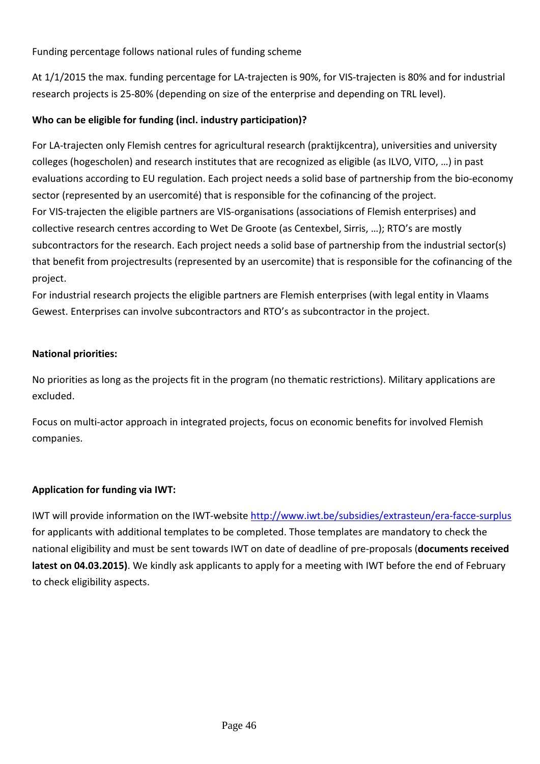Funding percentage follows national rules of funding scheme

At 1/1/2015 the max. funding percentage for LA-trajecten is 90%, for VIS-trajecten is 80% and for industrial research projects is 25-80% (depending on size of the enterprise and depending on TRL level).

**Who can be eligible for funding (incl. industry participation)?**

For LA-trajecten only Flemish centres for agricultural research (praktijkcentra), universities and university colleges (hogescholen) and research institutes that are recognized as eligible (as ILVO, VITO, …) in past evaluations according to EU regulation. Each project needs a solid base of partnership from the bio-economy sector (represented by an usercomité) that is responsible for the cofinancing of the project.
For VIS-trajecten the eligible partners are VIS-organisations (associations of Flemish enterprises) and collective research centres according to Wet De Groote (as Centexbel, Sirris, …); RTO's are mostly subcontractors for the research. Each project needs a solid base of partnership from the industrial sector(s) that benefit from projectresults (represented by an usercomite) that is responsible for the cofinancing of the project.
For industrial research projects the eligible partners are Flemish enterprises (with legal entity in Vlaams Gewest. Enterprises can involve subcontractors and RTO's as subcontractor in the project.

**National priorities:**

No priorities as long as the projects fit in the program (no thematic restrictions). Military applications are excluded.

Focus on multi-actor approach in integrated projects, focus on economic benefits for involved Flemish companies.

**Application for funding via IWT:**

IWT will provide information on the IWT-website http://www.iwt.be/subsidies/extrasteun/era-facce-surplus for applicants with additional templates to be completed. Those templates are mandatory to check the national eligibility and must be sent towards IWT on date of deadline of pre-proposals (**documents received latest on 04.03.2015)**. We kindly ask applicants to apply for a meeting with IWT before the end of February to check eligibility aspects.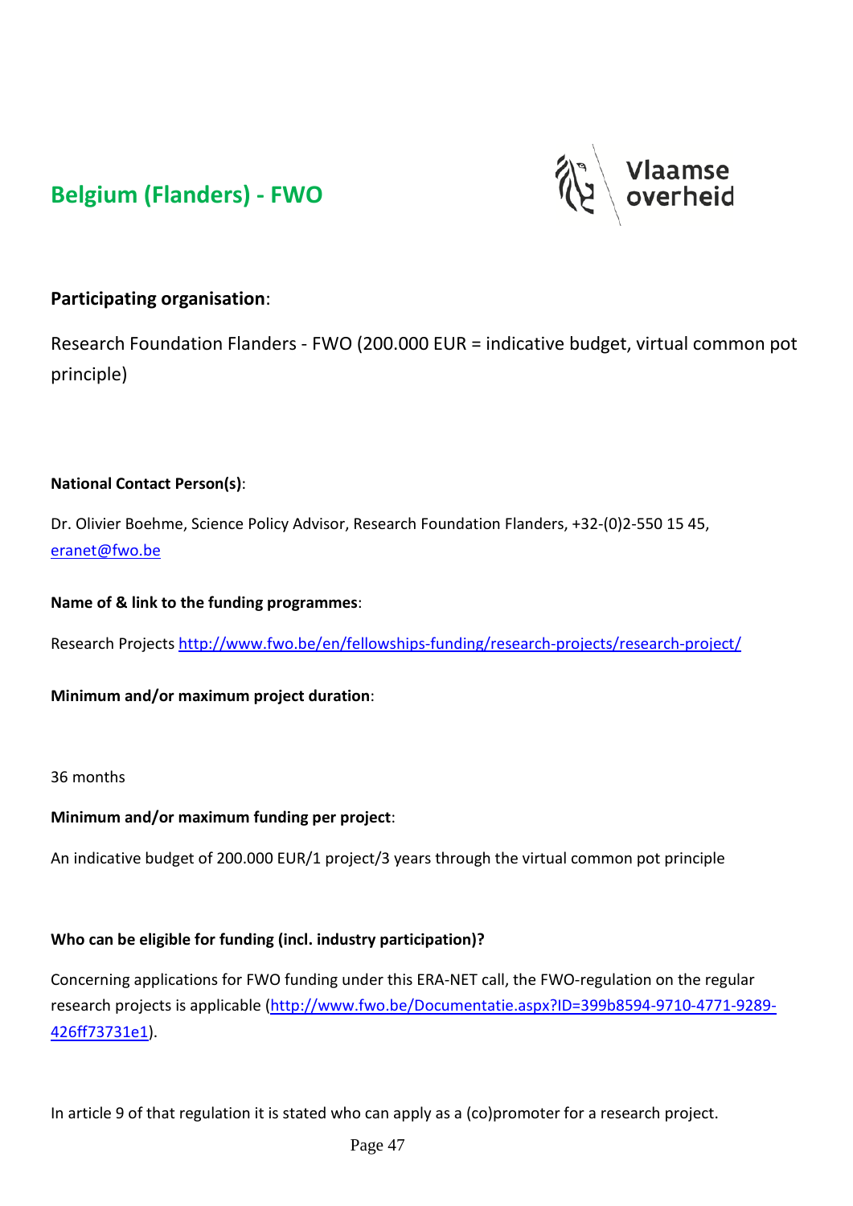## Belgium (Flanders) - FWO

### Participating organisation:

Research Foundation Flanders - FWO (200.000 EUR = indicative budget, virtual common pot principle)

**National Contact Person(s)**:

Dr. Olivier Boehme, Science Policy Advisor, Research Foundation Flanders, +32-(0)2-550 15 45, eranet@fwo.be

**Name of & link to the funding programmes**:

Research Projects http://www.fwo.be/en/fellowships-funding/research-projects/research-project/

**Minimum and/or maximum project duration**:

36 months

**Minimum and/or maximum funding per project**:

An indicative budget of 200.000 EUR/1 project/3 years through the virtual common pot principle

**Who can be eligible for funding (incl. industry participation)?**

Concerning applications for FWO funding under this ERA-NET call, the FWO-regulation on the regular research projects is applicable (http://www.fwo.be/Documentatie.aspx?ID=399b8594-9710-4771-9289-426ff73731e1).

In article 9 of that regulation it is stated who can apply as a (co)promoter for a research project.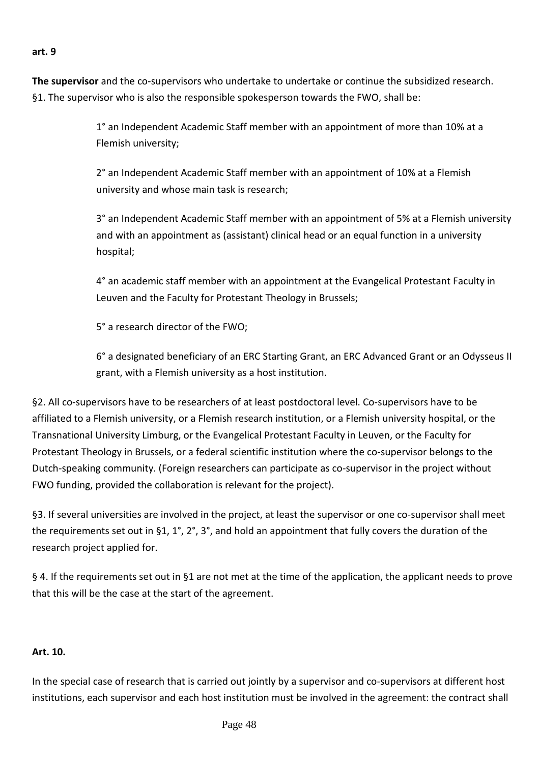**art. 9**

**The supervisor** and the co-supervisors who undertake to undertake or continue the subsidized research.
§1. The supervisor who is also the responsible spokesperson towards the FWO, shall be:

1° an Independent Academic Staff member with an appointment of more than 10% at a Flemish university;

2° an Independent Academic Staff member with an appointment of 10% at a Flemish university and whose main task is research;

3° an Independent Academic Staff member with an appointment of 5% at a Flemish university and with an appointment as (assistant) clinical head or an equal function in a university hospital;

4° an academic staff member with an appointment at the Evangelical Protestant Faculty in Leuven and the Faculty for Protestant Theology in Brussels;

5° a research director of the FWO;

6° a designated beneficiary of an ERC Starting Grant, an ERC Advanced Grant or an Odysseus II grant, with a Flemish university as a host institution.

§2. All co-supervisors have to be researchers of at least postdoctoral level. Co-supervisors have to be affiliated to a Flemish university, or a Flemish research institution, or a Flemish university hospital, or the Transnational University Limburg, or the Evangelical Protestant Faculty in Leuven, or the Faculty for Protestant Theology in Brussels, or a federal scientific institution where the co-supervisor belongs to the Dutch-speaking community. (Foreign researchers can participate as co-supervisor in the project without FWO funding, provided the collaboration is relevant for the project).

§3. If several universities are involved in the project, at least the supervisor or one co-supervisor shall meet the requirements set out in §1, 1°, 2°, 3°, and hold an appointment that fully covers the duration of the research project applied for.

§ 4. If the requirements set out in §1 are not met at the time of the application, the applicant needs to prove that this will be the case at the start of the agreement.

**Art. 10.**

In the special case of research that is carried out jointly by a supervisor and co-supervisors at different host institutions, each supervisor and each host institution must be involved in the agreement: the contract shall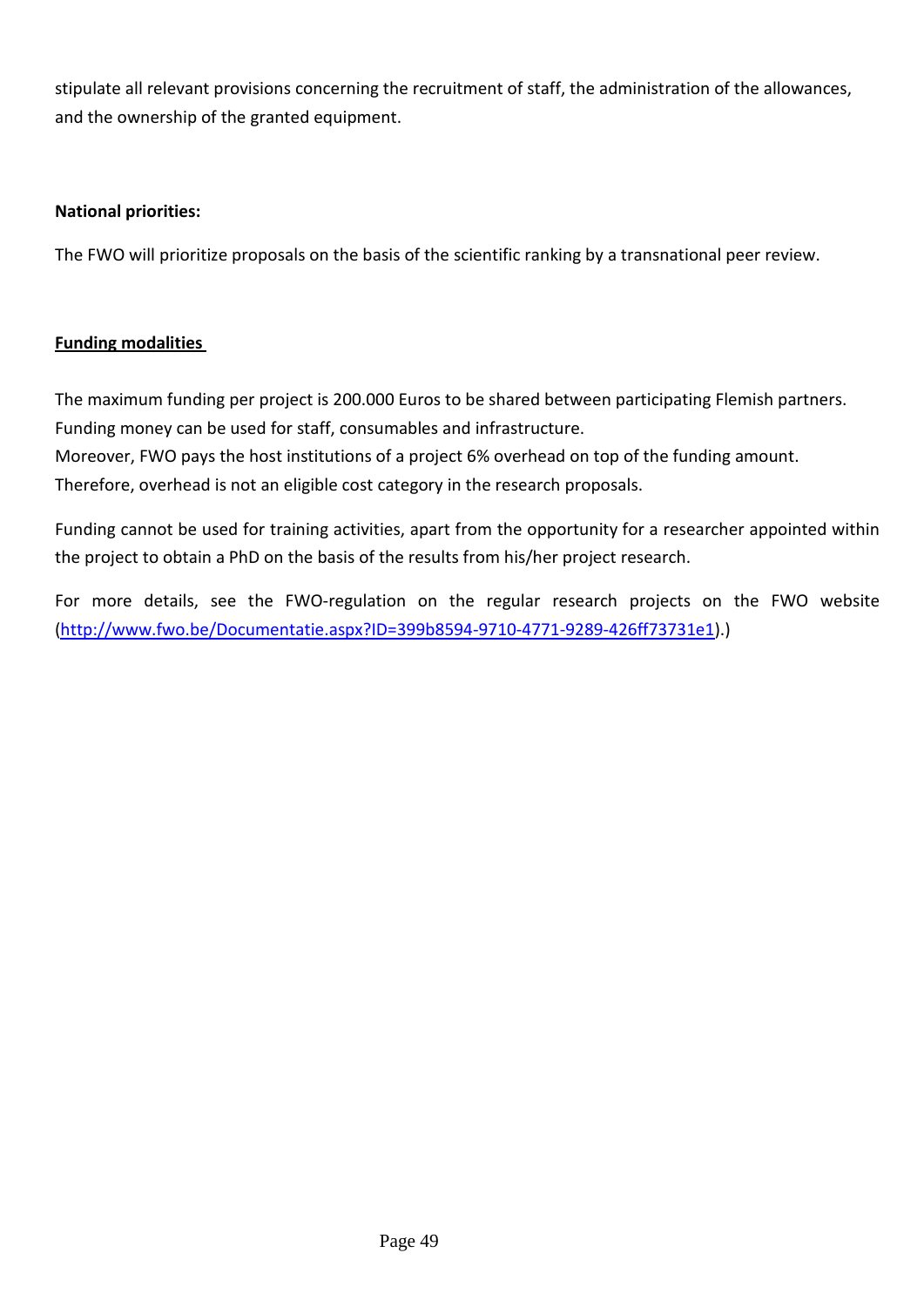stipulate all relevant provisions concerning the recruitment of staff, the administration of the allowances, and the ownership of the granted equipment.

**National priorities:**

The FWO will prioritize proposals on the basis of the scientific ranking by a transnational peer review.

**Funding modalities**

The maximum funding per project is 200.000 Euros to be shared between participating Flemish partners. Funding money can be used for staff, consumables and infrastructure.
Moreover, FWO pays the host institutions of a project 6% overhead on top of the funding amount. Therefore, overhead is not an eligible cost category in the research proposals.

Funding cannot be used for training activities, apart from the opportunity for a researcher appointed within the project to obtain a PhD on the basis of the results from his/her project research.

For more details, see the FWO-regulation on the regular research projects on the FWO website (http://www.fwo.be/Documentatie.aspx?ID=399b8594-9710-4771-9289-426ff73731e1).)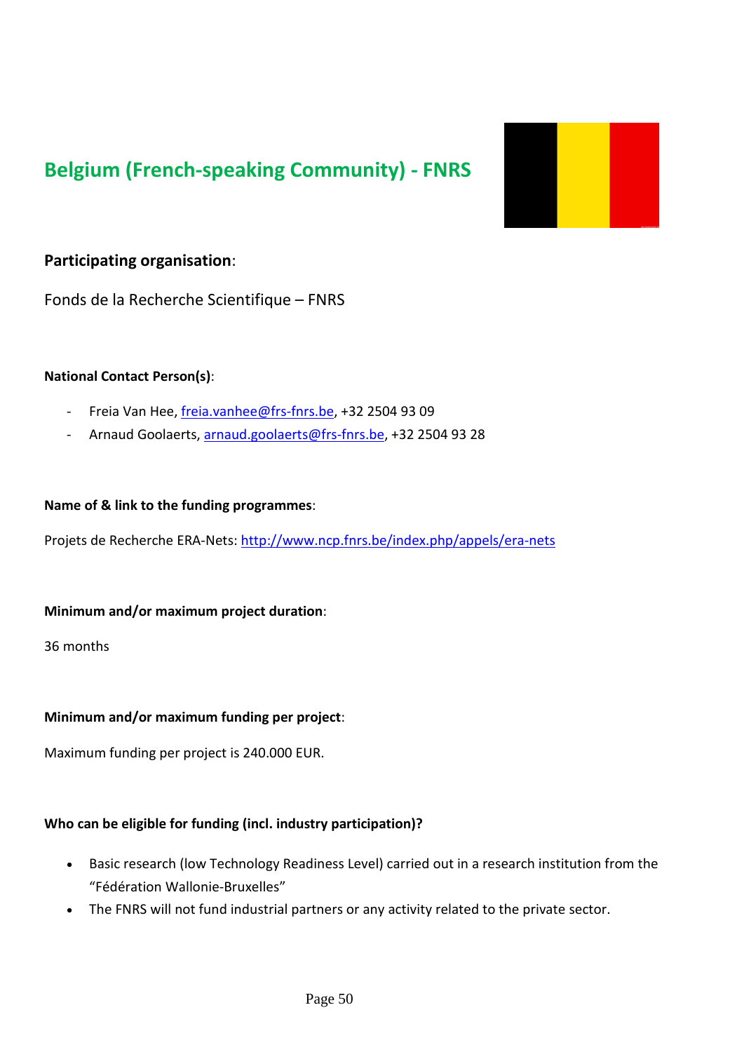## Belgium (French-speaking Community) - FNRS

### **Participating organisation**:

Fonds de la Recherche Scientifique – FNRS

**National Contact Person(s)**:

- Freia Van Hee, freia.vanhee@frs-fnrs.be, +32 2504 93 09
- Arnaud Goolaerts, arnaud.goolaerts@frs-fnrs.be, +32 2504 93 28

**Name of & link to the funding programmes**:

Projets de Recherche ERA-Nets: http://www.ncp.fnrs.be/index.php/appels/era-nets

**Minimum and/or maximum project duration**:

36 months

**Minimum and/or maximum funding per project**:

Maximum funding per project is 240.000 EUR.

**Who can be eligible for funding (incl. industry participation)?**

- Basic research (low Technology Readiness Level) carried out in a research institution from the "Fédération Wallonie-Bruxelles"
- The FNRS will not fund industrial partners or any activity related to the private sector.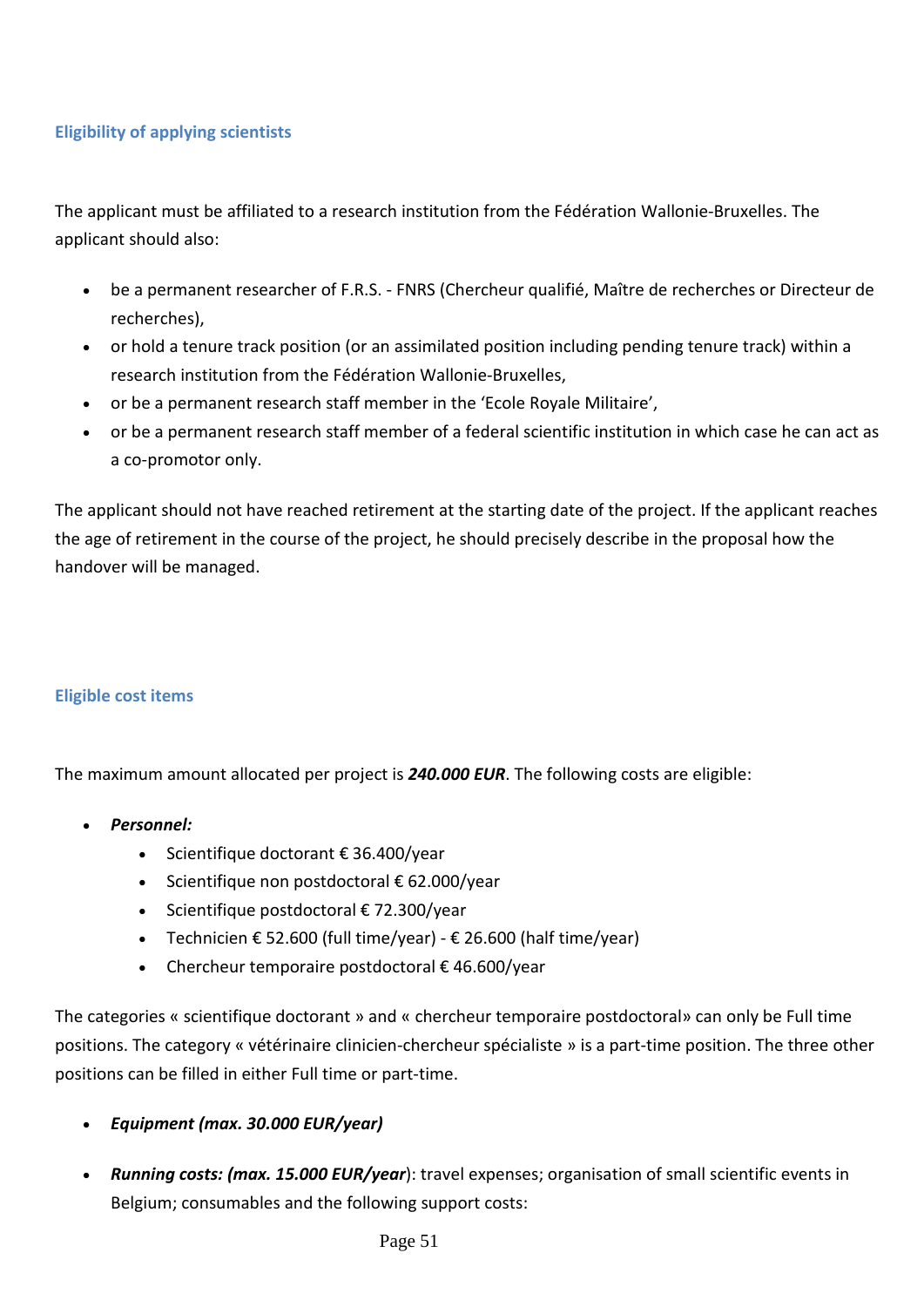### Eligibility of applying scientists

The applicant must be affiliated to a research institution from the Fédération Wallonie-Bruxelles. The applicant should also:

- be a permanent researcher of F.R.S. - FNRS (Chercheur qualifié, Maître de recherches or Directeur de recherches),
- or hold a tenure track position (or an assimilated position including pending tenure track) within a research institution from the Fédération Wallonie-Bruxelles,
- or be a permanent research staff member in the 'Ecole Royale Militaire',
- or be a permanent research staff member of a federal scientific institution in which case he can act as a co-promotor only.

The applicant should not have reached retirement at the starting date of the project. If the applicant reaches the age of retirement in the course of the project, he should precisely describe in the proposal how the handover will be managed.

### Eligible cost items

The maximum amount allocated per project is ***240.000 EUR***. The following costs are eligible:

- ***Personnel:***
  - Scientifique doctorant € 36.400/year
  - Scientifique non postdoctoral € 62.000/year
  - Scientifique postdoctoral € 72.300/year
  - Technicien € 52.600 (full time/year) - € 26.600 (half time/year)
  - Chercheur temporaire postdoctoral € 46.600/year

The categories « scientifique doctorant » and « chercheur temporaire postdoctoral» can only be Full time positions. The category « vétérinaire clinicien-chercheur spécialiste » is a part-time position. The three other positions can be filled in either Full time or part-time.

- ***Equipment (max. 30.000 EUR/year)***

- ***Running costs: (max. 15.000 EUR/year***): travel expenses; organisation of small scientific events in Belgium; consumables and the following support costs: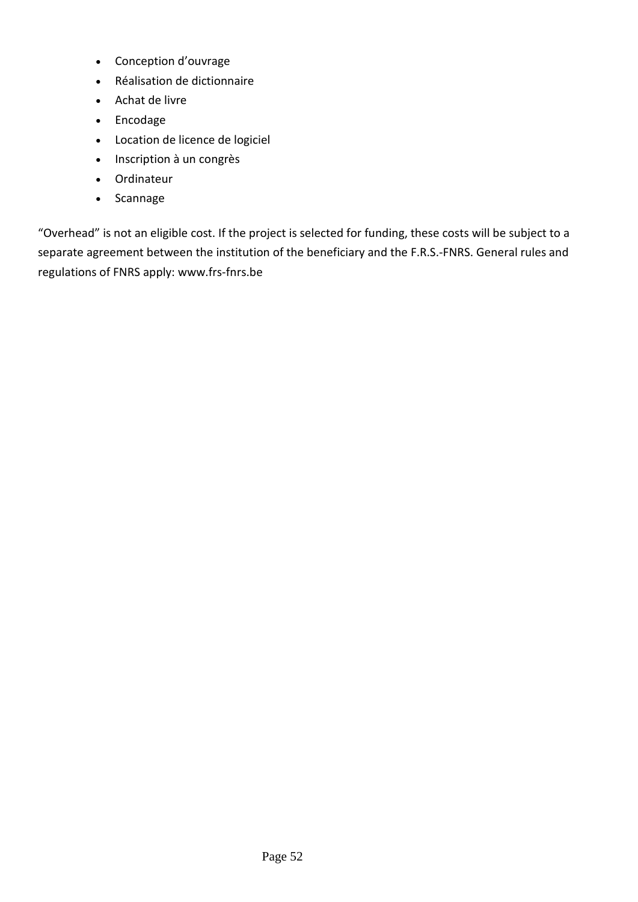- Conception d'ouvrage
- Réalisation de dictionnaire
- Achat de livre
- Encodage
- Location de licence de logiciel
- Inscription à un congrès
- Ordinateur
- Scannage

"Overhead" is not an eligible cost. If the project is selected for funding, these costs will be subject to a separate agreement between the institution of the beneficiary and the F.R.S.-FNRS. General rules and regulations of FNRS apply: www.frs-fnrs.be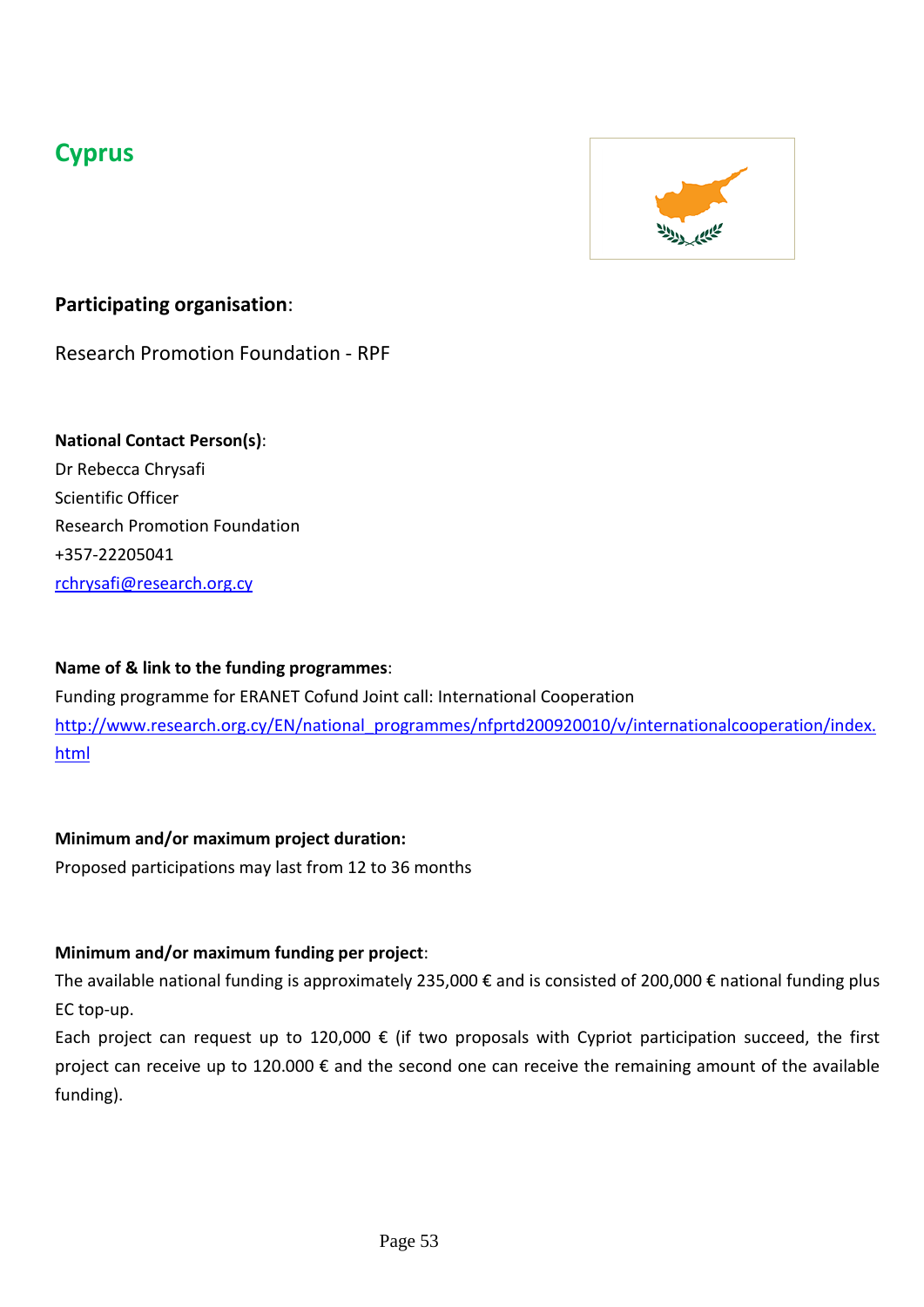## Cyprus

### Participating organisation:

Research Promotion Foundation - RPF

**National Contact Person(s)**:
Dr Rebecca Chrysafi
Scientific Officer
Research Promotion Foundation
+357-22205041
rchrysafi@research.org.cy

**Name of & link to the funding programmes**:
Funding programme for ERANET Cofund Joint call: International Cooperation
http://www.research.org.cy/EN/national_programmes/nfprtd200920010/v/internationalcooperation/index.html

**Minimum and/or maximum project duration:**
Proposed participations may last from 12 to 36 months

**Minimum and/or maximum funding per project**:
The available national funding is approximately 235,000 € and is consisted of 200,000 € national funding plus EC top-up.
Each project can request up to 120,000 € (if two proposals with Cypriot participation succeed, the first project can receive up to 120.000 € and the second one can receive the remaining amount of the available funding).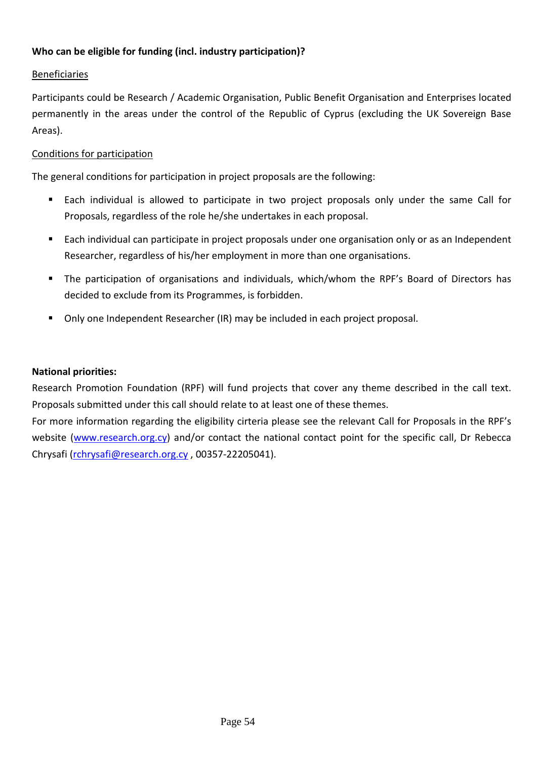**Who can be eligible for funding (incl. industry participation)?**

Beneficiaries

Participants could be Research / Academic Organisation, Public Benefit Organisation and Enterprises located permanently in the areas under the control of the Republic of Cyprus (excluding the UK Sovereign Base Areas).

Conditions for participation

The general conditions for participation in project proposals are the following:

- Each individual is allowed to participate in two project proposals only under the same Call for Proposals, regardless of the role he/she undertakes in each proposal.
- Each individual can participate in project proposals under one organisation only or as an Independent Researcher, regardless of his/her employment in more than one organisations.
- The participation of organisations and individuals, which/whom the RPF's Board of Directors has decided to exclude from its Programmes, is forbidden.
- Only one Independent Researcher (IR) may be included in each project proposal.

**National priorities:**

Research Promotion Foundation (RPF) will fund projects that cover any theme described in the call text. Proposals submitted under this call should relate to at least one of these themes.

For more information regarding the eligibility cirteria please see the relevant Call for Proposals in the RPF's website (www.research.org.cy) and/or contact the national contact point for the specific call, Dr Rebecca Chrysafi (rchrysafi@research.org.cy , 00357-22205041).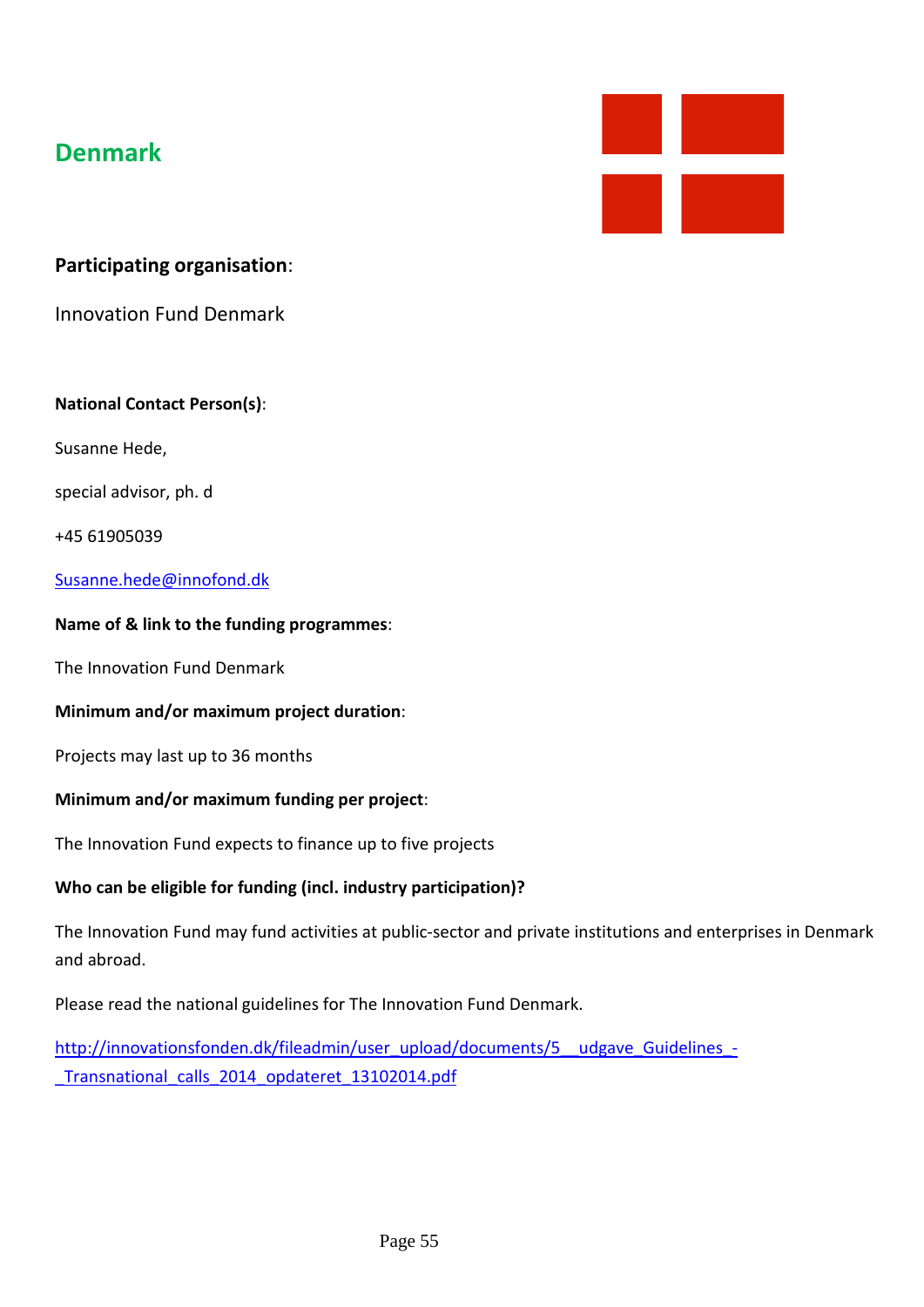# Denmark

## Participating organisation:

Innovation Fund Denmark

**National Contact Person(s)**:

Susanne Hede,

special advisor, ph. d

+45 61905039

Susanne.hede@innofond.dk

**Name of & link to the funding programmes**:

The Innovation Fund Denmark

**Minimum and/or maximum project duration**:

Projects may last up to 36 months

**Minimum and/or maximum funding per project**:

The Innovation Fund expects to finance up to five projects

**Who can be eligible for funding (incl. industry participation)?**

The Innovation Fund may fund activities at public-sector and private institutions and enterprises in Denmark and abroad.

Please read the national guidelines for The Innovation Fund Denmark.

http://innovationsfonden.dk/fileadmin/user_upload/documents/5__udgave_Guidelines_-_Transnational_calls_2014_opdateret_13102014.pdf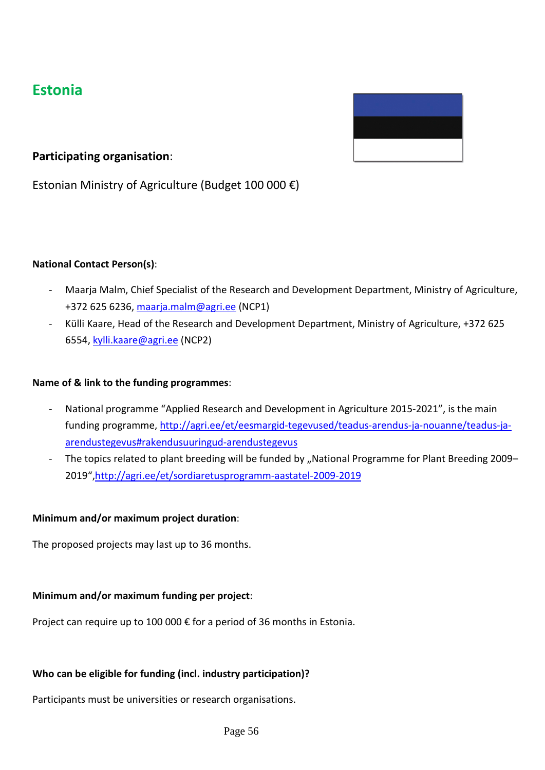## Estonia

**Participating organisation**:

Estonian Ministry of Agriculture (Budget 100 000 €)

**National Contact Person(s)**:

- Maarja Malm, Chief Specialist of the Research and Development Department, Ministry of Agriculture, +372 625 6236, maarja.malm@agri.ee (NCP1)
- Külli Kaare, Head of the Research and Development Department, Ministry of Agriculture, +372 625 6554, kylli.kaare@agri.ee (NCP2)

**Name of & link to the funding programmes**:

- National programme "Applied Research and Development in Agriculture 2015-2021", is the main funding programme, http://agri.ee/et/eesmargid-tegevused/teadus-arendus-ja-nouanne/teadus-ja-arendustegevus#rakendusuuringud-arendustegevus
- The topics related to plant breeding will be funded by „National Programme for Plant Breeding 2009–2019",http://agri.ee/et/sordiaretusprogramm-aastatel-2009-2019

**Minimum and/or maximum project duration**:

The proposed projects may last up to 36 months.

**Minimum and/or maximum funding per project**:

Project can require up to 100 000 € for a period of 36 months in Estonia.

**Who can be eligible for funding (incl. industry participation)?**

Participants must be universities or research organisations.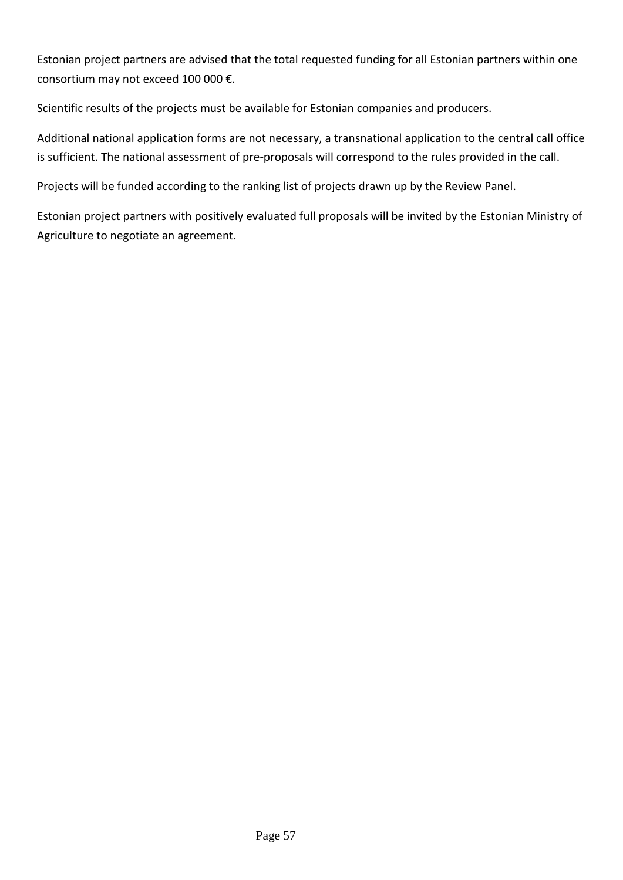Estonian project partners are advised that the total requested funding for all Estonian partners within one consortium may not exceed 100 000 €.

Scientific results of the projects must be available for Estonian companies and producers.

Additional national application forms are not necessary, a transnational application to the central call office is sufficient. The national assessment of pre-proposals will correspond to the rules provided in the call.

Projects will be funded according to the ranking list of projects drawn up by the Review Panel.

Estonian project partners with positively evaluated full proposals will be invited by the Estonian Ministry of Agriculture to negotiate an agreement.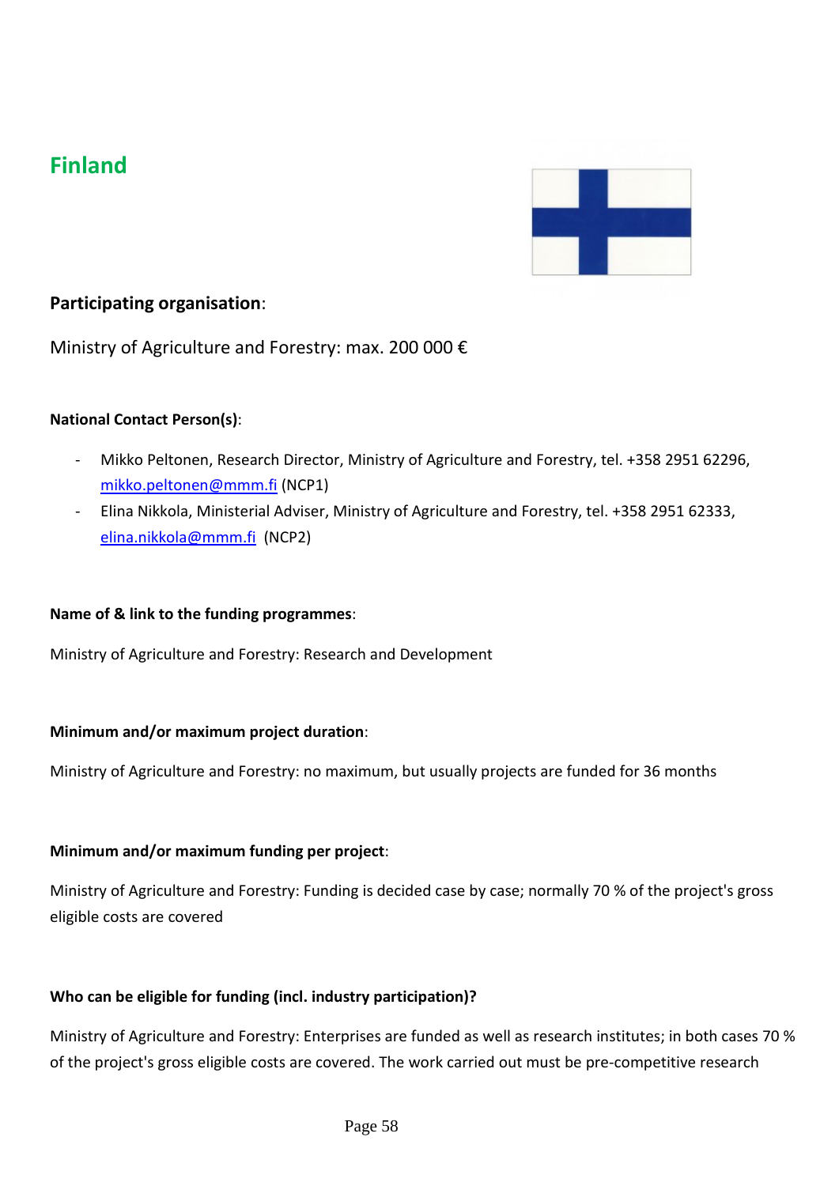## Finland

### Participating organisation:

Ministry of Agriculture and Forestry: max. 200 000 €

**National Contact Person(s)**:

- Mikko Peltonen, Research Director, Ministry of Agriculture and Forestry, tel. +358 2951 62296, mikko.peltonen@mmm.fi (NCP1)
- Elina Nikkola, Ministerial Adviser, Ministry of Agriculture and Forestry, tel. +358 2951 62333, elina.nikkola@mmm.fi (NCP2)

**Name of & link to the funding programmes**:

Ministry of Agriculture and Forestry: Research and Development

**Minimum and/or maximum project duration**:

Ministry of Agriculture and Forestry: no maximum, but usually projects are funded for 36 months

**Minimum and/or maximum funding per project**:

Ministry of Agriculture and Forestry: Funding is decided case by case; normally 70 % of the project's gross eligible costs are covered

**Who can be eligible for funding (incl. industry participation)?**

Ministry of Agriculture and Forestry: Enterprises are funded as well as research institutes; in both cases 70 % of the project's gross eligible costs are covered. The work carried out must be pre-competitive research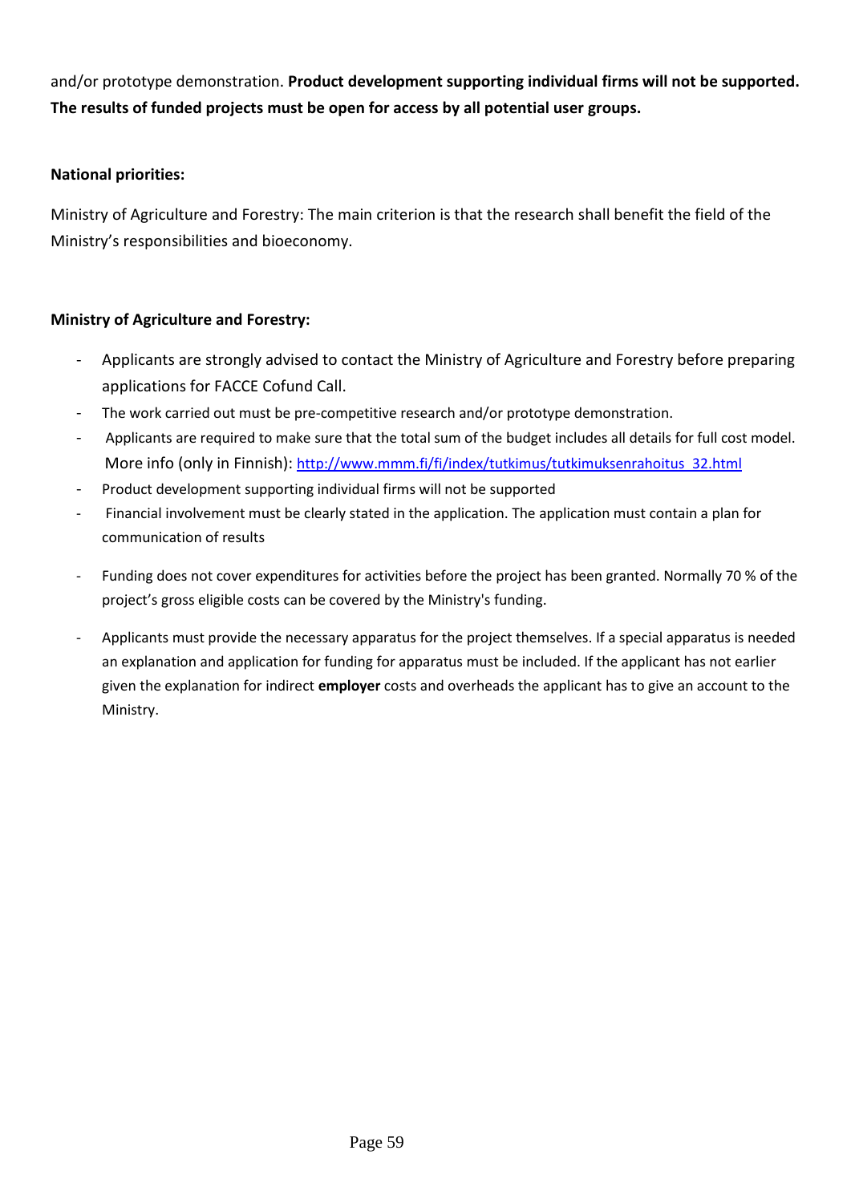and/or prototype demonstration. **Product development supporting individual firms will not be supported. The results of funded projects must be open for access by all potential user groups.**

**National priorities:**

Ministry of Agriculture and Forestry: The main criterion is that the research shall benefit the field of the Ministry's responsibilities and bioeconomy.

**Ministry of Agriculture and Forestry:**

- Applicants are strongly advised to contact the Ministry of Agriculture and Forestry before preparing applications for FACCE Cofund Call.
- The work carried out must be pre-competitive research and/or prototype demonstration.
- Applicants are required to make sure that the total sum of the budget includes all details for full cost model. More info (only in Finnish): http://www.mmm.fi/fi/index/tutkimus/tutkimuksenrahoitus_32.html
- Product development supporting individual firms will not be supported
- Financial involvement must be clearly stated in the application. The application must contain a plan for communication of results
- Funding does not cover expenditures for activities before the project has been granted. Normally 70 % of the project's gross eligible costs can be covered by the Ministry's funding.
- Applicants must provide the necessary apparatus for the project themselves. If a special apparatus is needed an explanation and application for funding for apparatus must be included. If the applicant has not earlier given the explanation for indirect **employer** costs and overheads the applicant has to give an account to the Ministry.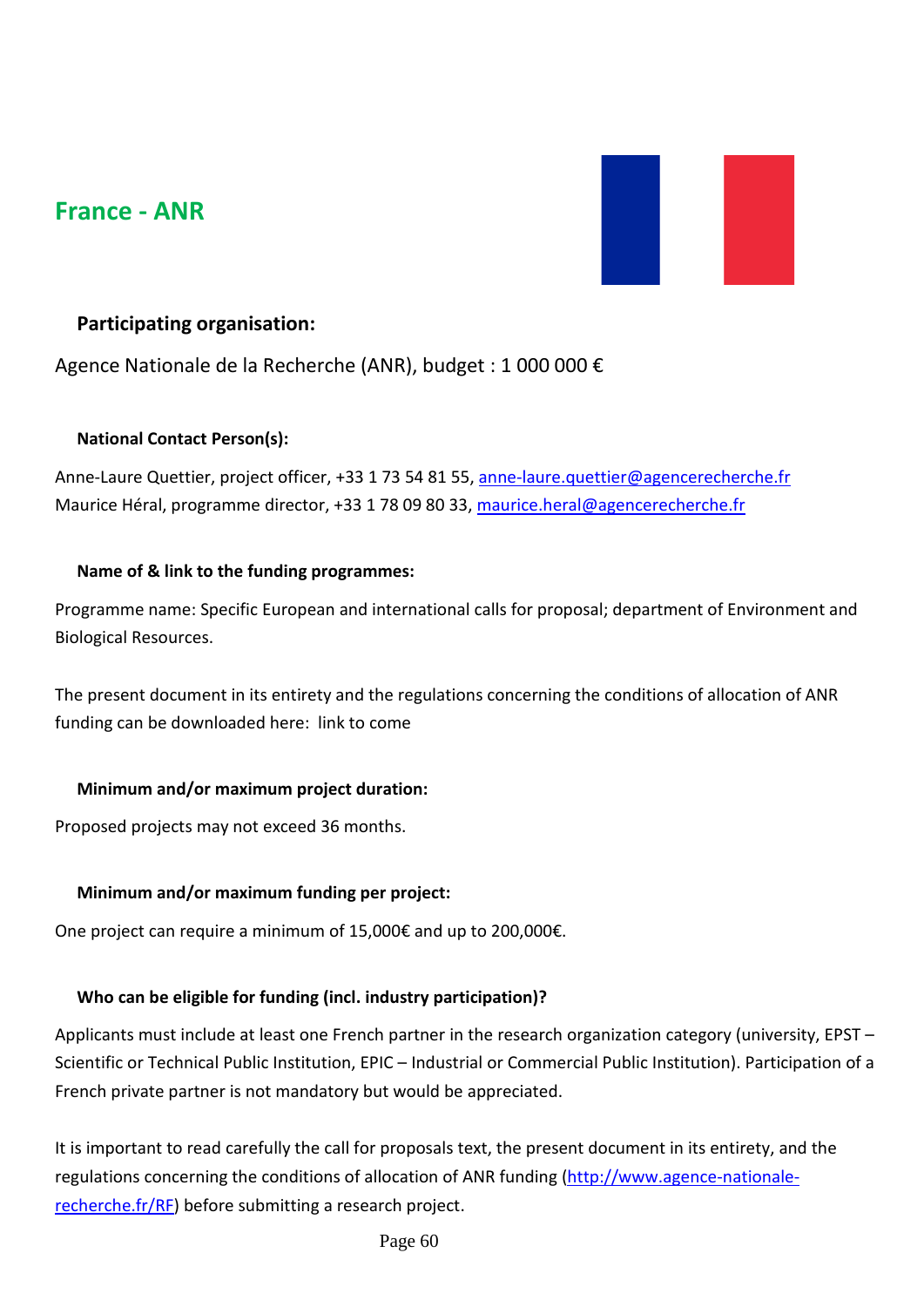## France - ANR

### Participating organisation:

Agence Nationale de la Recherche (ANR), budget : 1 000 000 €

#### National Contact Person(s):

Anne-Laure Quettier, project officer, +33 1 73 54 81 55, anne-laure.quettier@agencerecherche.fr
Maurice Héral, programme director, +33 1 78 09 80 33, maurice.heral@agencerecherche.fr

#### Name of & link to the funding programmes:

Programme name: Specific European and international calls for proposal; department of Environment and Biological Resources.

The present document in its entirety and the regulations concerning the conditions of allocation of ANR funding can be downloaded here: link to come

#### Minimum and/or maximum project duration:

Proposed projects may not exceed 36 months.

#### Minimum and/or maximum funding per project:

One project can require a minimum of 15,000€ and up to 200,000€.

#### Who can be eligible for funding (incl. industry participation)?

Applicants must include at least one French partner in the research organization category (university, EPST – Scientific or Technical Public Institution, EPIC – Industrial or Commercial Public Institution). Participation of a French private partner is not mandatory but would be appreciated.

It is important to read carefully the call for proposals text, the present document in its entirety, and the regulations concerning the conditions of allocation of ANR funding (http://www.agence-nationale-recherche.fr/RF) before submitting a research project.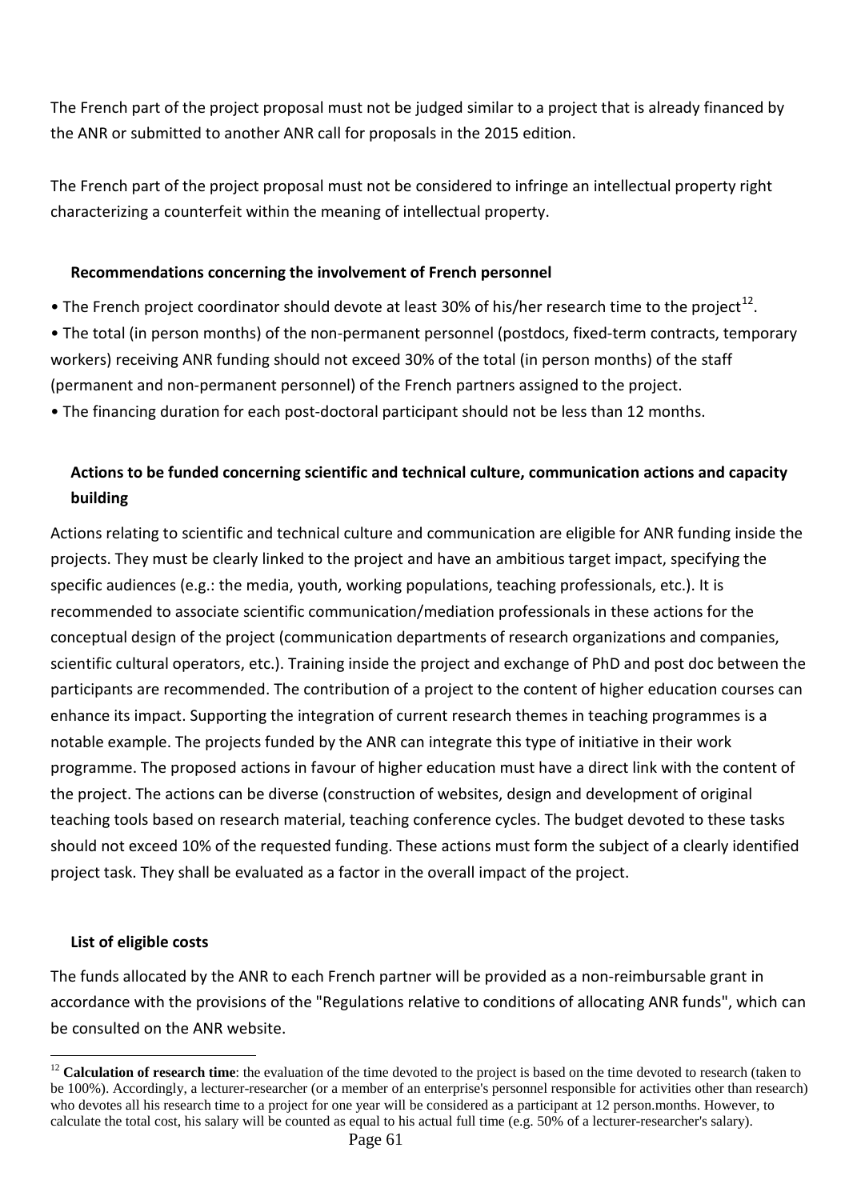The French part of the project proposal must not be judged similar to a project that is already financed by the ANR or submitted to another ANR call for proposals in the 2015 edition.

The French part of the project proposal must not be considered to infringe an intellectual property right characterizing a counterfeit within the meaning of intellectual property.

**Recommendations concerning the involvement of French personnel**

- The French project coordinator should devote at least 30% of his/her research time to the project[12].
- The total (in person months) of the non-permanent personnel (postdocs, fixed-term contracts, temporary workers) receiving ANR funding should not exceed 30% of the total (in person months) of the staff (permanent and non-permanent personnel) of the French partners assigned to the project.
- The financing duration for each post-doctoral participant should not be less than 12 months.

**Actions to be funded concerning scientific and technical culture, communication actions and capacity building**

Actions relating to scientific and technical culture and communication are eligible for ANR funding inside the projects. They must be clearly linked to the project and have an ambitious target impact, specifying the specific audiences (e.g.: the media, youth, working populations, teaching professionals, etc.). It is recommended to associate scientific communication/mediation professionals in these actions for the conceptual design of the project (communication departments of research organizations and companies, scientific cultural operators, etc.). Training inside the project and exchange of PhD and post doc between the participants are recommended. The contribution of a project to the content of higher education courses can enhance its impact. Supporting the integration of current research themes in teaching programmes is a notable example. The projects funded by the ANR can integrate this type of initiative in their work programme. The proposed actions in favour of higher education must have a direct link with the content of the project. The actions can be diverse (construction of websites, design and development of original teaching tools based on research material, teaching conference cycles. The budget devoted to these tasks should not exceed 10% of the requested funding. These actions must form the subject of a clearly identified project task. They shall be evaluated as a factor in the overall impact of the project.

**List of eligible costs**

The funds allocated by the ANR to each French partner will be provided as a non-reimbursable grant in accordance with the provisions of the "Regulations relative to conditions of allocating ANR funds", which can be consulted on the ANR website.

[12] **Calculation of research time**: the evaluation of the time devoted to the project is based on the time devoted to research (taken to be 100%). Accordingly, a lecturer-researcher (or a member of an enterprise's personnel responsible for activities other than research) who devotes all his research time to a project for one year will be considered as a participant at 12 person.months. However, to calculate the total cost, his salary will be counted as equal to his actual full time (e.g. 50% of a lecturer-researcher's salary).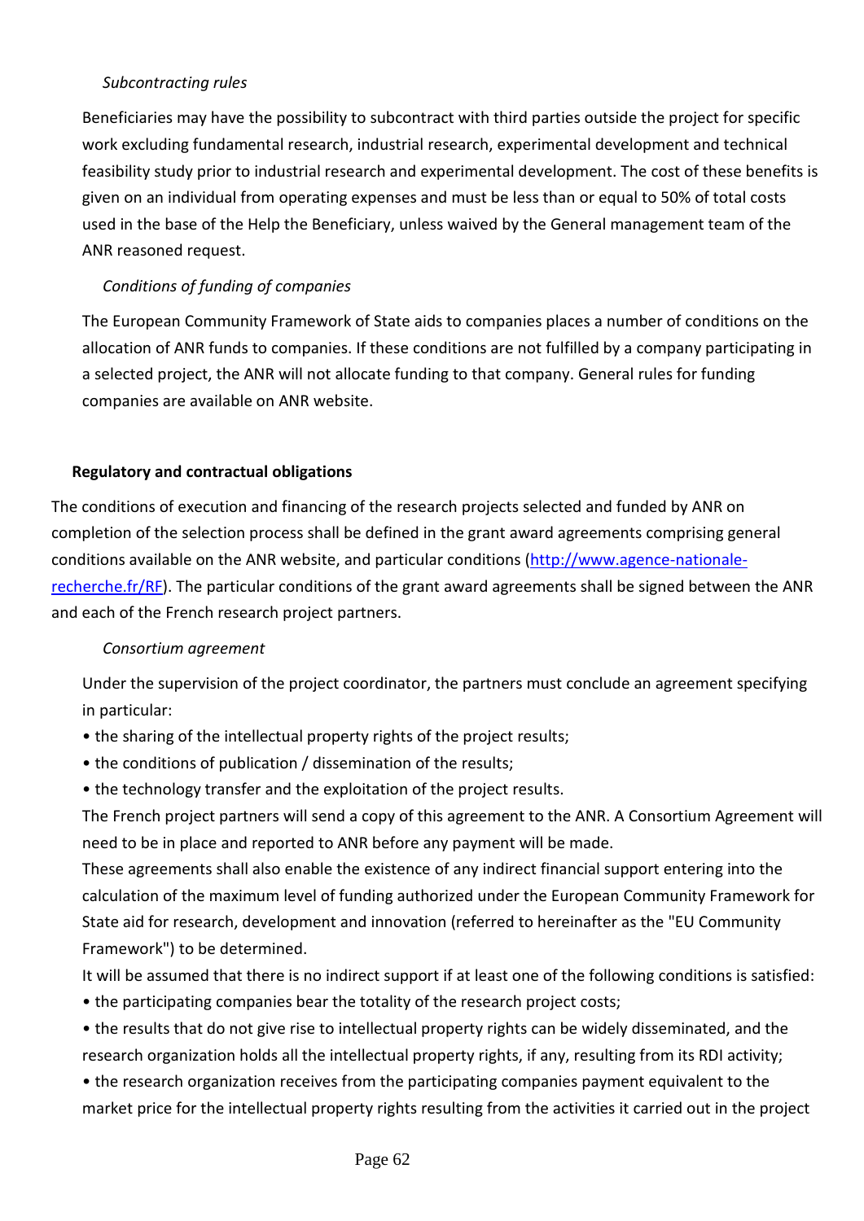*Subcontracting rules*

Beneficiaries may have the possibility to subcontract with third parties outside the project for specific work excluding fundamental research, industrial research, experimental development and technical feasibility study prior to industrial research and experimental development. The cost of these benefits is given on an individual from operating expenses and must be less than or equal to 50% of total costs used in the base of the Help the Beneficiary, unless waived by the General management team of the ANR reasoned request.

*Conditions of funding of companies*

The European Community Framework of State aids to companies places a number of conditions on the allocation of ANR funds to companies. If these conditions are not fulfilled by a company participating in a selected project, the ANR will not allocate funding to that company. General rules for funding companies are available on ANR website.

**Regulatory and contractual obligations**

The conditions of execution and financing of the research projects selected and funded by ANR on completion of the selection process shall be defined in the grant award agreements comprising general conditions available on the ANR website, and particular conditions ([http://www.agence-nationale-recherche.fr/RF](http://www.agence-nationale-recherche.fr/RF)). The particular conditions of the grant award agreements shall be signed between the ANR and each of the French research project partners.

*Consortium agreement*

Under the supervision of the project coordinator, the partners must conclude an agreement specifying in particular:

- the sharing of the intellectual property rights of the project results;
- the conditions of publication / dissemination of the results;
- the technology transfer and the exploitation of the project results.

The French project partners will send a copy of this agreement to the ANR. A Consortium Agreement will need to be in place and reported to ANR before any payment will be made.

These agreements shall also enable the existence of any indirect financial support entering into the calculation of the maximum level of funding authorized under the European Community Framework for State aid for research, development and innovation (referred to hereinafter as the "EU Community Framework") to be determined.

It will be assumed that there is no indirect support if at least one of the following conditions is satisfied:

- the participating companies bear the totality of the research project costs;
- the results that do not give rise to intellectual property rights can be widely disseminated, and the research organization holds all the intellectual property rights, if any, resulting from its RDI activity;
- the research organization receives from the participating companies payment equivalent to the market price for the intellectual property rights resulting from the activities it carried out in the project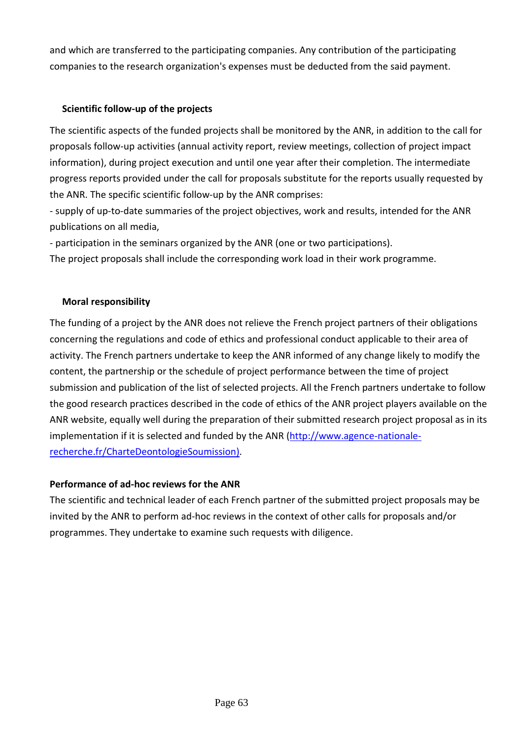and which are transferred to the participating companies. Any contribution of the participating companies to the research organization's expenses must be deducted from the said payment.

**Scientific follow-up of the projects**

The scientific aspects of the funded projects shall be monitored by the ANR, in addition to the call for proposals follow-up activities (annual activity report, review meetings, collection of project impact information), during project execution and until one year after their completion. The intermediate progress reports provided under the call for proposals substitute for the reports usually requested by the ANR. The specific scientific follow-up by the ANR comprises:

- supply of up-to-date summaries of the project objectives, work and results, intended for the ANR publications on all media,
- participation in the seminars organized by the ANR (one or two participations).

The project proposals shall include the corresponding work load in their work programme.

**Moral responsibility**

The funding of a project by the ANR does not relieve the French project partners of their obligations concerning the regulations and code of ethics and professional conduct applicable to their area of activity. The French partners undertake to keep the ANR informed of any change likely to modify the content, the partnership or the schedule of project performance between the time of project submission and publication of the list of selected projects. All the French partners undertake to follow the good research practices described in the code of ethics of the ANR project players available on the ANR website, equally well during the preparation of their submitted research project proposal as in its implementation if it is selected and funded by the ANR (http://www.agence-nationale-recherche.fr/CharteDeontologieSoumission).

**Performance of ad-hoc reviews for the ANR**

The scientific and technical leader of each French partner of the submitted project proposals may be invited by the ANR to perform ad-hoc reviews in the context of other calls for proposals and/or programmes. They undertake to examine such requests with diligence.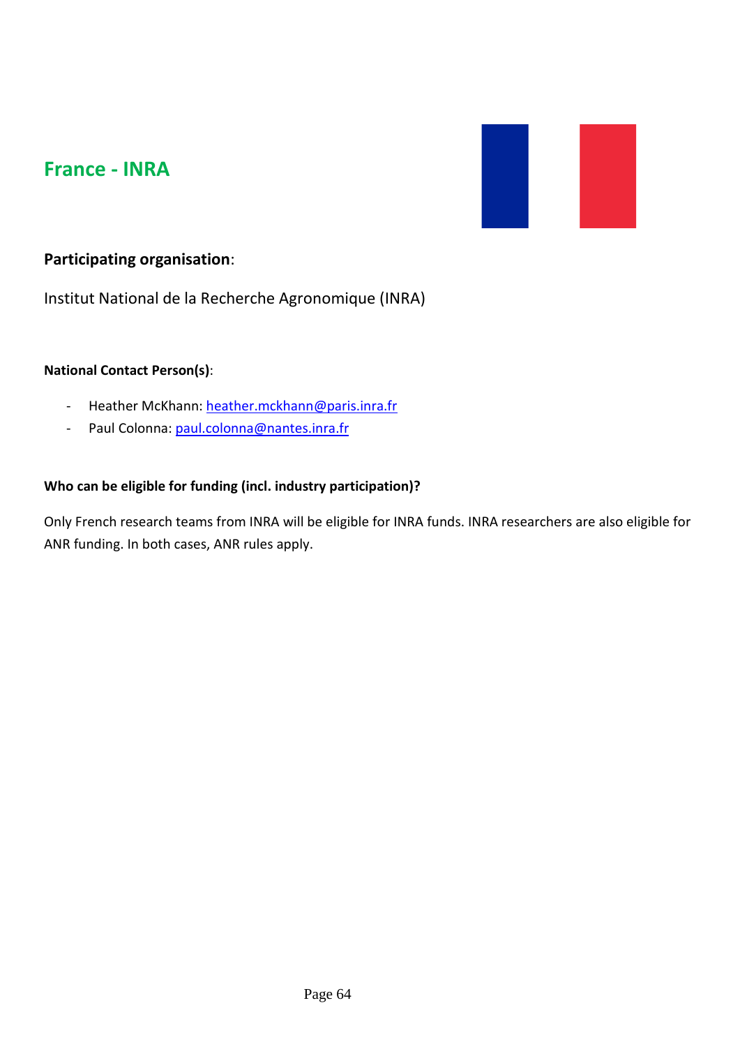## France - INRA

**Participating organisation**:

Institut National de la Recherche Agronomique (INRA)

**National Contact Person(s)**:

- Heather McKhann: heather.mckhann@paris.inra.fr
- Paul Colonna: paul.colonna@nantes.inra.fr

**Who can be eligible for funding (incl. industry participation)?**

Only French research teams from INRA will be eligible for INRA funds. INRA researchers are also eligible for ANR funding. In both cases, ANR rules apply.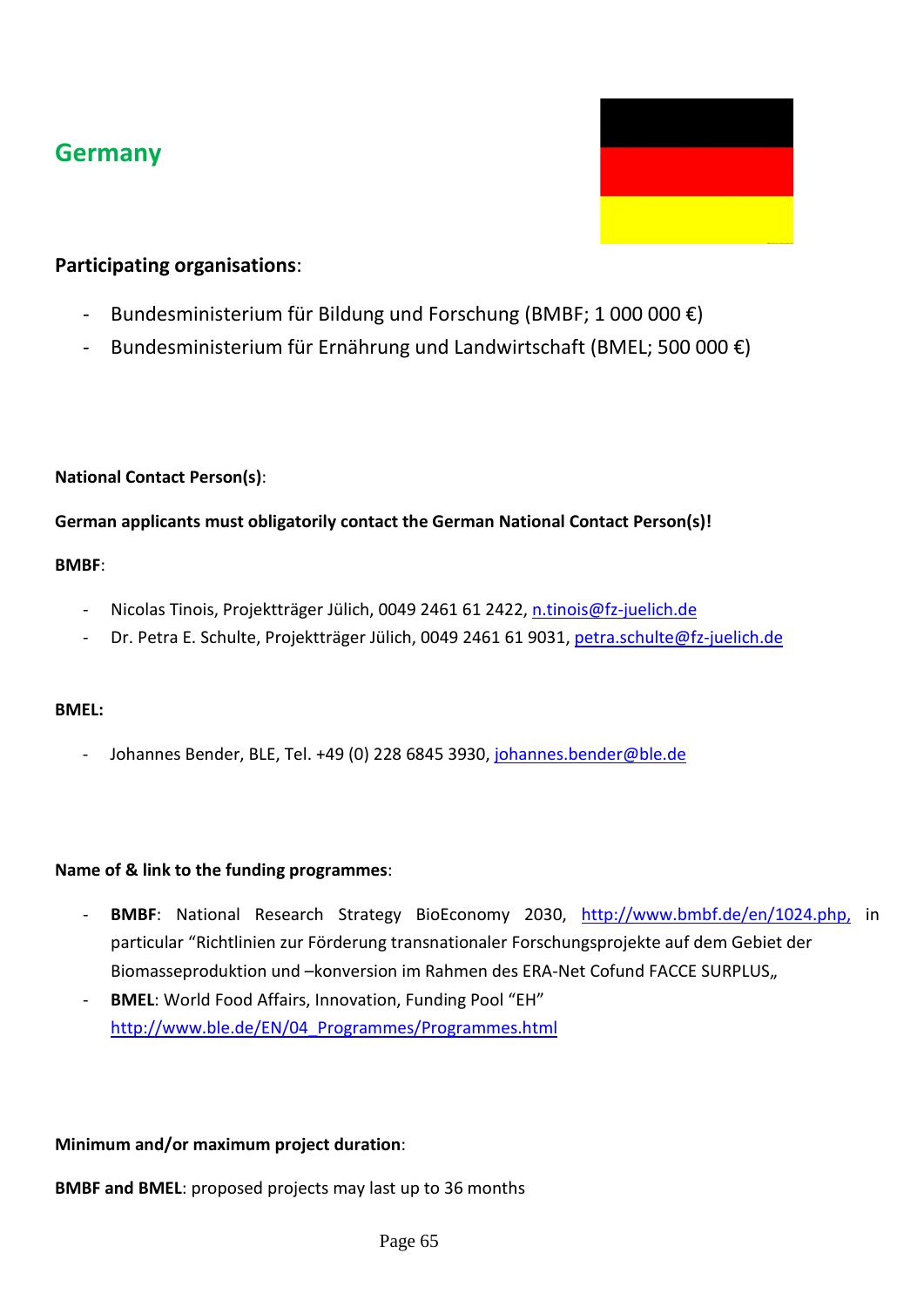## Germany

### Participating organisations:

- Bundesministerium für Bildung und Forschung (BMBF; 1 000 000 €)
- Bundesministerium für Ernährung und Landwirtschaft (BMEL; 500 000 €)

**National Contact Person(s)**:

**German applicants must obligatorily contact the German National Contact Person(s)!**

**BMBF**:

- Nicolas Tinois, Projektträger Jülich, 0049 2461 61 2422, n.tinois@fz-juelich.de
- Dr. Petra E. Schulte, Projektträger Jülich, 0049 2461 61 9031, petra.schulte@fz-juelich.de

**BMEL:**

- Johannes Bender, BLE, Tel. +49 (0) 228 6845 3930, johannes.bender@ble.de

**Name of & link to the funding programmes**:

- **BMBF**: National Research Strategy BioEconomy 2030, http://www.bmbf.de/en/1024.php, in particular "Richtlinien zur Förderung transnationaler Forschungsprojekte auf dem Gebiet der Biomasseproduktion und –konversion im Rahmen des ERA-Net Cofund FACCE SURPLUS„
- **BMEL**: World Food Affairs, Innovation, Funding Pool "EH" http://www.ble.de/EN/04_Programmes/Programmes.html

**Minimum and/or maximum project duration**:

**BMBF and BMEL**: proposed projects may last up to 36 months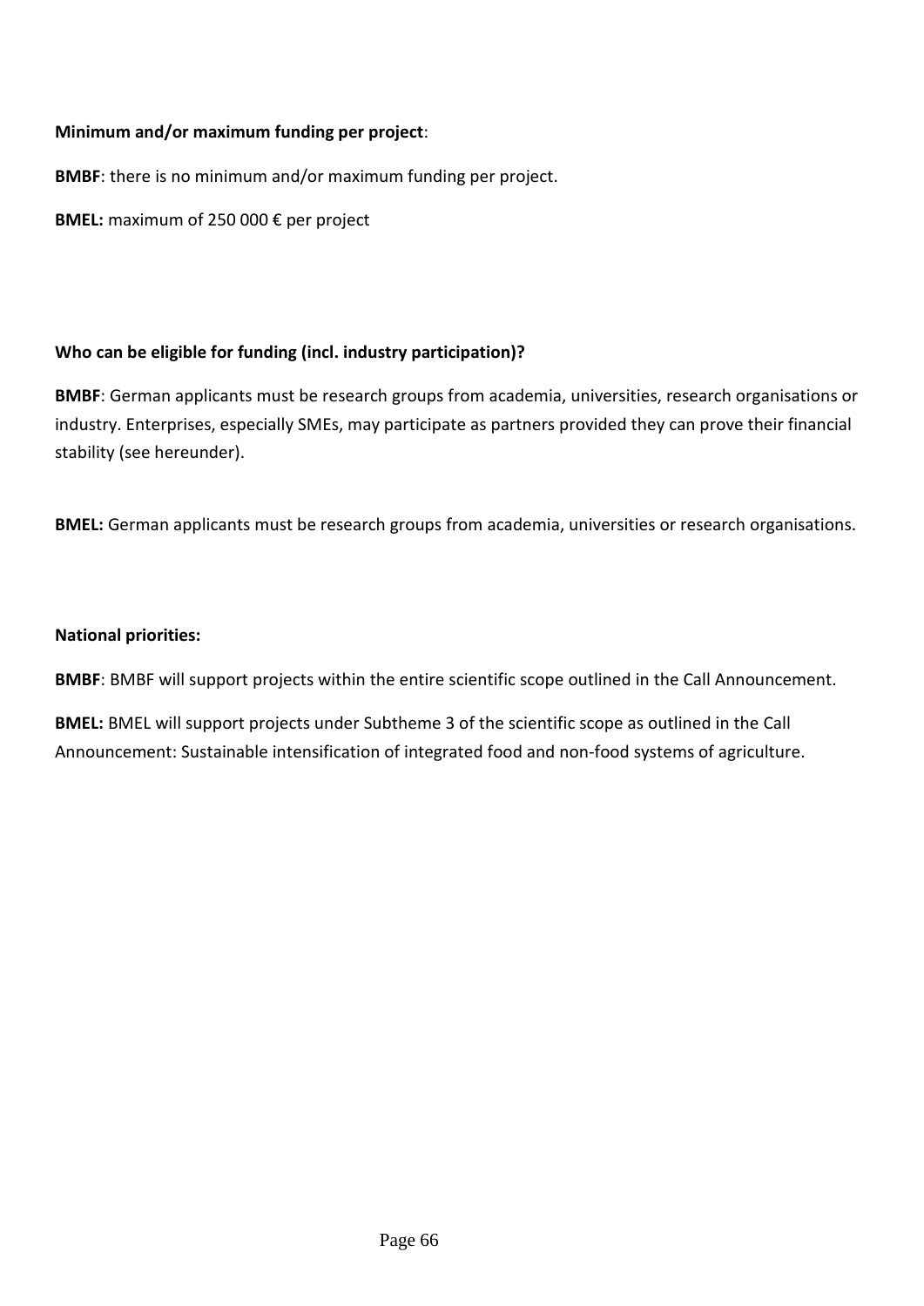**Minimum and/or maximum funding per project**:

**BMBF**: there is no minimum and/or maximum funding per project.

**BMEL:** maximum of 250 000 € per project

**Who can be eligible for funding (incl. industry participation)?**

**BMBF**: German applicants must be research groups from academia, universities, research organisations or industry. Enterprises, especially SMEs, may participate as partners provided they can prove their financial stability (see hereunder).

**BMEL:** German applicants must be research groups from academia, universities or research organisations.

**National priorities:**

**BMBF**: BMBF will support projects within the entire scientific scope outlined in the Call Announcement.

**BMEL:** BMEL will support projects under Subtheme 3 of the scientific scope as outlined in the Call Announcement: Sustainable intensification of integrated food and non-food systems of agriculture.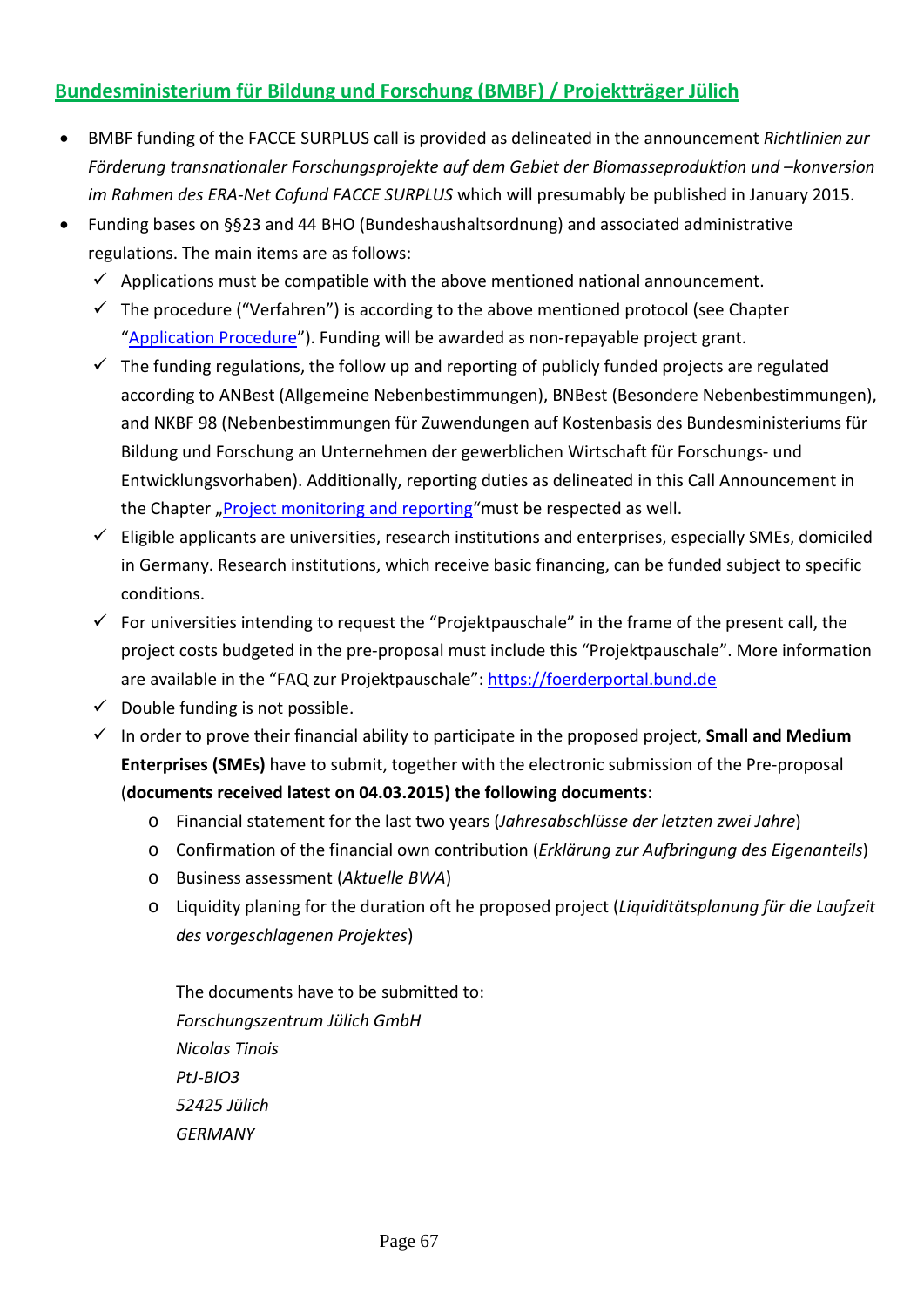## Bundesministerium für Bildung und Forschung (BMBF) / Projektträger Jülich

- BMBF funding of the FACCE SURPLUS call is provided as delineated in the announcement *Richtlinien zur Förderung transnationaler Forschungsprojekte auf dem Gebiet der Biomasseproduktion und –konversion im Rahmen des ERA-Net Cofund FACCE SURPLUS* which will presumably be published in January 2015.
- Funding bases on §§23 and 44 BHO (Bundeshaushaltsordnung) and associated administrative regulations. The main items are as follows:
  - ✓ Applications must be compatible with the above mentioned national announcement.
  - ✓ The procedure ("Verfahren") is according to the above mentioned protocol (see Chapter "Application Procedure"). Funding will be awarded as non-repayable project grant.
  - ✓ The funding regulations, the follow up and reporting of publicly funded projects are regulated according to ANBest (Allgemeine Nebenbestimmungen), BNBest (Besondere Nebenbestimmungen), and NKBF 98 (Nebenbestimmungen für Zuwendungen auf Kostenbasis des Bundesministeriums für Bildung und Forschung an Unternehmen der gewerblichen Wirtschaft für Forschungs- und Entwicklungsvorhaben). Additionally, reporting duties as delineated in this Call Announcement in the Chapter „Project monitoring and reporting"must be respected as well.
  - ✓ Eligible applicants are universities, research institutions and enterprises, especially SMEs, domiciled in Germany. Research institutions, which receive basic financing, can be funded subject to specific conditions.
  - ✓ For universities intending to request the "Projektpauschale" in the frame of the present call, the project costs budgeted in the pre-proposal must include this "Projektpauschale". More information are available in the "FAQ zur Projektpauschale": https://foerderportal.bund.de
  - ✓ Double funding is not possible.
  - ✓ In order to prove their financial ability to participate in the proposed project, **Small and Medium Enterprises (SMEs)** have to submit, together with the electronic submission of the Pre-proposal (**documents received latest on 04.03.2015) the following documents**:
    - Financial statement for the last two years (*Jahresabschlüsse der letzten zwei Jahre*)
    - Confirmation of the financial own contribution (*Erklärung zur Aufbringung des Eigenanteils*)
    - Business assessment (*Aktuelle BWA*)
    - Liquidity planing for the duration oft he proposed project (*Liquiditätsplanung für die Laufzeit des vorgeschlagenen Projektes*)

    The documents have to be submitted to:
    *Forschungszentrum Jülich GmbH*
    *Nicolas Tinois*
    *PtJ-BIO3*
    *52425 Jülich*
    *GERMANY*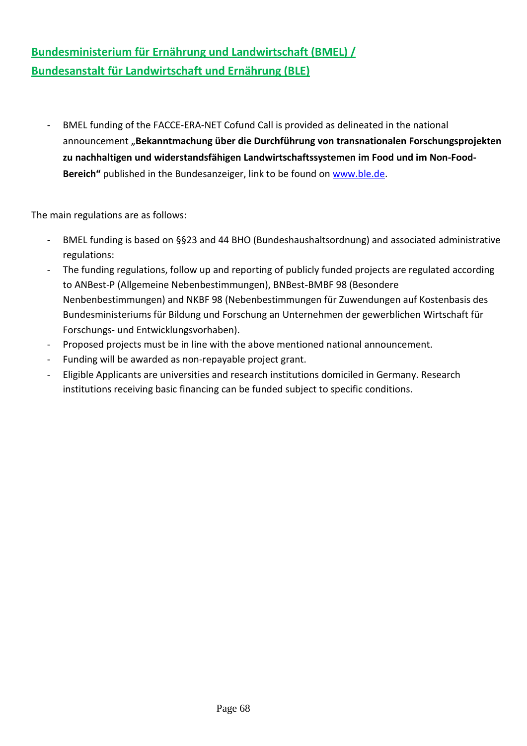## Bundesministerium für Ernährung und Landwirtschaft (BMEL) / Bundesanstalt für Landwirtschaft und Ernährung (BLE)

- BMEL funding of the FACCE-ERA-NET Cofund Call is provided as delineated in the national announcement „**Bekanntmachung über die Durchführung von transnationalen Forschungsprojekten zu nachhaltigen und widerstandsfähigen Landwirtschaftssystemen im Food und im Non-Food-Bereich“** published in the Bundesanzeiger, link to be found on www.ble.de.

The main regulations are as follows:

- BMEL funding is based on §§23 and 44 BHO (Bundeshaushaltsordnung) and associated administrative regulations:
- The funding regulations, follow up and reporting of publicly funded projects are regulated according to ANBest-P (Allgemeine Nebenbestimmungen), BNBest-BMBF 98 (Besondere Nenbenbestimmungen) and NKBF 98 (Nebenbestimmungen für Zuwendungen auf Kostenbasis des Bundesministeriums für Bildung und Forschung an Unternehmen der gewerblichen Wirtschaft für Forschungs- und Entwicklungsvorhaben).
- Proposed projects must be in line with the above mentioned national announcement.
- Funding will be awarded as non-repayable project grant.
- Eligible Applicants are universities and research institutions domiciled in Germany. Research institutions receiving basic financing can be funded subject to specific conditions.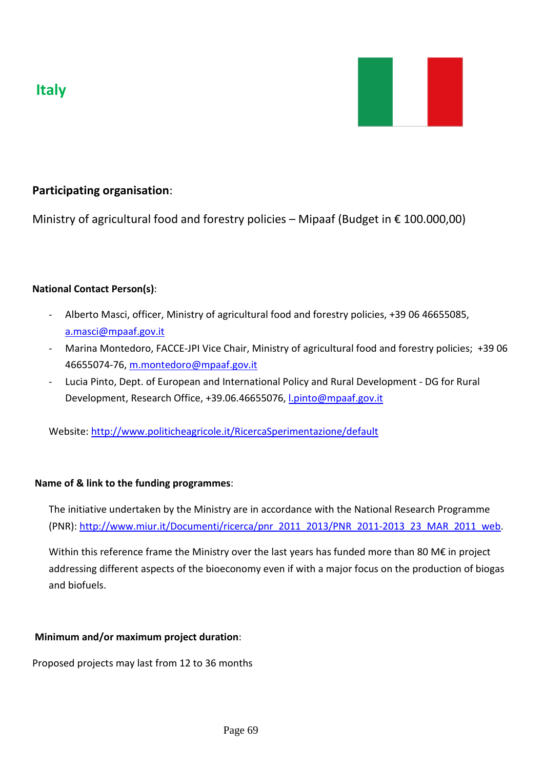# Italy

**Participating organisation**:

Ministry of agricultural food and forestry policies – Mipaaf (Budget in € 100.000,00)

**National Contact Person(s)**:

- Alberto Masci, officer, Ministry of agricultural food and forestry policies, +39 06 46655085, a.masci@mpaaf.gov.it
- Marina Montedoro, FACCE-JPI Vice Chair, Ministry of agricultural food and forestry policies; +39 06 46655074-76, m.montedoro@mpaaf.gov.it
- Lucia Pinto, Dept. of European and International Policy and Rural Development - DG for Rural Development, Research Office, +39.06.46655076, l.pinto@mpaaf.gov.it

Website: http://www.politicheagricole.it/RicercaSperimentazione/default

**Name of & link to the funding programmes**:

The initiative undertaken by the Ministry are in accordance with the National Research Programme (PNR): http://www.miur.it/Documenti/ricerca/pnr_2011_2013/PNR_2011-2013_23_MAR_2011_web.

Within this reference frame the Ministry over the last years has funded more than 80 M€ in project addressing different aspects of the bioeconomy even if with a major focus on the production of biogas and biofuels.

**Minimum and/or maximum project duration**:

Proposed projects may last from 12 to 36 months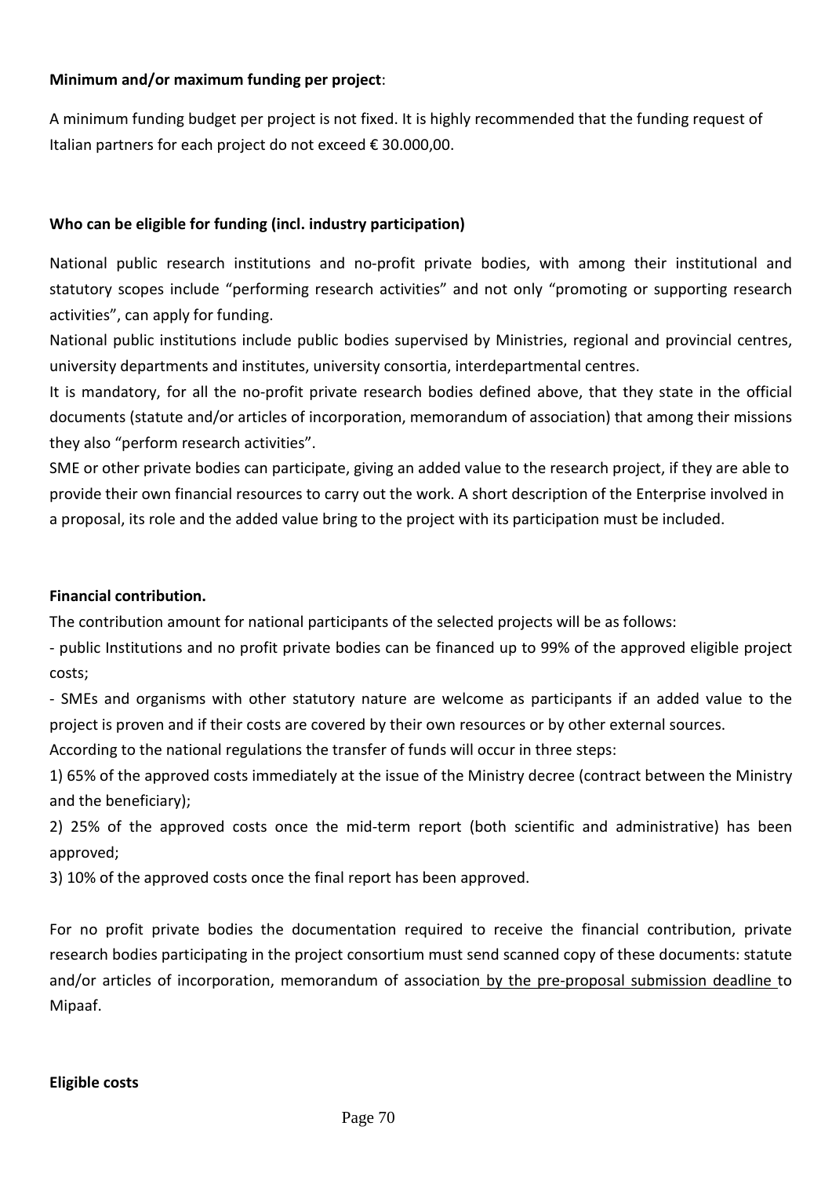**Minimum and/or maximum funding per project**:

A minimum funding budget per project is not fixed. It is highly recommended that the funding request of Italian partners for each project do not exceed € 30.000,00.

**Who can be eligible for funding (incl. industry participation)**

National public research institutions and no-profit private bodies, with among their institutional and statutory scopes include "performing research activities" and not only "promoting or supporting research activities", can apply for funding.

National public institutions include public bodies supervised by Ministries, regional and provincial centres, university departments and institutes, university consortia, interdepartmental centres.

It is mandatory, for all the no-profit private research bodies defined above, that they state in the official documents (statute and/or articles of incorporation, memorandum of association) that among their missions they also "perform research activities".

SME or other private bodies can participate, giving an added value to the research project, if they are able to provide their own financial resources to carry out the work. A short description of the Enterprise involved in a proposal, its role and the added value bring to the project with its participation must be included.

**Financial contribution.**

The contribution amount for national participants of the selected projects will be as follows:

- public Institutions and no profit private bodies can be financed up to 99% of the approved eligible project costs;
- SMEs and organisms with other statutory nature are welcome as participants if an added value to the project is proven and if their costs are covered by their own resources or by other external sources.

According to the national regulations the transfer of funds will occur in three steps:

1) 65% of the approved costs immediately at the issue of the Ministry decree (contract between the Ministry and the beneficiary);
2) 25% of the approved costs once the mid-term report (both scientific and administrative) has been approved;
3) 10% of the approved costs once the final report has been approved.

For no profit private bodies the documentation required to receive the financial contribution, private research bodies participating in the project consortium must send scanned copy of these documents: statute and/or articles of incorporation, memorandum of association by the pre-proposal submission deadline to Mipaaf.

**Eligible costs**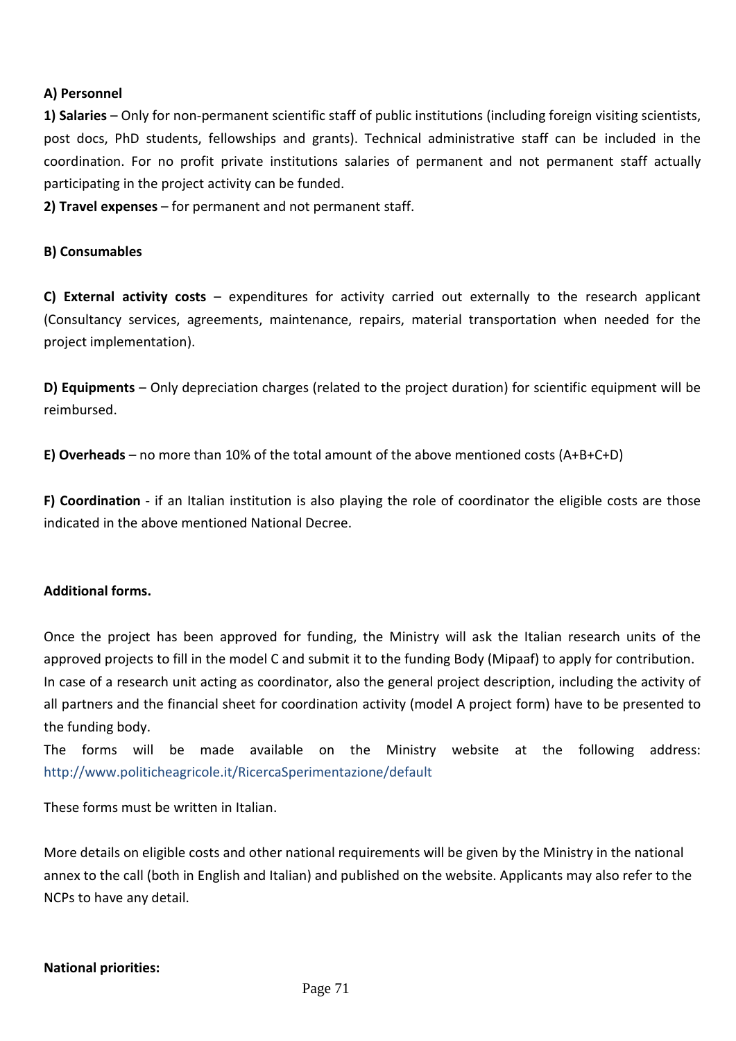**A) Personnel**

**1) Salaries** – Only for non-permanent scientific staff of public institutions (including foreign visiting scientists, post docs, PhD students, fellowships and grants). Technical administrative staff can be included in the coordination. For no profit private institutions salaries of permanent and not permanent staff actually participating in the project activity can be funded.

**2) Travel expenses** – for permanent and not permanent staff.

**B) Consumables**

**C) External activity costs** – expenditures for activity carried out externally to the research applicant (Consultancy services, agreements, maintenance, repairs, material transportation when needed for the project implementation).

**D) Equipments** – Only depreciation charges (related to the project duration) for scientific equipment will be reimbursed.

**E) Overheads** – no more than 10% of the total amount of the above mentioned costs (A+B+C+D)

**F) Coordination** - if an Italian institution is also playing the role of coordinator the eligible costs are those indicated in the above mentioned National Decree.

**Additional forms.**

Once the project has been approved for funding, the Ministry will ask the Italian research units of the approved projects to fill in the model C and submit it to the funding Body (Mipaaf) to apply for contribution.
In case of a research unit acting as coordinator, also the general project description, including the activity of all partners and the financial sheet for coordination activity (model A project form) have to be presented to the funding body.
The forms will be made available on the Ministry website at the following address: http://www.politicheagricole.it/RicercaSperimentazione/default

These forms must be written in Italian.

More details on eligible costs and other national requirements will be given by the Ministry in the national annex to the call (both in English and Italian) and published on the website. Applicants may also refer to the NCPs to have any detail.

**National priorities:**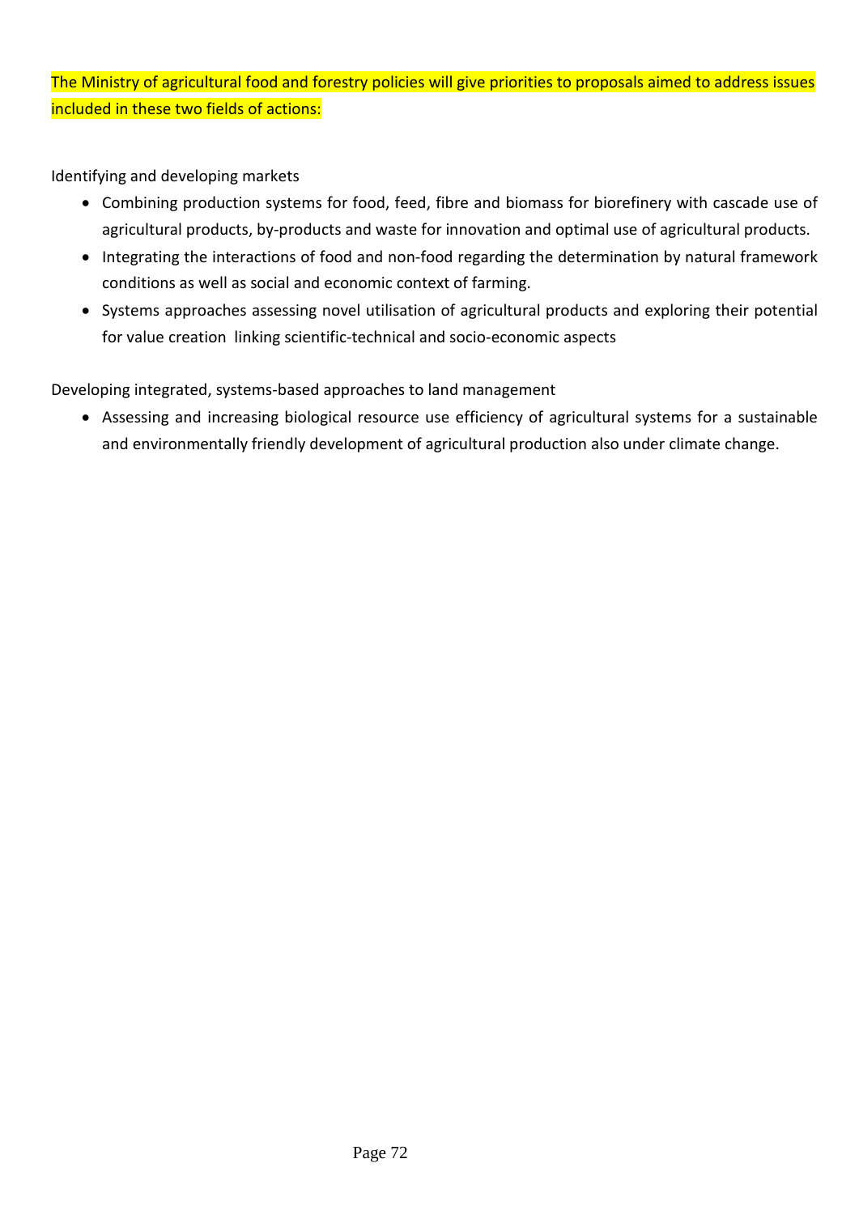The Ministry of agricultural food and forestry policies will give priorities to proposals aimed to address issues included in these two fields of actions:

Identifying and developing markets

- Combining production systems for food, feed, fibre and biomass for biorefinery with cascade use of agricultural products, by-products and waste for innovation and optimal use of agricultural products.
- Integrating the interactions of food and non-food regarding the determination by natural framework conditions as well as social and economic context of farming.
- Systems approaches assessing novel utilisation of agricultural products and exploring their potential for value creation linking scientific-technical and socio-economic aspects

Developing integrated, systems-based approaches to land management

- Assessing and increasing biological resource use efficiency of agricultural systems for a sustainable and environmentally friendly development of agricultural production also under climate change.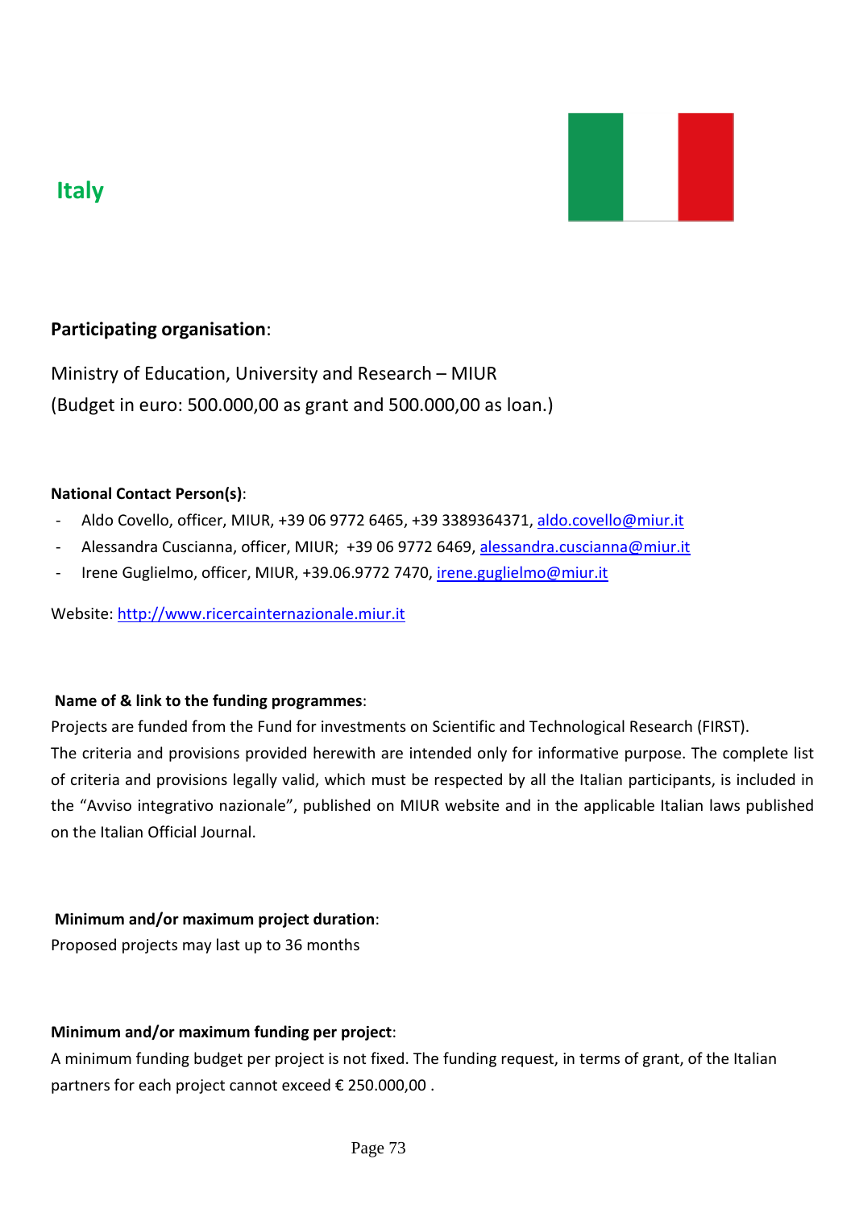# Italy

**Participating organisation**:

Ministry of Education, University and Research – MIUR
(Budget in euro: 500.000,00 as grant and 500.000,00 as loan.)

**National Contact Person(s)**:

- Aldo Covello, officer, MIUR, +39 06 9772 6465, +39 3389364371, aldo.covello@miur.it
- Alessandra Cuscianna, officer, MIUR; +39 06 9772 6469, alessandra.cuscianna@miur.it
- Irene Guglielmo, officer, MIUR, +39.06.9772 7470, irene.guglielmo@miur.it

Website: http://www.ricercainternazionale.miur.it

**Name of & link to the funding programmes**:

Projects are funded from the Fund for investments on Scientific and Technological Research (FIRST).
The criteria and provisions provided herewith are intended only for informative purpose. The complete list of criteria and provisions legally valid, which must be respected by all the Italian participants, is included in the "Avviso integrativo nazionale", published on MIUR website and in the applicable Italian laws published on the Italian Official Journal.

**Minimum and/or maximum project duration**:

Proposed projects may last up to 36 months

**Minimum and/or maximum funding per project**:

A minimum funding budget per project is not fixed. The funding request, in terms of grant, of the Italian partners for each project cannot exceed € 250.000,00 .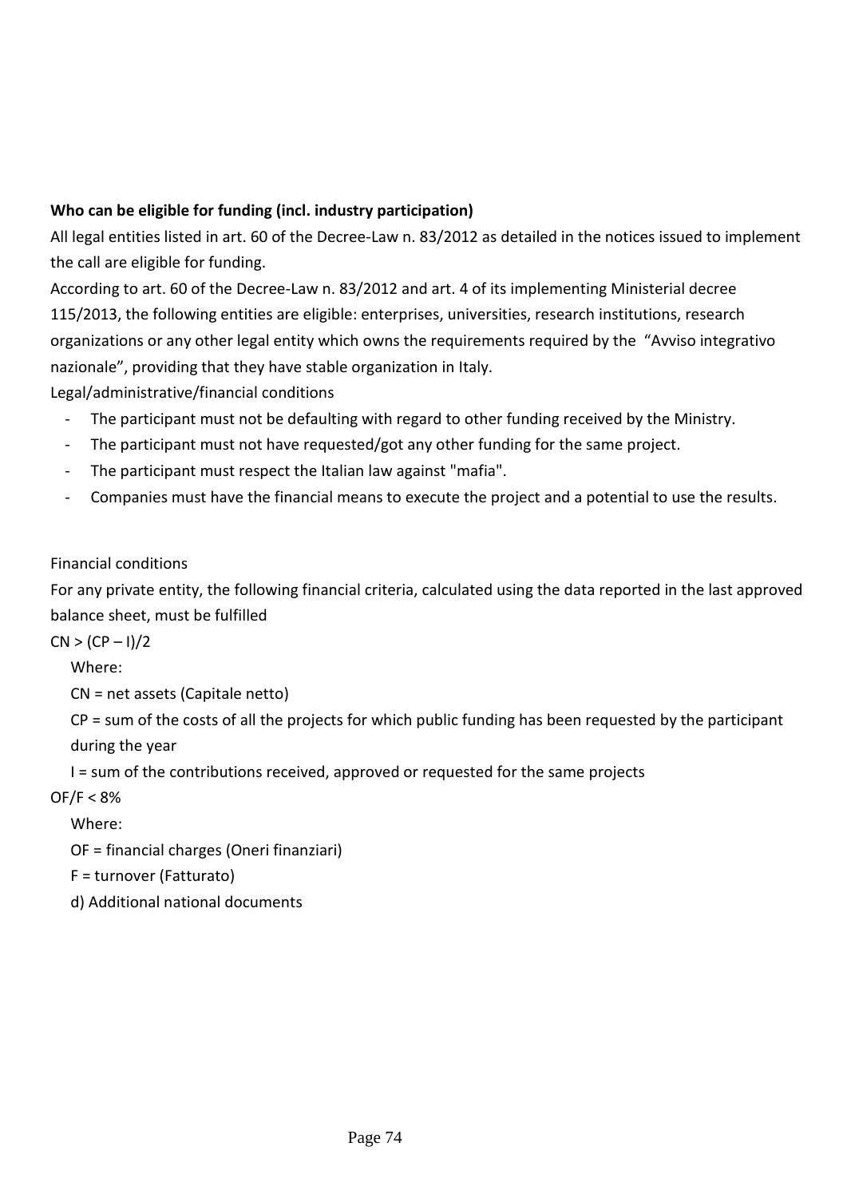**Who can be eligible for funding (incl. industry participation)**

All legal entities listed in art. 60 of the Decree-Law n. 83/2012 as detailed in the notices issued to implement the call are eligible for funding.

According to art. 60 of the Decree-Law n. 83/2012 and art. 4 of its implementing Ministerial decree 115/2013, the following entities are eligible: enterprises, universities, research institutions, research organizations or any other legal entity which owns the requirements required by the "Avviso integrativo nazionale", providing that they have stable organization in Italy.

Legal/administrative/financial conditions

- The participant must not be defaulting with regard to other funding received by the Ministry.
- The participant must not have requested/got any other funding for the same project.
- The participant must respect the Italian law against "mafia".
- Companies must have the financial means to execute the project and a potential to use the results.

Financial conditions

For any private entity, the following financial criteria, calculated using the data reported in the last approved balance sheet, must be fulfilled

$CN > (CP - I)/2$

Where:

CN = net assets (Capitale netto)

CP = sum of the costs of all the projects for which public funding has been requested by the participant during the year

I = sum of the contributions received, approved or requested for the same projects

$OF/F < 8\%$

Where:

OF = financial charges (Oneri finanziari)

F = turnover (Fatturato)

d) Additional national documents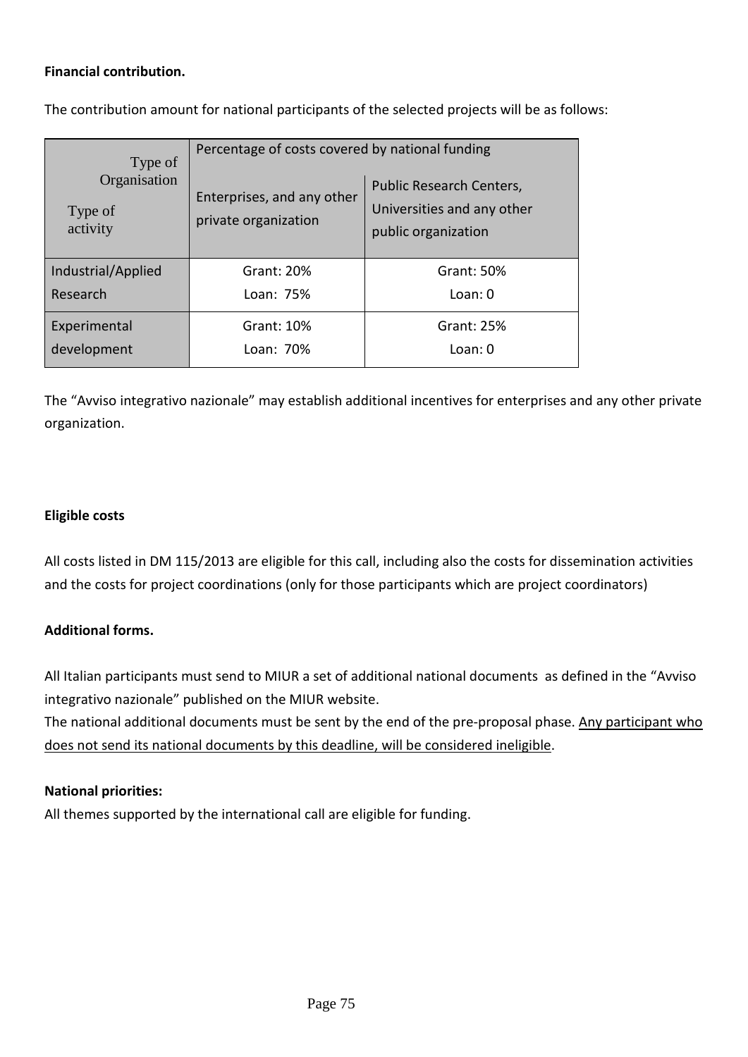**Financial contribution.**

The contribution amount for national participants of the selected projects will be as follows:

| Type of Organisation / Type of activity | Percentage of costs covered by national funding | |
|---|---|---|
| | Enterprises, and any other private organization | Public Research Centers, Universities and any other public organization |
| Industrial/Applied Research | Grant: 20%<br>Loan: 75% | Grant: 50%<br>Loan: 0 |
| Experimental development | Grant: 10%<br>Loan: 70% | Grant: 25%<br>Loan: 0 |

The "Avviso integrativo nazionale" may establish additional incentives for enterprises and any other private organization.

**Eligible costs**

All costs listed in DM 115/2013 are eligible for this call, including also the costs for dissemination activities and the costs for project coordinations (only for those participants which are project coordinators)

**Additional forms.**

All Italian participants must send to MIUR a set of additional national documents as defined in the "Avviso integrativo nazionale" published on the MIUR website.

The national additional documents must be sent by the end of the pre-proposal phase. Any participant who does not send its national documents by this deadline, will be considered ineligible.

**National priorities:**

All themes supported by the international call are eligible for funding.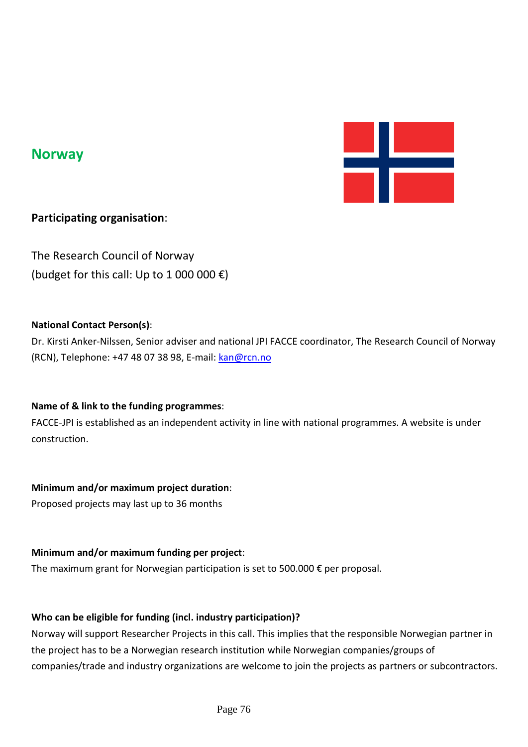## Norway

**Participating organisation**:

The Research Council of Norway
(budget for this call: Up to 1 000 000 €)

**National Contact Person(s)**:
Dr. Kirsti Anker-Nilssen, Senior adviser and national JPI FACCE coordinator, The Research Council of Norway (RCN), Telephone: +47 48 07 38 98, E-mail: kan@rcn.no

**Name of & link to the funding programmes**:
FACCE-JPI is established as an independent activity in line with national programmes. A website is under construction.

**Minimum and/or maximum project duration**:
Proposed projects may last up to 36 months

**Minimum and/or maximum funding per project**:
The maximum grant for Norwegian participation is set to 500.000 € per proposal.

**Who can be eligible for funding (incl. industry participation)?**
Norway will support Researcher Projects in this call. This implies that the responsible Norwegian partner in the project has to be a Norwegian research institution while Norwegian companies/groups of companies/trade and industry organizations are welcome to join the projects as partners or subcontractors.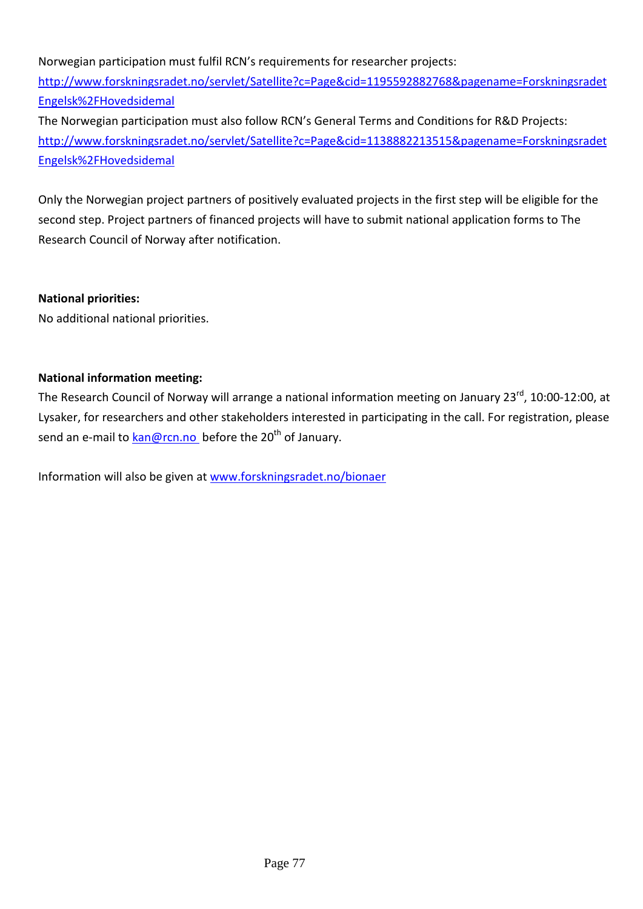Norwegian participation must fulfil RCN's requirements for researcher projects:
http://www.forskningsradet.no/servlet/Satellite?c=Page&cid=1195592882768&pagename=ForskningsradetEngelsk%2FHovedsidemal
The Norwegian participation must also follow RCN's General Terms and Conditions for R&D Projects:
http://www.forskningsradet.no/servlet/Satellite?c=Page&cid=1138882213515&pagename=ForskningsradetEngelsk%2FHovedsidemal

Only the Norwegian project partners of positively evaluated projects in the first step will be eligible for the second step. Project partners of financed projects will have to submit national application forms to The Research Council of Norway after notification.

**National priorities:**
No additional national priorities.

**National information meeting:**
The Research Council of Norway will arrange a national information meeting on January 23rd, 10:00-12:00, at Lysaker, for researchers and other stakeholders interested in participating in the call. For registration, please send an e-mail to kan@rcn.no before the 20th of January.

Information will also be given at www.forskningsradet.no/bionaer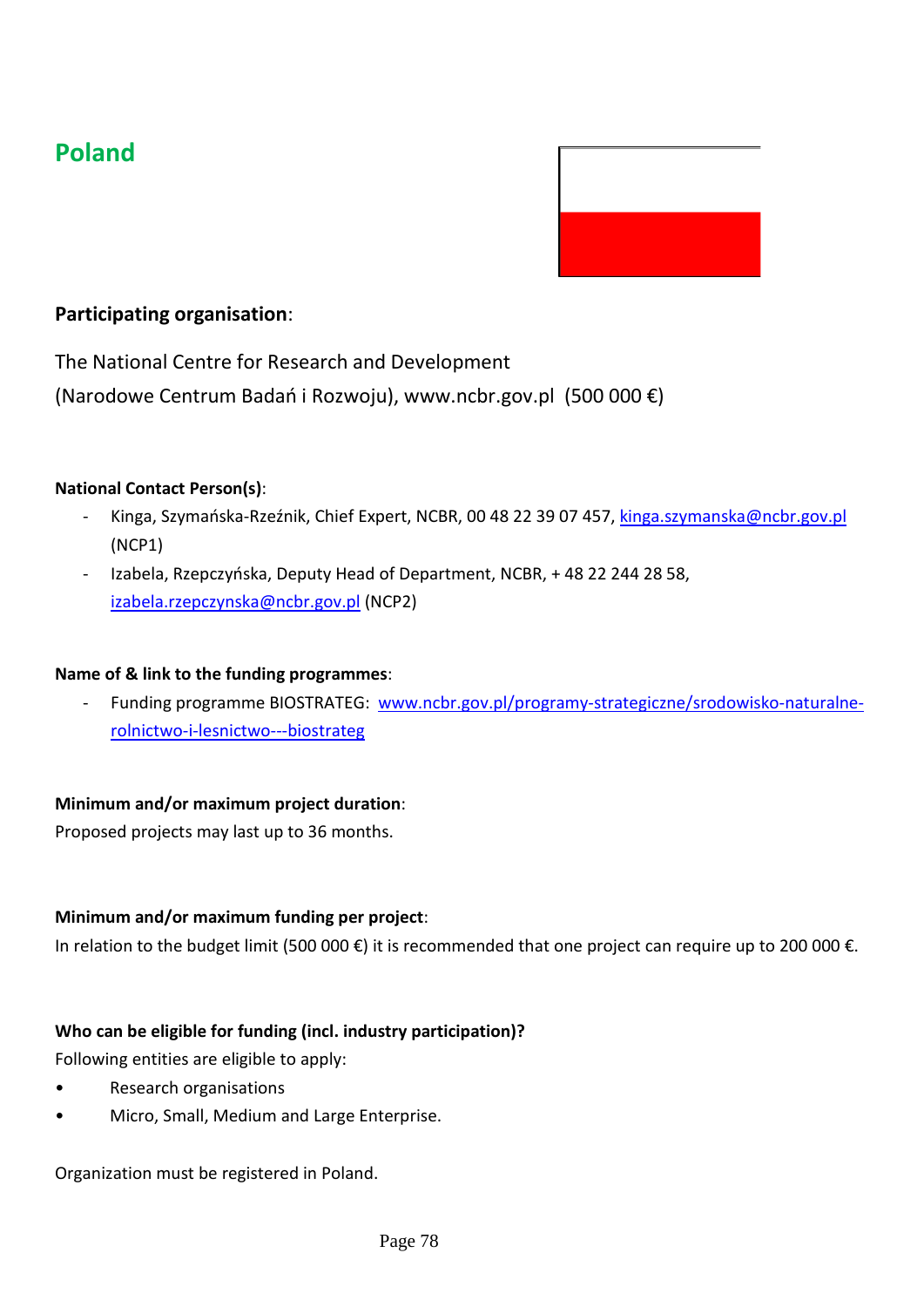## Poland

**Participating organisation**:

The National Centre for Research and Development
(Narodowe Centrum Badań i Rozwoju), www.ncbr.gov.pl (500 000 €)

**National Contact Person(s)**:

- Kinga, Szymańska-Rzeźnik, Chief Expert, NCBR, 00 48 22 39 07 457, kinga.szymanska@ncbr.gov.pl (NCP1)
- Izabela, Rzepczyńska, Deputy Head of Department, NCBR, + 48 22 244 28 58, izabela.rzepczynska@ncbr.gov.pl (NCP2)

**Name of & link to the funding programmes**:

- Funding programme BIOSTRATEG: www.ncbr.gov.pl/programy-strategiczne/srodowisko-naturalne-rolnictwo-i-lesnictwo---biostrateg

**Minimum and/or maximum project duration**:

Proposed projects may last up to 36 months.

**Minimum and/or maximum funding per project**:

In relation to the budget limit (500 000 €) it is recommended that one project can require up to 200 000 €.

**Who can be eligible for funding (incl. industry participation)?**

Following entities are eligible to apply:

- Research organisations
- Micro, Small, Medium and Large Enterprise.

Organization must be registered in Poland.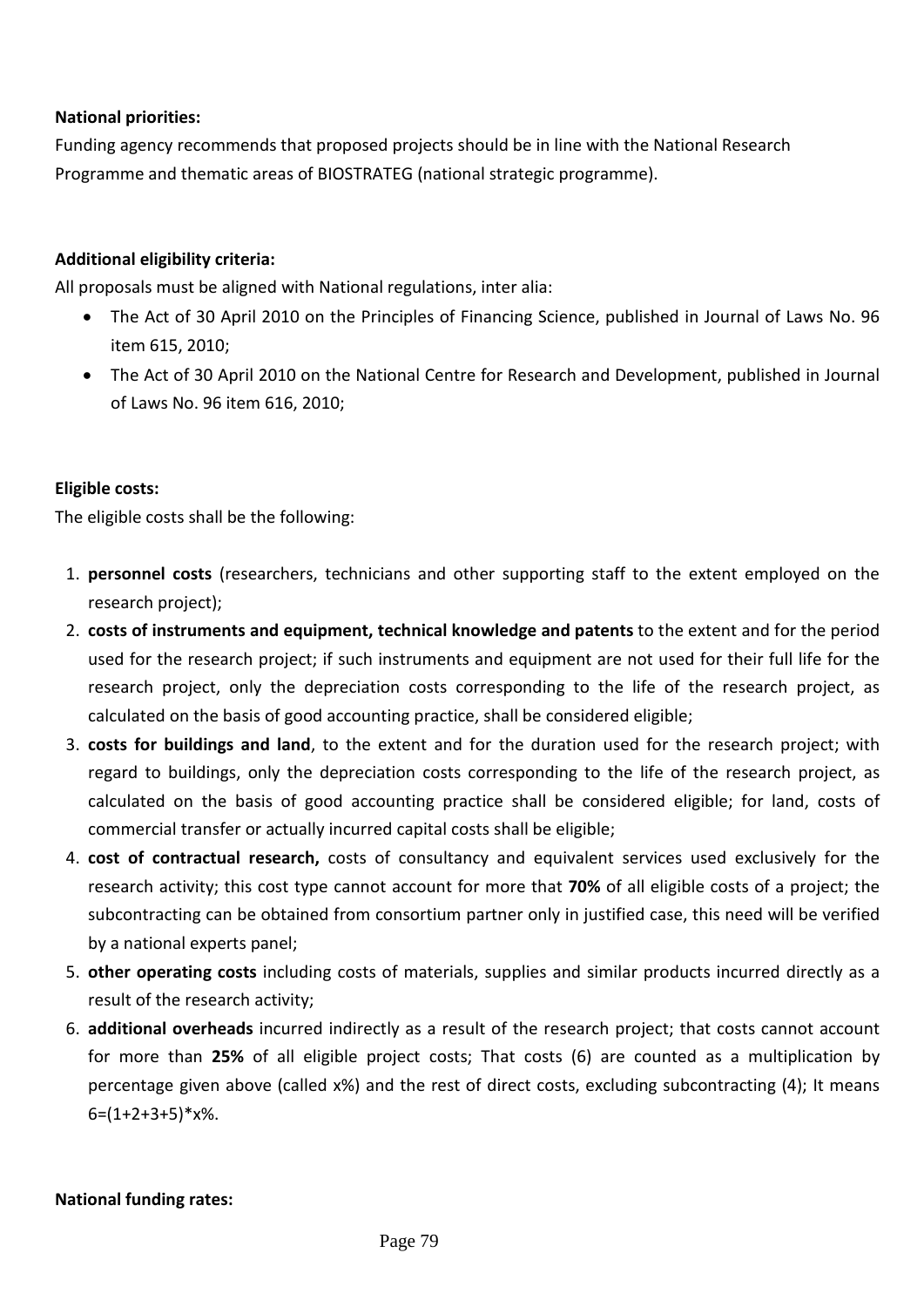**National priorities:**

Funding agency recommends that proposed projects should be in line with the National Research Programme and thematic areas of BIOSTRATEG (national strategic programme).

**Additional eligibility criteria:**

All proposals must be aligned with National regulations, inter alia:

- The Act of 30 April 2010 on the Principles of Financing Science, published in Journal of Laws No. 96 item 615, 2010;
- The Act of 30 April 2010 on the National Centre for Research and Development, published in Journal of Laws No. 96 item 616, 2010;

**Eligible costs:**

The eligible costs shall be the following:

1. **personnel costs** (researchers, technicians and other supporting staff to the extent employed on the research project);
2. **costs of instruments and equipment, technical knowledge and patents** to the extent and for the period used for the research project; if such instruments and equipment are not used for their full life for the research project, only the depreciation costs corresponding to the life of the research project, as calculated on the basis of good accounting practice, shall be considered eligible;
3. **costs for buildings and land**, to the extent and for the duration used for the research project; with regard to buildings, only the depreciation costs corresponding to the life of the research project, as calculated on the basis of good accounting practice shall be considered eligible; for land, costs of commercial transfer or actually incurred capital costs shall be eligible;
4. **cost of contractual research,** costs of consultancy and equivalent services used exclusively for the research activity; this cost type cannot account for more that **70%** of all eligible costs of a project; the subcontracting can be obtained from consortium partner only in justified case, this need will be verified by a national experts panel;
5. **other operating costs** including costs of materials, supplies and similar products incurred directly as a result of the research activity;
6. **additional overheads** incurred indirectly as a result of the research project; that costs cannot account for more than **25%** of all eligible project costs; That costs (6) are counted as a multiplication by percentage given above (called x%) and the rest of direct costs, excluding subcontracting (4); It means 6=(1+2+3+5)*x%.

**National funding rates:**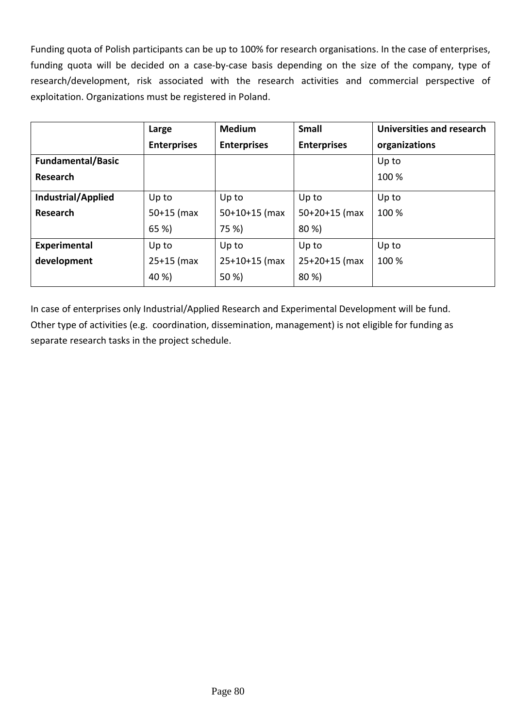Funding quota of Polish participants can be up to 100% for research organisations. In the case of enterprises, funding quota will be decided on a case-by-case basis depending on the size of the company, type of research/development, risk associated with the research activities and commercial perspective of exploitation. Organizations must be registered in Poland.

| | **Large Enterprises** | **Medium Enterprises** | **Small Enterprises** | **Universities and research organizations** |
|---|---|---|---|---|
| **Fundamental/Basic Research** | | | | Up to 100 % |
| **Industrial/Applied Research** | Up to 50+15 (max 65 %) | Up to 50+10+15 (max 75 %) | Up to 50+20+15 (max 80 %) | Up to 100 % |
| **Experimental development** | Up to 25+15 (max 40 %) | Up to 25+10+15 (max 50 %) | Up to 25+20+15 (max 80 %) | Up to 100 % |

In case of enterprises only Industrial/Applied Research and Experimental Development will be fund.
Other type of activities (e.g. coordination, dissemination, management) is not eligible for funding as separate research tasks in the project schedule.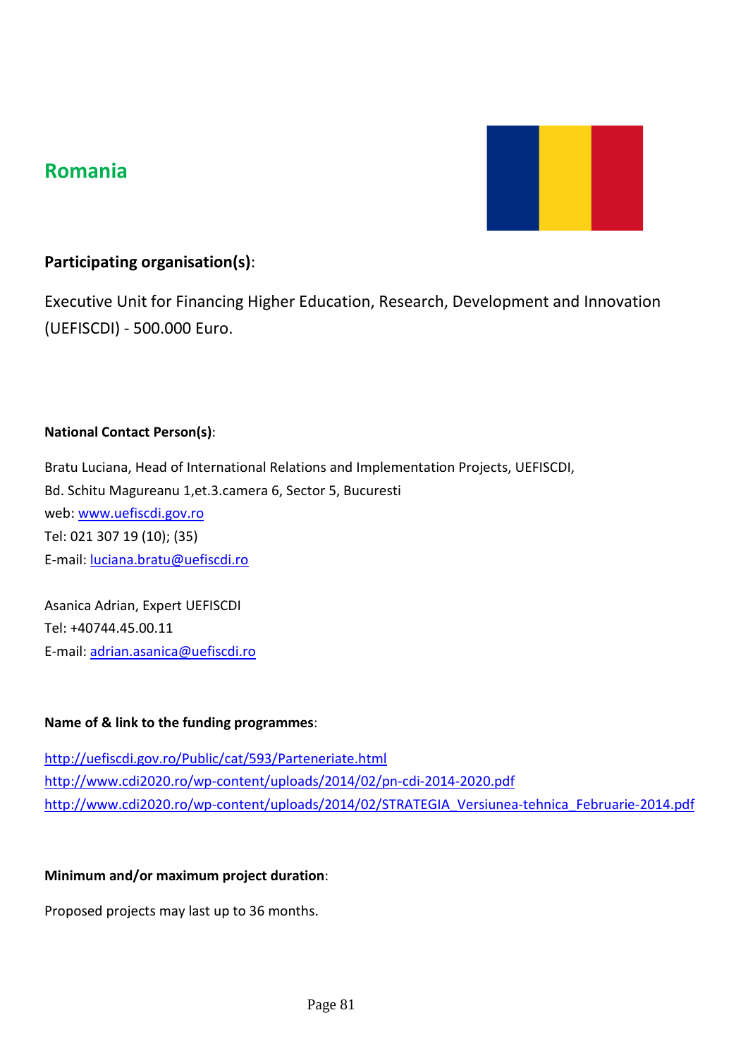## Romania

**Participating organisation(s)**:

Executive Unit for Financing Higher Education, Research, Development and Innovation (UEFISCDI) - 500.000 Euro.

**National Contact Person(s)**:

Bratu Luciana, Head of International Relations and Implementation Projects, UEFISCDI,
Bd. Schitu Magureanu 1,et.3.camera 6, Sector 5, Bucuresti
web: www.uefiscdi.gov.ro
Tel: 021 307 19 (10); (35)
E-mail: luciana.bratu@uefiscdi.ro

Asanica Adrian, Expert UEFISCDI
Tel: +40744.45.00.11
E-mail: adrian.asanica@uefiscdi.ro

**Name of & link to the funding programmes**:

http://uefiscdi.gov.ro/Public/cat/593/Parteneriate.html
http://www.cdi2020.ro/wp-content/uploads/2014/02/pn-cdi-2014-2020.pdf
http://www.cdi2020.ro/wp-content/uploads/2014/02/STRATEGIA_Versiunea-tehnica_Februarie-2014.pdf

**Minimum and/or maximum project duration**:

Proposed projects may last up to 36 months.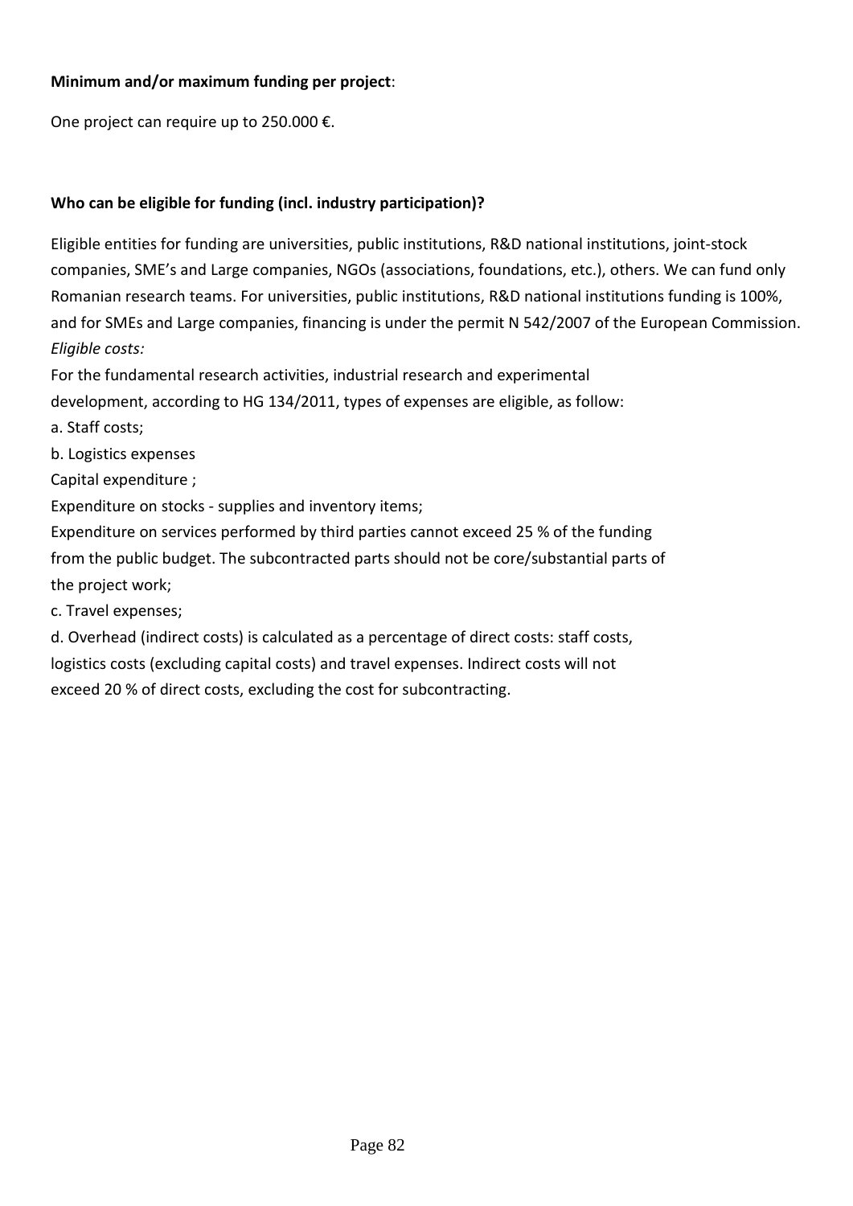**Minimum and/or maximum funding per project**:

One project can require up to 250.000 €.

**Who can be eligible for funding (incl. industry participation)?**

Eligible entities for funding are universities, public institutions, R&D national institutions, joint-stock companies, SME's and Large companies, NGOs (associations, foundations, etc.), others. We can fund only Romanian research teams. For universities, public institutions, R&D national institutions funding is 100%, and for SMEs and Large companies, financing is under the permit N 542/2007 of the European Commission.

*Eligible costs:*

For the fundamental research activities, industrial research and experimental development, according to HG 134/2011, types of expenses are eligible, as follow:

a. Staff costs;

b. Logistics expenses

Capital expenditure ;

Expenditure on stocks - supplies and inventory items;

Expenditure on services performed by third parties cannot exceed 25 % of the funding from the public budget. The subcontracted parts should not be core/substantial parts of the project work;

c. Travel expenses;

d. Overhead (indirect costs) is calculated as a percentage of direct costs: staff costs, logistics costs (excluding capital costs) and travel expenses. Indirect costs will not exceed 20 % of direct costs, excluding the cost for subcontracting.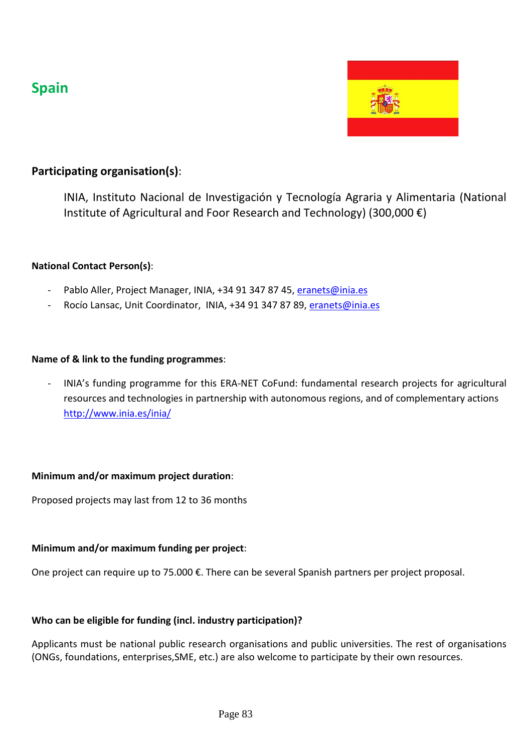## Spain

**Participating organisation(s)**:

INIA, Instituto Nacional de Investigación y Tecnología Agraria y Alimentaria (National Institute of Agricultural and Foor Research and Technology) (300,000 €)

**National Contact Person(s)**:

- Pablo Aller, Project Manager, INIA, +34 91 347 87 45, eranets@inia.es
- Rocío Lansac, Unit Coordinator, INIA, +34 91 347 87 89, eranets@inia.es

**Name of & link to the funding programmes**:

- INIA's funding programme for this ERA-NET CoFund: fundamental research projects for agricultural resources and technologies in partnership with autonomous regions, and of complementary actions http://www.inia.es/inia/

**Minimum and/or maximum project duration**:

Proposed projects may last from 12 to 36 months

**Minimum and/or maximum funding per project**:

One project can require up to 75.000 €. There can be several Spanish partners per project proposal.

**Who can be eligible for funding (incl. industry participation)?**

Applicants must be national public research organisations and public universities. The rest of organisations (ONGs, foundations, enterprises,SME, etc.) are also welcome to participate by their own resources.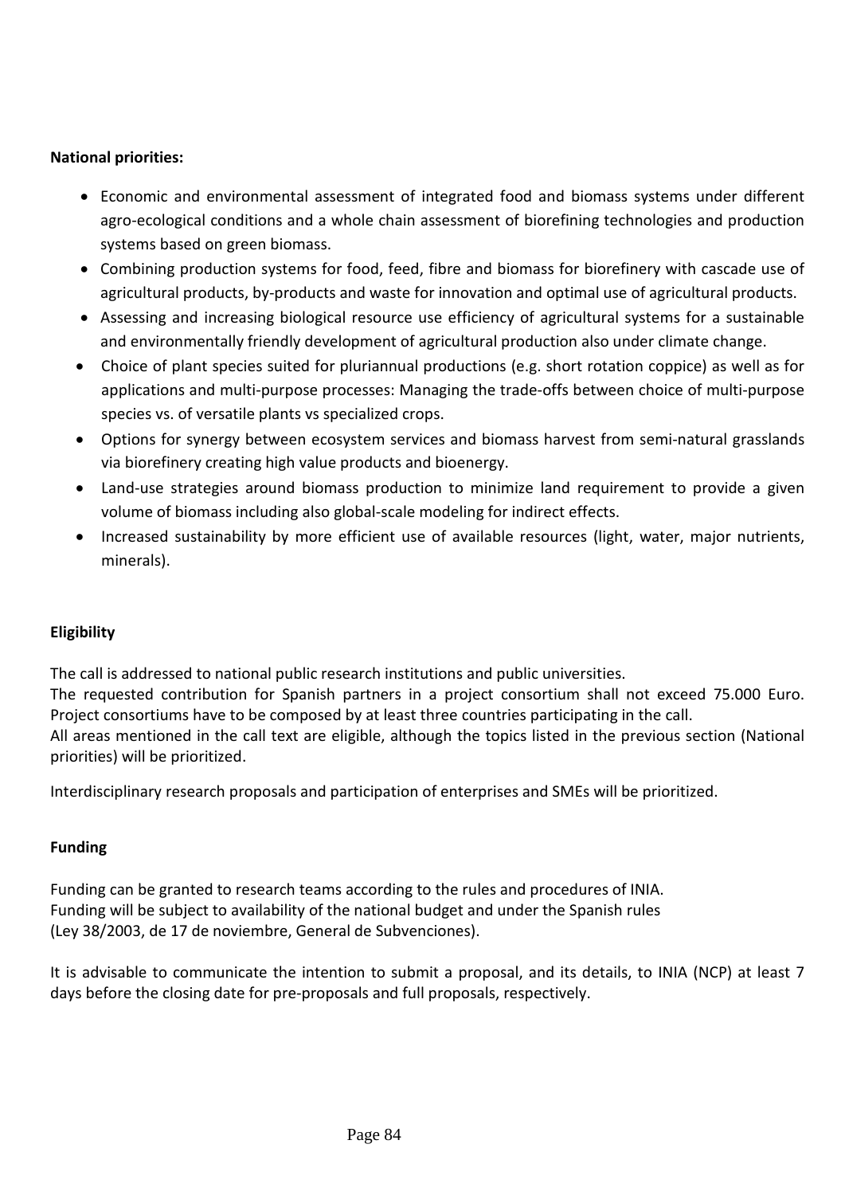**National priorities:**

- Economic and environmental assessment of integrated food and biomass systems under different agro-ecological conditions and a whole chain assessment of biorefining technologies and production systems based on green biomass.
- Combining production systems for food, feed, fibre and biomass for biorefinery with cascade use of agricultural products, by-products and waste for innovation and optimal use of agricultural products.
- Assessing and increasing biological resource use efficiency of agricultural systems for a sustainable and environmentally friendly development of agricultural production also under climate change.
- Choice of plant species suited for pluriannual productions (e.g. short rotation coppice) as well as for applications and multi-purpose processes: Managing the trade-offs between choice of multi-purpose species vs. of versatile plants vs specialized crops.
- Options for synergy between ecosystem services and biomass harvest from semi-natural grasslands via biorefinery creating high value products and bioenergy.
- Land-use strategies around biomass production to minimize land requirement to provide a given volume of biomass including also global-scale modeling for indirect effects.
- Increased sustainability by more efficient use of available resources (light, water, major nutrients, minerals).

**Eligibility**

The call is addressed to national public research institutions and public universities.
The requested contribution for Spanish partners in a project consortium shall not exceed 75.000 Euro.
Project consortiums have to be composed by at least three countries participating in the call.
All areas mentioned in the call text are eligible, although the topics listed in the previous section (National priorities) will be prioritized.

Interdisciplinary research proposals and participation of enterprises and SMEs will be prioritized.

**Funding**

Funding can be granted to research teams according to the rules and procedures of INIA.
Funding will be subject to availability of the national budget and under the Spanish rules
(Ley 38/2003, de 17 de noviembre, General de Subvenciones).

It is advisable to communicate the intention to submit a proposal, and its details, to INIA (NCP) at least 7 days before the closing date for pre-proposals and full proposals, respectively.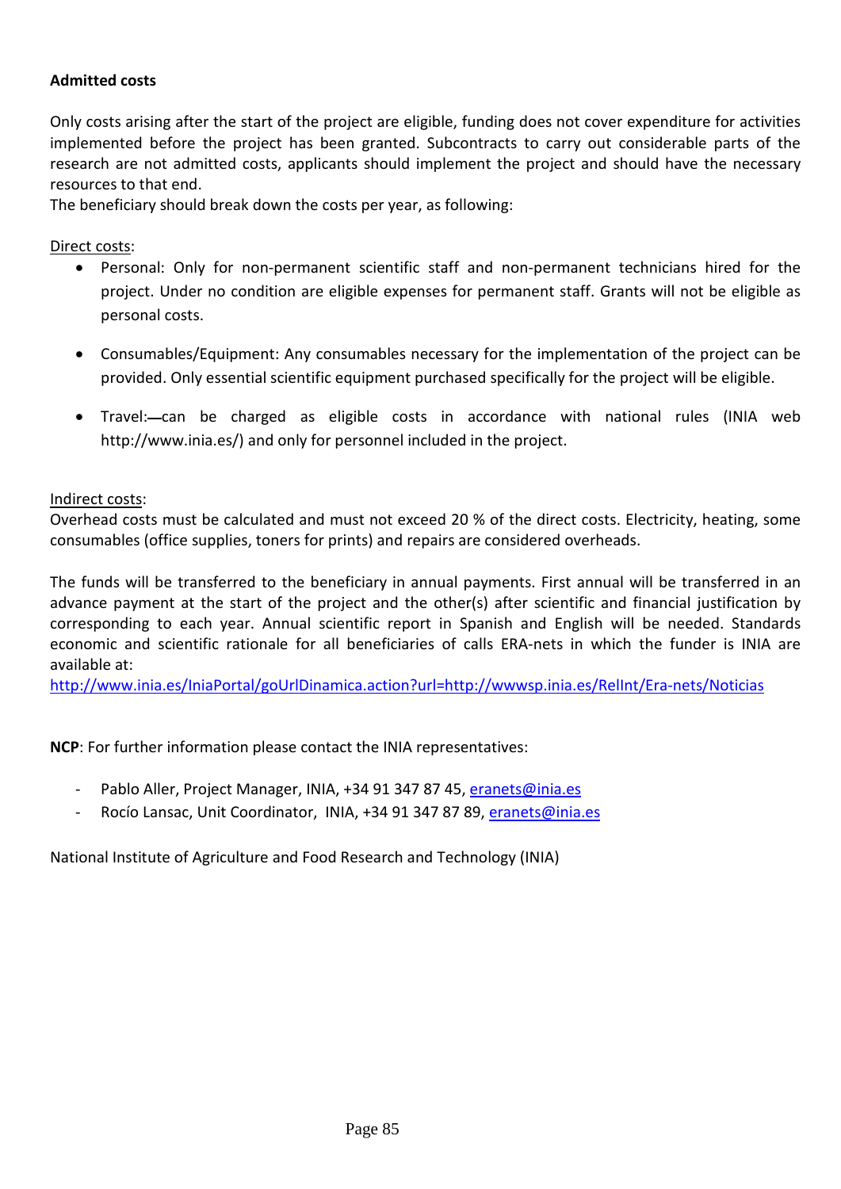**Admitted costs**

Only costs arising after the start of the project are eligible, funding does not cover expenditure for activities implemented before the project has been granted. Subcontracts to carry out considerable parts of the research are not admitted costs, applicants should implement the project and should have the necessary resources to that end.
The beneficiary should break down the costs per year, as following:

Direct costs:

- Personal: Only for non-permanent scientific staff and non-permanent technicians hired for the project. Under no condition are eligible expenses for permanent staff. Grants will not be eligible as personal costs.
- Consumables/Equipment: Any consumables necessary for the implementation of the project can be provided. Only essential scientific equipment purchased specifically for the project will be eligible.
- Travel:—can be charged as eligible costs in accordance with national rules (INIA web http://www.inia.es/) and only for personnel included in the project.

Indirect costs:
Overhead costs must be calculated and must not exceed 20 % of the direct costs. Electricity, heating, some consumables (office supplies, toners for prints) and repairs are considered overheads.

The funds will be transferred to the beneficiary in annual payments. First annual will be transferred in an advance payment at the start of the project and the other(s) after scientific and financial justification by corresponding to each year. Annual scientific report in Spanish and English will be needed. Standards economic and scientific rationale for all beneficiaries of calls ERA-nets in which the funder is INIA are available at:
http://www.inia.es/IniaPortal/goUrlDinamica.action?url=http://wwwsp.inia.es/RelInt/Era-nets/Noticias

**NCP**: For further information please contact the INIA representatives:

- Pablo Aller, Project Manager, INIA, +34 91 347 87 45, eranets@inia.es
- Rocío Lansac, Unit Coordinator, INIA, +34 91 347 87 89, eranets@inia.es

National Institute of Agriculture and Food Research and Technology (INIA)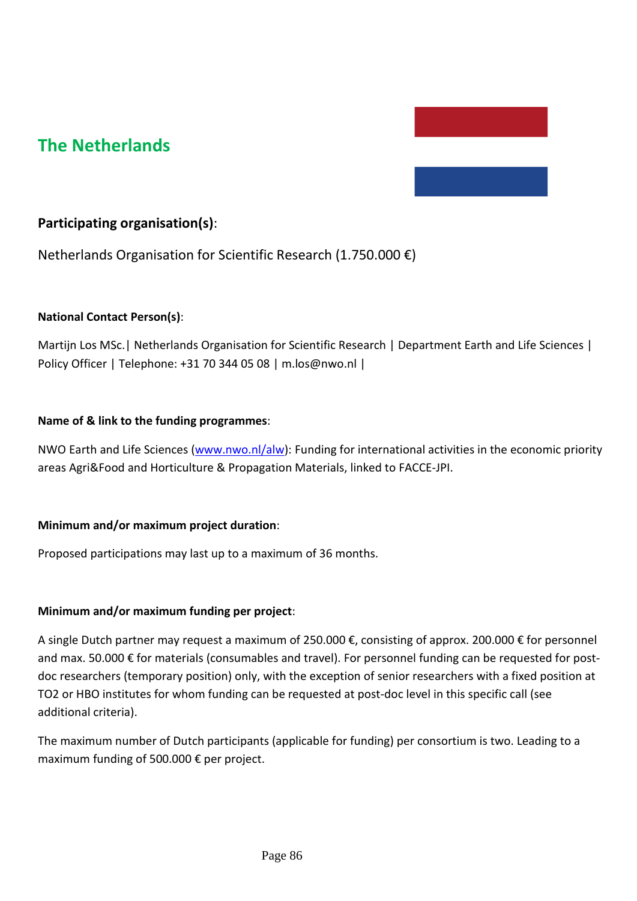## The Netherlands

### Participating organisation(s):

Netherlands Organisation for Scientific Research (1.750.000 €)

**National Contact Person(s)**:

Martijn Los MSc.| Netherlands Organisation for Scientific Research | Department Earth and Life Sciences | Policy Officer | Telephone: +31 70 344 05 08 | m.los@nwo.nl |

**Name of & link to the funding programmes**:

NWO Earth and Life Sciences ([www.nwo.nl/alw](www.nwo.nl/alw)): Funding for international activities in the economic priority areas Agri&Food and Horticulture & Propagation Materials, linked to FACCE-JPI.

**Minimum and/or maximum project duration**:

Proposed participations may last up to a maximum of 36 months.

**Minimum and/or maximum funding per project**:

A single Dutch partner may request a maximum of 250.000 €, consisting of approx. 200.000 € for personnel and max. 50.000 € for materials (consumables and travel). For personnel funding can be requested for post-doc researchers (temporary position) only, with the exception of senior researchers with a fixed position at TO2 or HBO institutes for whom funding can be requested at post-doc level in this specific call (see additional criteria).

The maximum number of Dutch participants (applicable for funding) per consortium is two. Leading to a maximum funding of 500.000 € per project.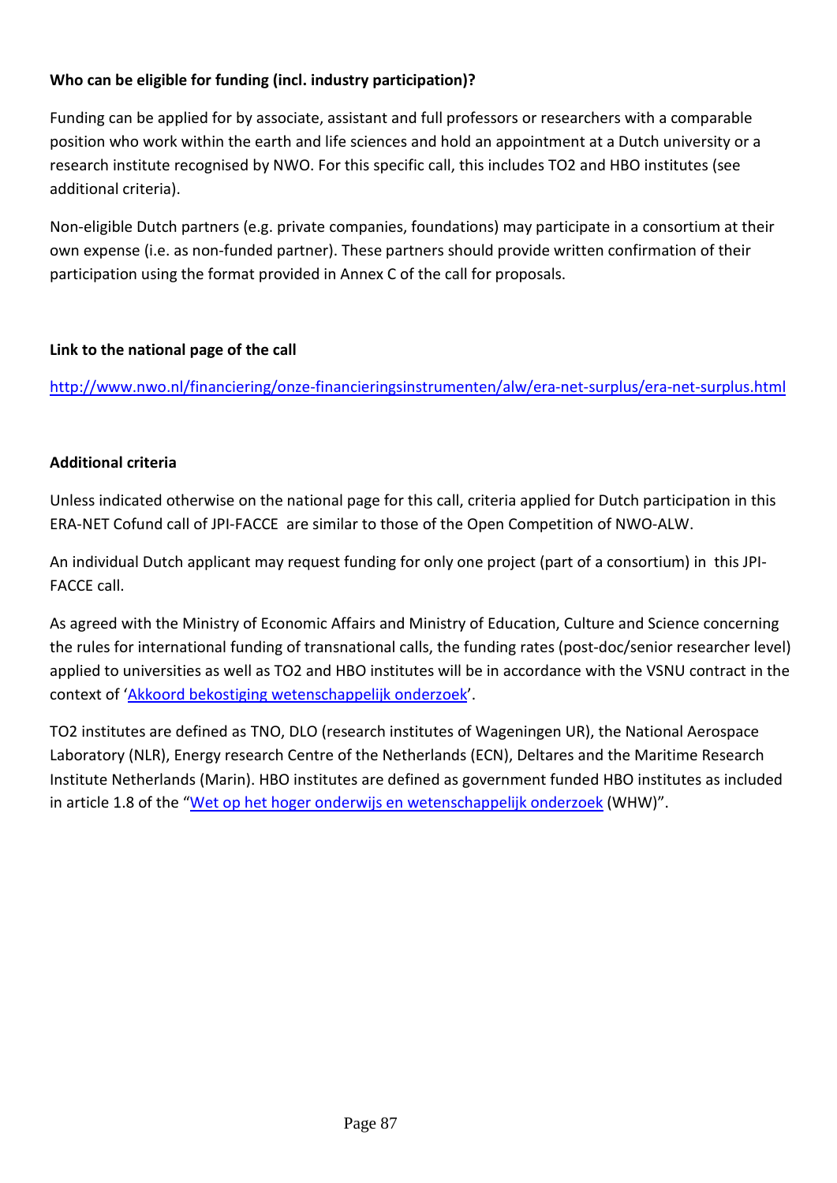**Who can be eligible for funding (incl. industry participation)?**

Funding can be applied for by associate, assistant and full professors or researchers with a comparable position who work within the earth and life sciences and hold an appointment at a Dutch university or a research institute recognised by NWO. For this specific call, this includes TO2 and HBO institutes (see additional criteria).

Non-eligible Dutch partners (e.g. private companies, foundations) may participate in a consortium at their own expense (i.e. as non-funded partner). These partners should provide written confirmation of their participation using the format provided in Annex C of the call for proposals.

**Link to the national page of the call**

http://www.nwo.nl/financiering/onze-financieringsinstrumenten/alw/era-net-surplus/era-net-surplus.html

**Additional criteria**

Unless indicated otherwise on the national page for this call, criteria applied for Dutch participation in this ERA-NET Cofund call of JPI-FACCE are similar to those of the Open Competition of NWO-ALW.

An individual Dutch applicant may request funding for only one project (part of a consortium) in this JPI-FACCE call.

As agreed with the Ministry of Economic Affairs and Ministry of Education, Culture and Science concerning the rules for international funding of transnational calls, the funding rates (post-doc/senior researcher level) applied to universities as well as TO2 and HBO institutes will be in accordance with the VSNU contract in the context of 'Akkoord bekostiging wetenschappelijk onderzoek'.

TO2 institutes are defined as TNO, DLO (research institutes of Wageningen UR), the National Aerospace Laboratory (NLR), Energy research Centre of the Netherlands (ECN), Deltares and the Maritime Research Institute Netherlands (Marin). HBO institutes are defined as government funded HBO institutes as included in article 1.8 of the "Wet op het hoger onderwijs en wetenschappelijk onderzoek (WHW)".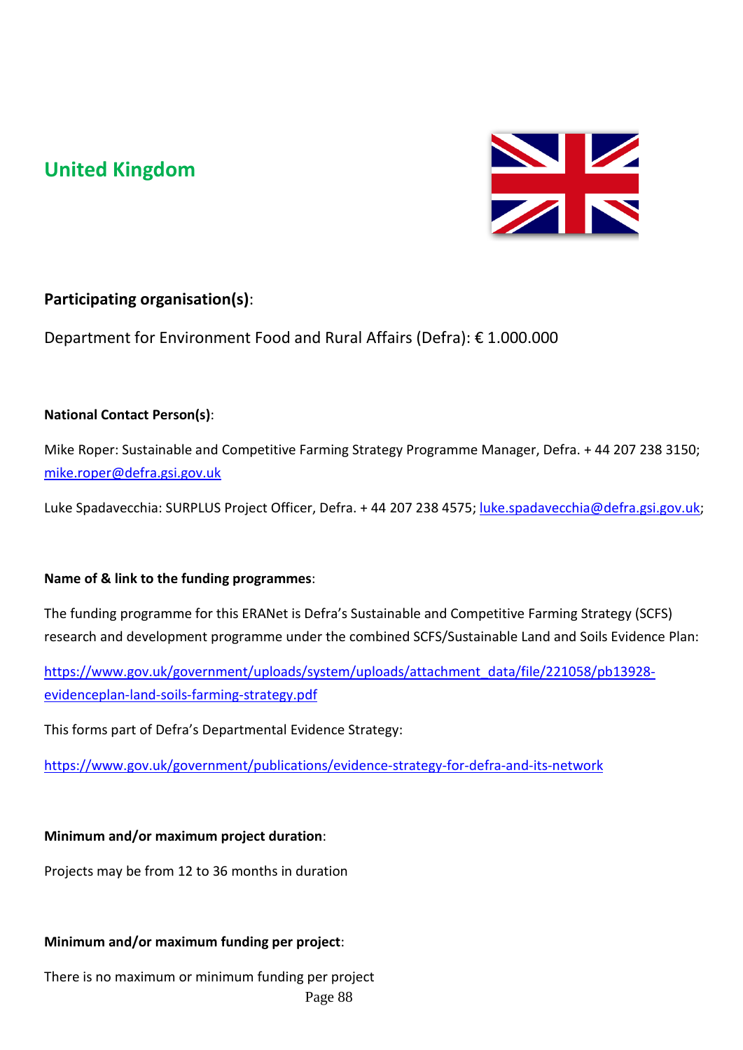## United Kingdom

### Participating organisation(s):

Department for Environment Food and Rural Affairs (Defra): € 1.000.000

**National Contact Person(s)**:

Mike Roper: Sustainable and Competitive Farming Strategy Programme Manager, Defra. + 44 207 238 3150; mike.roper@defra.gsi.gov.uk

Luke Spadavecchia: SURPLUS Project Officer, Defra. + 44 207 238 4575; luke.spadavecchia@defra.gsi.gov.uk;

**Name of & link to the funding programmes**:

The funding programme for this ERANet is Defra's Sustainable and Competitive Farming Strategy (SCFS) research and development programme under the combined SCFS/Sustainable Land and Soils Evidence Plan:

https://www.gov.uk/government/uploads/system/uploads/attachment_data/file/221058/pb13928-evidenceplan-land-soils-farming-strategy.pdf

This forms part of Defra's Departmental Evidence Strategy:

https://www.gov.uk/government/publications/evidence-strategy-for-defra-and-its-network

**Minimum and/or maximum project duration**:

Projects may be from 12 to 36 months in duration

**Minimum and/or maximum funding per project**:

There is no maximum or minimum funding per project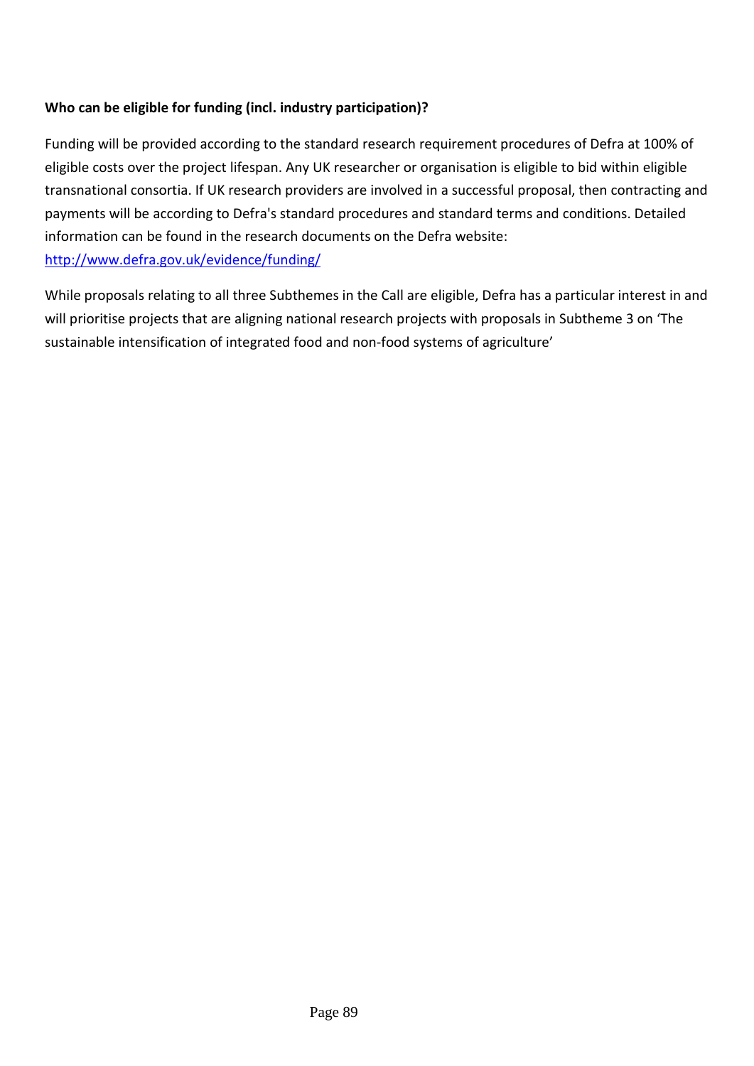**Who can be eligible for funding (incl. industry participation)?**

Funding will be provided according to the standard research requirement procedures of Defra at 100% of eligible costs over the project lifespan. Any UK researcher or organisation is eligible to bid within eligible transnational consortia. If UK research providers are involved in a successful proposal, then contracting and payments will be according to Defra's standard procedures and standard terms and conditions. Detailed information can be found in the research documents on the Defra website: [http://www.defra.gov.uk/evidence/funding/](http://www.defra.gov.uk/evidence/funding/)

While proposals relating to all three Subthemes in the Call are eligible, Defra has a particular interest in and will prioritise projects that are aligning national research projects with proposals in Subtheme 3 on 'The sustainable intensification of integrated food and non-food systems of agriculture'